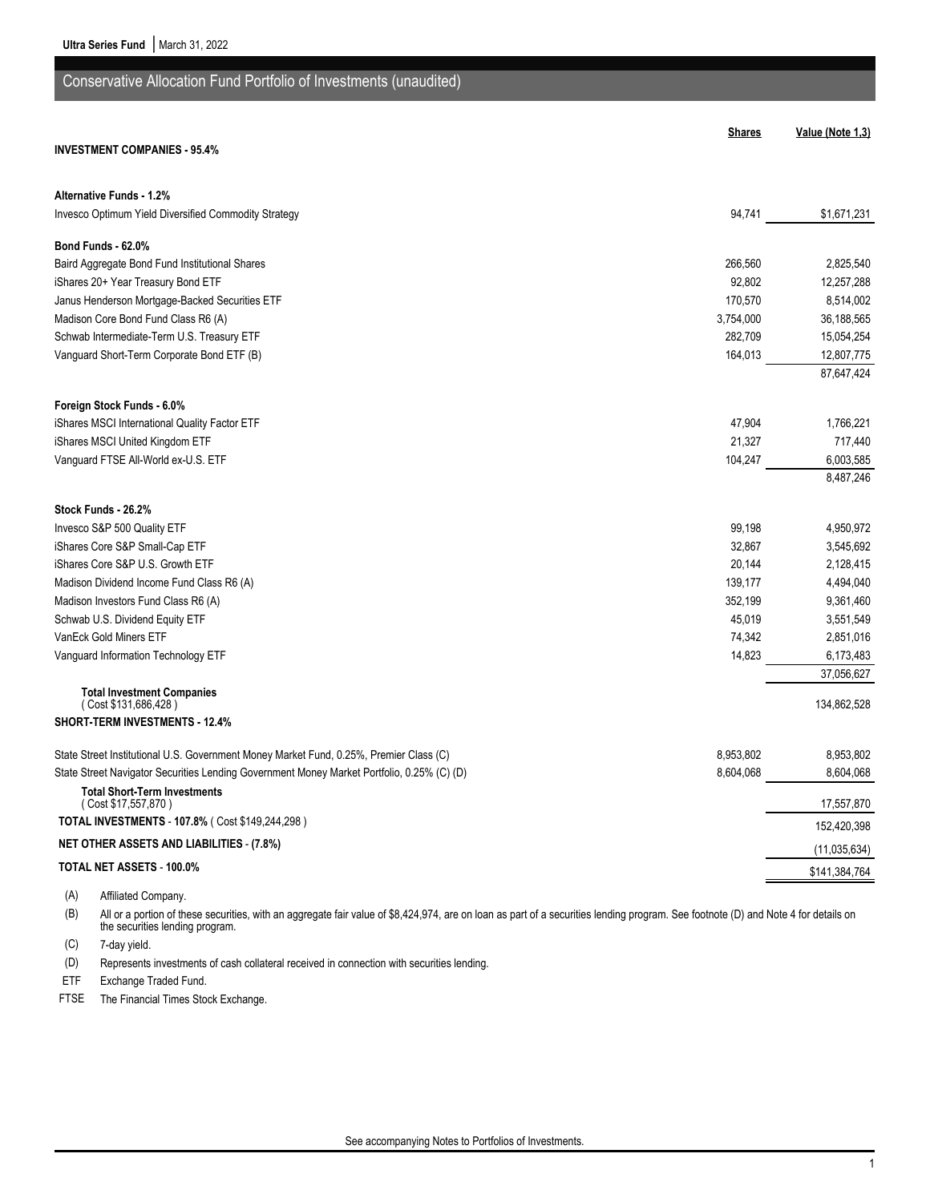Ultra Series Fund | March 31, 2022

# Conservative Allocation Fund Portfolio of Investments (unaudited)

| | Shares | Value (Note 1,3) |
|---|---|---|
| **INVESTMENT COMPANIES - 95.4%** | | |
| **Alternative Funds - 1.2%** | | |
| Invesco Optimum Yield Diversified Commodity Strategy | 94,741 | $1,671,231 |
| **Bond Funds - 62.0%** | | |
| Baird Aggregate Bond Fund Institutional Shares | 266,560 | 2,825,540 |
| iShares 20+ Year Treasury Bond ETF | 92,802 | 12,257,288 |
| Janus Henderson Mortgage-Backed Securities ETF | 170,570 | 8,514,002 |
| Madison Core Bond Fund Class R6 (A) | 3,754,000 | 36,188,565 |
| Schwab Intermediate-Term U.S. Treasury ETF | 282,709 | 15,054,254 |
| Vanguard Short-Term Corporate Bond ETF (B) | 164,013 | 12,807,775 |
| | | 87,647,424 |
| **Foreign Stock Funds - 6.0%** | | |
| iShares MSCI International Quality Factor ETF | 47,904 | 1,766,221 |
| iShares MSCI United Kingdom ETF | 21,327 | 717,440 |
| Vanguard FTSE All-World ex-U.S. ETF | 104,247 | 6,003,585 |
| | | 8,487,246 |
| **Stock Funds - 26.2%** | | |
| Invesco S&P 500 Quality ETF | 99,198 | 4,950,972 |
| iShares Core S&P Small-Cap ETF | 32,867 | 3,545,692 |
| iShares Core S&P U.S. Growth ETF | 20,144 | 2,128,415 |
| Madison Dividend Income Fund Class R6 (A) | 139,177 | 4,494,040 |
| Madison Investors Fund Class R6 (A) | 352,199 | 9,361,460 |
| Schwab U.S. Dividend Equity ETF | 45,019 | 3,551,549 |
| VanEck Gold Miners ETF | 74,342 | 2,851,016 |
| Vanguard Information Technology ETF | 14,823 | 6,173,483 |
| | | 37,056,627 |
| **Total Investment Companies** ( Cost $131,686,428 ) | | 134,862,528 |
| **SHORT-TERM INVESTMENTS - 12.4%** | | |
| State Street Institutional U.S. Government Money Market Fund, 0.25%, Premier Class (C) | 8,953,802 | 8,953,802 |
| State Street Navigator Securities Lending Government Money Market Portfolio, 0.25% (C) (D) | 8,604,068 | 8,604,068 |
| **Total Short-Term Investments** ( Cost $17,557,870 ) | | 17,557,870 |
| **TOTAL INVESTMENTS** - **107.8%** ( Cost $149,244,298 ) | | 152,420,398 |
| **NET OTHER ASSETS AND LIABILITIES** - **(7.8%)** | | (11,035,634) |
| **TOTAL NET ASSETS** - **100.0%** | | $141,384,764 |

(A) Affiliated Company.

(B) All or a portion of these securities, with an aggregate fair value of $8,424,974, are on loan as part of a securities lending program. See footnote (D) and Note 4 for details on the securities lending program.

(C) 7-day yield.

(D) Represents investments of cash collateral received in connection with securities lending.

ETF Exchange Traded Fund.

FTSE The Financial Times Stock Exchange.

See accompanying Notes to Portfolios of Investments.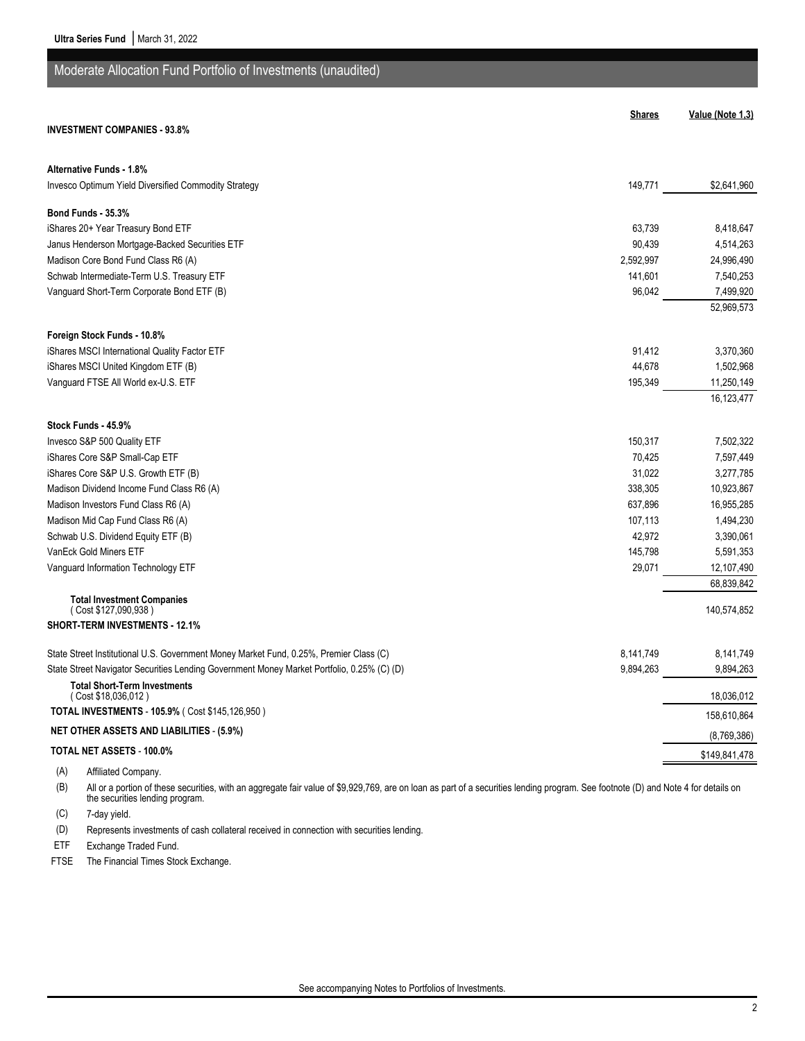## Moderate Allocation Fund Portfolio of Investments (unaudited)

| | Shares | Value (Note 1,3) |
|---|---|---|
| **INVESTMENT COMPANIES - 93.8%** | | |
| **Alternative Funds - 1.8%** | | |
| Invesco Optimum Yield Diversified Commodity Strategy | 149,771 | $2,641,960 |
| **Bond Funds - 35.3%** | | |
| iShares 20+ Year Treasury Bond ETF | 63,739 | 8,418,647 |
| Janus Henderson Mortgage-Backed Securities ETF | 90,439 | 4,514,263 |
| Madison Core Bond Fund Class R6 (A) | 2,592,997 | 24,996,490 |
| Schwab Intermediate-Term U.S. Treasury ETF | 141,601 | 7,540,253 |
| Vanguard Short-Term Corporate Bond ETF (B) | 96,042 | 7,499,920 |
| | | 52,969,573 |
| **Foreign Stock Funds - 10.8%** | | |
| iShares MSCI International Quality Factor ETF | 91,412 | 3,370,360 |
| iShares MSCI United Kingdom ETF (B) | 44,678 | 1,502,968 |
| Vanguard FTSE All World ex-U.S. ETF | 195,349 | 11,250,149 |
| | | 16,123,477 |
| **Stock Funds - 45.9%** | | |
| Invesco S&P 500 Quality ETF | 150,317 | 7,502,322 |
| iShares Core S&P Small-Cap ETF | 70,425 | 7,597,449 |
| iShares Core S&P U.S. Growth ETF (B) | 31,022 | 3,277,785 |
| Madison Dividend Income Fund Class R6 (A) | 338,305 | 10,923,867 |
| Madison Investors Fund Class R6 (A) | 637,896 | 16,955,285 |
| Madison Mid Cap Fund Class R6 (A) | 107,113 | 1,494,230 |
| Schwab U.S. Dividend Equity ETF (B) | 42,972 | 3,390,061 |
| VanEck Gold Miners ETF | 145,798 | 5,591,353 |
| Vanguard Information Technology ETF | 29,071 | 12,107,490 |
| | | 68,839,842 |
| **Total Investment Companies** ( Cost $127,090,938 ) | | 140,574,852 |
| **SHORT-TERM INVESTMENTS - 12.1%** | | |
| State Street Institutional U.S. Government Money Market Fund, 0.25%, Premier Class (C) | 8,141,749 | 8,141,749 |
| State Street Navigator Securities Lending Government Money Market Portfolio, 0.25% (C) (D) | 9,894,263 | 9,894,263 |
| **Total Short-Term Investments** ( Cost $18,036,012 ) | | 18,036,012 |
| **TOTAL INVESTMENTS** - **105.9%** ( Cost $145,126,950 ) | | 158,610,864 |
| **NET OTHER ASSETS AND LIABILITIES** - **(5.9%)** | | (8,769,386) |
| **TOTAL NET ASSETS** - **100.0%** | | $149,841,478 |

(A) Affiliated Company.

(B) All or a portion of these securities, with an aggregate fair value of $9,929,769, are on loan as part of a securities lending program. See footnote (D) and Note 4 for details on the securities lending program.

(C) 7-day yield.

(D) Represents investments of cash collateral received in connection with securities lending.

ETF Exchange Traded Fund.

FTSE The Financial Times Stock Exchange.

See accompanying Notes to Portfolios of Investments.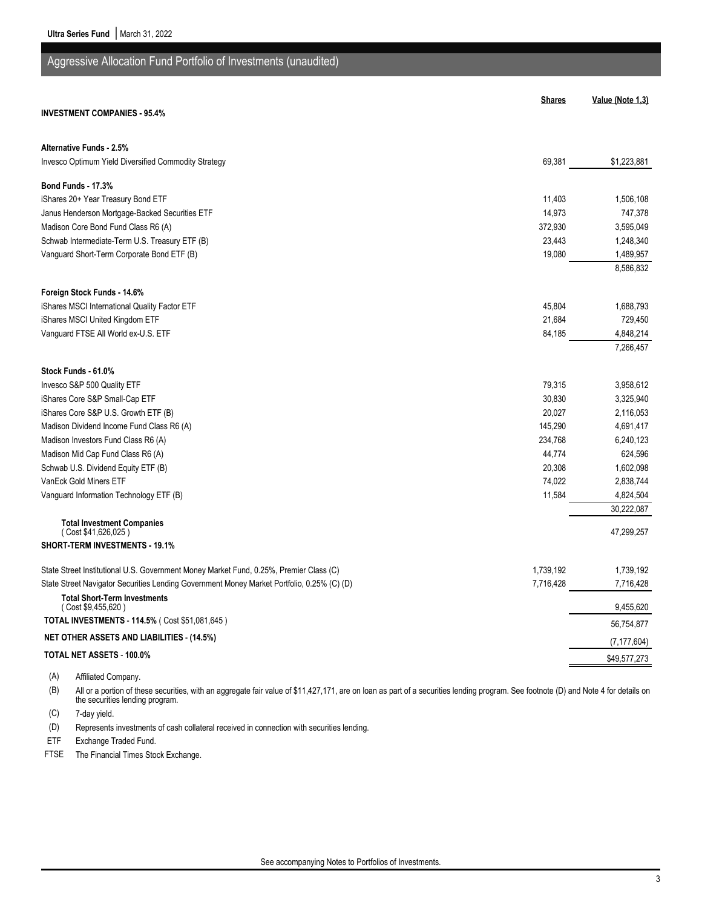## Aggressive Allocation Fund Portfolio of Investments (unaudited)

| | Shares | Value (Note 1,3) |
|---|---|---|
| **INVESTMENT COMPANIES - 95.4%** | | |
| **Alternative Funds - 2.5%** | | |
| Invesco Optimum Yield Diversified Commodity Strategy | 69,381 | $1,223,881 |
| **Bond Funds - 17.3%** | | |
| iShares 20+ Year Treasury Bond ETF | 11,403 | 1,506,108 |
| Janus Henderson Mortgage-Backed Securities ETF | 14,973 | 747,378 |
| Madison Core Bond Fund Class R6 (A) | 372,930 | 3,595,049 |
| Schwab Intermediate-Term U.S. Treasury ETF (B) | 23,443 | 1,248,340 |
| Vanguard Short-Term Corporate Bond ETF (B) | 19,080 | 1,489,957 |
| | | 8,586,832 |
| **Foreign Stock Funds - 14.6%** | | |
| iShares MSCI International Quality Factor ETF | 45,804 | 1,688,793 |
| iShares MSCI United Kingdom ETF | 21,684 | 729,450 |
| Vanguard FTSE All World ex-U.S. ETF | 84,185 | 4,848,214 |
| | | 7,266,457 |
| **Stock Funds - 61.0%** | | |
| Invesco S&P 500 Quality ETF | 79,315 | 3,958,612 |
| iShares Core S&P Small-Cap ETF | 30,830 | 3,325,940 |
| iShares Core S&P U.S. Growth ETF (B) | 20,027 | 2,116,053 |
| Madison Dividend Income Fund Class R6 (A) | 145,290 | 4,691,417 |
| Madison Investors Fund Class R6 (A) | 234,768 | 6,240,123 |
| Madison Mid Cap Fund Class R6 (A) | 44,774 | 624,596 |
| Schwab U.S. Dividend Equity ETF (B) | 20,308 | 1,602,098 |
| VanEck Gold Miners ETF | 74,022 | 2,838,744 |
| Vanguard Information Technology ETF (B) | 11,584 | 4,824,504 |
| | | 30,222,087 |
| **Total Investment Companies** ( Cost $41,626,025 ) | | 47,299,257 |
| **SHORT-TERM INVESTMENTS - 19.1%** | | |
| State Street Institutional U.S. Government Money Market Fund, 0.25%, Premier Class (C) | 1,739,192 | 1,739,192 |
| State Street Navigator Securities Lending Government Money Market Portfolio, 0.25% (C) (D) | 7,716,428 | 7,716,428 |
| **Total Short-Term Investments** ( Cost $9,455,620 ) | | 9,455,620 |
| **TOTAL INVESTMENTS - 114.5%** ( Cost $51,081,645 ) | | 56,754,877 |
| **NET OTHER ASSETS AND LIABILITIES - (14.5%)** | | (7,177,604) |
| **TOTAL NET ASSETS - 100.0%** | | $49,577,273 |

(A) Affiliated Company.

(B) All or a portion of these securities, with an aggregate fair value of $11,427,171, are on loan as part of a securities lending program. See footnote (D) and Note 4 for details on the securities lending program.

(C) 7-day yield.

(D) Represents investments of cash collateral received in connection with securities lending.

ETF Exchange Traded Fund.

FTSE The Financial Times Stock Exchange.

See accompanying Notes to Portfolios of Investments.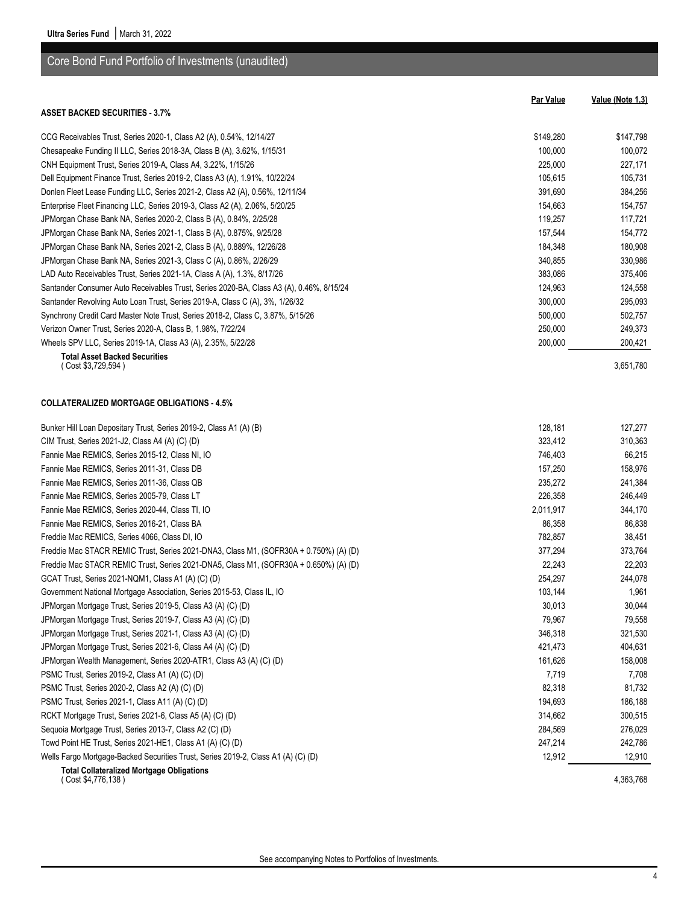# Core Bond Fund Portfolio of Investments (unaudited)

| | Par Value | Value (Note 1,3) |
|---|---|---|
| **ASSET BACKED SECURITIES - 3.7%** | | |
| CCG Receivables Trust, Series 2020-1, Class A2 (A), 0.54%, 12/14/27 | $149,280 | $147,798 |
| Chesapeake Funding II LLC, Series 2018-3A, Class B (A), 3.62%, 1/15/31 | 100,000 | 100,072 |
| CNH Equipment Trust, Series 2019-A, Class A4, 3.22%, 1/15/26 | 225,000 | 227,171 |
| Dell Equipment Finance Trust, Series 2019-2, Class A3 (A), 1.91%, 10/22/24 | 105,615 | 105,731 |
| Donlen Fleet Lease Funding LLC, Series 2021-2, Class A2 (A), 0.56%, 12/11/34 | 391,690 | 384,256 |
| Enterprise Fleet Financing LLC, Series 2019-3, Class A2 (A), 2.06%, 5/20/25 | 154,663 | 154,757 |
| JPMorgan Chase Bank NA, Series 2020-2, Class B (A), 0.84%, 2/25/28 | 119,257 | 117,721 |
| JPMorgan Chase Bank NA, Series 2021-1, Class B (A), 0.875%, 9/25/28 | 157,544 | 154,772 |
| JPMorgan Chase Bank NA, Series 2021-2, Class B (A), 0.889%, 12/26/28 | 184,348 | 180,908 |
| JPMorgan Chase Bank NA, Series 2021-3, Class C (A), 0.86%, 2/26/29 | 340,855 | 330,986 |
| LAD Auto Receivables Trust, Series 2021-1A, Class A (A), 1.3%, 8/17/26 | 383,086 | 375,406 |
| Santander Consumer Auto Receivables Trust, Series 2020-BA, Class A3 (A), 0.46%, 8/15/24 | 124,963 | 124,558 |
| Santander Revolving Auto Loan Trust, Series 2019-A, Class C (A), 3%, 1/26/32 | 300,000 | 295,093 |
| Synchrony Credit Card Master Note Trust, Series 2018-2, Class C, 3.87%, 5/15/26 | 500,000 | 502,757 |
| Verizon Owner Trust, Series 2020-A, Class B, 1.98%, 7/22/24 | 250,000 | 249,373 |
| Wheels SPV LLC, Series 2019-1A, Class A3 (A), 2.35%, 5/22/28 | 200,000 | 200,421 |
| **Total Asset Backed Securities** ( Cost $3,729,594 ) | | 3,651,780 |
| | | |
| **COLLATERALIZED MORTGAGE OBLIGATIONS - 4.5%** | | |
| Bunker Hill Loan Depositary Trust, Series 2019-2, Class A1 (A) (B) | 128,181 | 127,277 |
| CIM Trust, Series 2021-J2, Class A4 (A) (C) (D) | 323,412 | 310,363 |
| Fannie Mae REMICS, Series 2015-12, Class NI, IO | 746,403 | 66,215 |
| Fannie Mae REMICS, Series 2011-31, Class DB | 157,250 | 158,976 |
| Fannie Mae REMICS, Series 2011-36, Class QB | 235,272 | 241,384 |
| Fannie Mae REMICS, Series 2005-79, Class LT | 226,358 | 246,449 |
| Fannie Mae REMICS, Series 2020-44, Class TI, IO | 2,011,917 | 344,170 |
| Fannie Mae REMICS, Series 2016-21, Class BA | 86,358 | 86,838 |
| Freddie Mac REMICS, Series 4066, Class DI, IO | 782,857 | 38,451 |
| Freddie Mac STACR REMIC Trust, Series 2021-DNA3, Class M1, (SOFR30A + 0.750%) (A) (D) | 377,294 | 373,764 |
| Freddie Mac STACR REMIC Trust, Series 2021-DNA5, Class M1, (SOFR30A + 0.650%) (A) (D) | 22,243 | 22,203 |
| GCAT Trust, Series 2021-NQM1, Class A1 (A) (C) (D) | 254,297 | 244,078 |
| Government National Mortgage Association, Series 2015-53, Class IL, IO | 103,144 | 1,961 |
| JPMorgan Mortgage Trust, Series 2019-5, Class A3 (A) (C) (D) | 30,013 | 30,044 |
| JPMorgan Mortgage Trust, Series 2019-7, Class A3 (A) (C) (D) | 79,967 | 79,558 |
| JPMorgan Mortgage Trust, Series 2021-1, Class A3 (A) (C) (D) | 346,318 | 321,530 |
| JPMorgan Mortgage Trust, Series 2021-6, Class A4 (A) (C) (D) | 421,473 | 404,631 |
| JPMorgan Wealth Management, Series 2020-ATR1, Class A3 (A) (C) (D) | 161,626 | 158,008 |
| PSMC Trust, Series 2019-2, Class A1 (A) (C) (D) | 7,719 | 7,708 |
| PSMC Trust, Series 2020-2, Class A2 (A) (C) (D) | 82,318 | 81,732 |
| PSMC Trust, Series 2021-1, Class A11 (A) (C) (D) | 194,693 | 186,188 |
| RCKT Mortgage Trust, Series 2021-6, Class A5 (A) (C) (D) | 314,662 | 300,515 |
| Sequoia Mortgage Trust, Series 2013-7, Class A2 (C) (D) | 284,569 | 276,029 |
| Towd Point HE Trust, Series 2021-HE1, Class A1 (A) (C) (D) | 247,214 | 242,786 |
| Wells Fargo Mortgage-Backed Securities Trust, Series 2019-2, Class A1 (A) (C) (D) | 12,912 | 12,910 |
| **Total Collateralized Mortgage Obligations** ( Cost $4,776,138 ) | | 4,363,768 |

See accompanying Notes to Portfolios of Investments.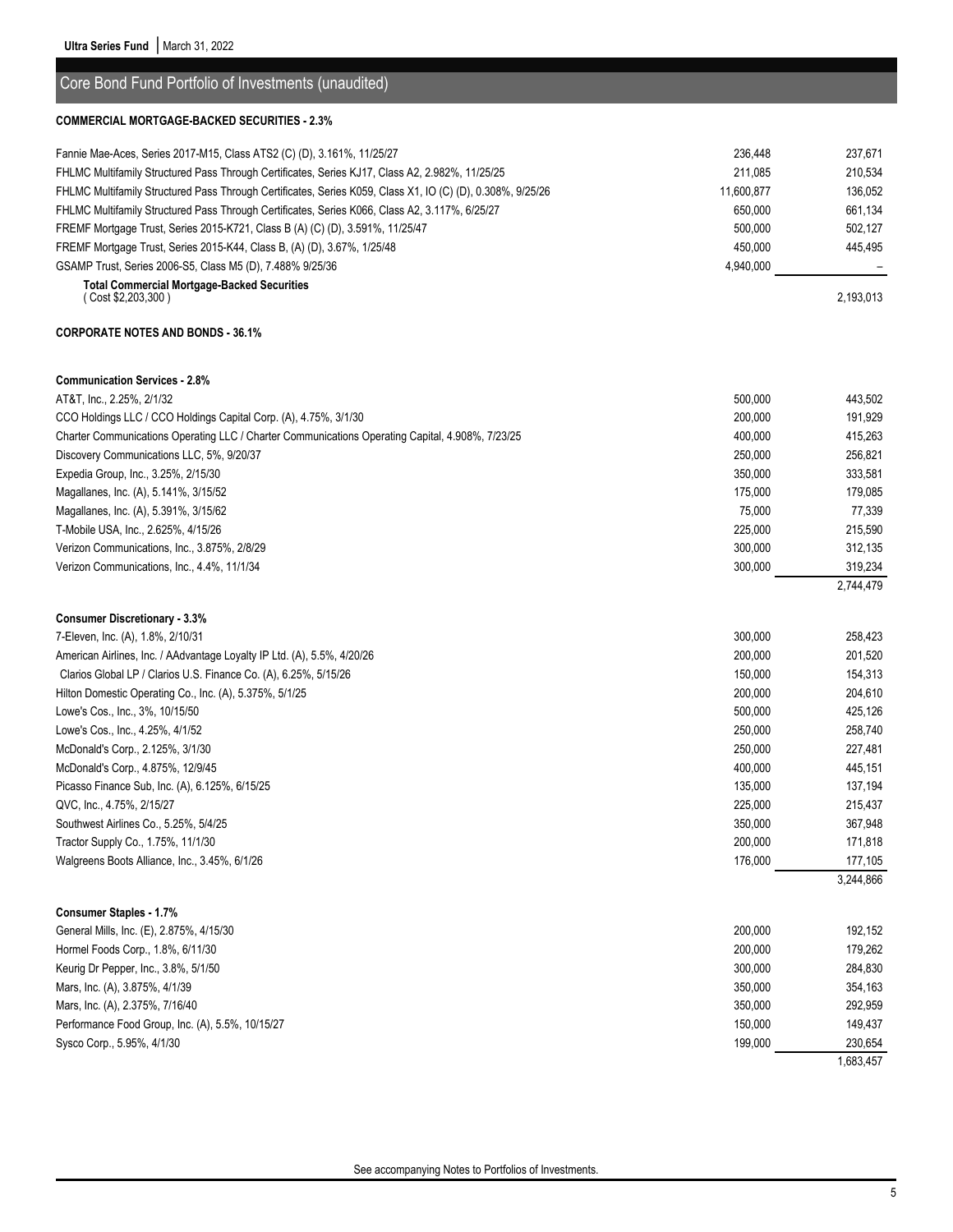## Core Bond Fund Portfolio of Investments (unaudited)

**COMMERCIAL MORTGAGE-BACKED SECURITIES - 2.3%**

| | | |
|---|---|---|
| Fannie Mae-Aces, Series 2017-M15, Class ATS2 (C) (D), 3.161%, 11/25/27 | 236,448 | 237,671 |
| FHLMC Multifamily Structured Pass Through Certificates, Series KJ17, Class A2, 2.982%, 11/25/25 | 211,085 | 210,534 |
| FHLMC Multifamily Structured Pass Through Certificates, Series K059, Class X1, IO (C) (D), 0.308%, 9/25/26 | 11,600,877 | 136,052 |
| FHLMC Multifamily Structured Pass Through Certificates, Series K066, Class A2, 3.117%, 6/25/27 | 650,000 | 661,134 |
| FREMF Mortgage Trust, Series 2015-K721, Class B (A) (C) (D), 3.591%, 11/25/47 | 500,000 | 502,127 |
| FREMF Mortgage Trust, Series 2015-K44, Class B, (A) (D), 3.67%, 1/25/48 | 450,000 | 445,495 |
| GSAMP Trust, Series 2006-S5, Class M5 (D), 7.488% 9/25/36 | 4,940,000 | – |
| **Total Commercial Mortgage-Backed Securities** ( Cost $2,203,300 ) | | 2,193,013 |

**CORPORATE NOTES AND BONDS - 36.1%**

**Communication Services - 2.8%**

| | | |
|---|---|---|
| AT&T, Inc., 2.25%, 2/1/32 | 500,000 | 443,502 |
| CCO Holdings LLC / CCO Holdings Capital Corp. (A), 4.75%, 3/1/30 | 200,000 | 191,929 |
| Charter Communications Operating LLC / Charter Communications Operating Capital, 4.908%, 7/23/25 | 400,000 | 415,263 |
| Discovery Communications LLC, 5%, 9/20/37 | 250,000 | 256,821 |
| Expedia Group, Inc., 3.25%, 2/15/30 | 350,000 | 333,581 |
| Magallanes, Inc. (A), 5.141%, 3/15/52 | 175,000 | 179,085 |
| Magallanes, Inc. (A), 5.391%, 3/15/62 | 75,000 | 77,339 |
| T-Mobile USA, Inc., 2.625%, 4/15/26 | 225,000 | 215,590 |
| Verizon Communications, Inc., 3.875%, 2/8/29 | 300,000 | 312,135 |
| Verizon Communications, Inc., 4.4%, 11/1/34 | 300,000 | 319,234 |
| | | 2,744,479 |

**Consumer Discretionary - 3.3%**

| | | |
|---|---|---|
| 7-Eleven, Inc. (A), 1.8%, 2/10/31 | 300,000 | 258,423 |
| American Airlines, Inc. / AAdvantage Loyalty IP Ltd. (A), 5.5%, 4/20/26 | 200,000 | 201,520 |
| Clarios Global LP / Clarios U.S. Finance Co. (A), 6.25%, 5/15/26 | 150,000 | 154,313 |
| Hilton Domestic Operating Co., Inc. (A), 5.375%, 5/1/25 | 200,000 | 204,610 |
| Lowe's Cos., Inc., 3%, 10/15/50 | 500,000 | 425,126 |
| Lowe's Cos., Inc., 4.25%, 4/1/52 | 250,000 | 258,740 |
| McDonald's Corp., 2.125%, 3/1/30 | 250,000 | 227,481 |
| McDonald's Corp., 4.875%, 12/9/45 | 400,000 | 445,151 |
| Picasso Finance Sub, Inc. (A), 6.125%, 6/15/25 | 135,000 | 137,194 |
| QVC, Inc., 4.75%, 2/15/27 | 225,000 | 215,437 |
| Southwest Airlines Co., 5.25%, 5/4/25 | 350,000 | 367,948 |
| Tractor Supply Co., 1.75%, 11/1/30 | 200,000 | 171,818 |
| Walgreens Boots Alliance, Inc., 3.45%, 6/1/26 | 176,000 | 177,105 |
| | | 3,244,866 |

**Consumer Staples - 1.7%**

| | | |
|---|---|---|
| General Mills, Inc. (E), 2.875%, 4/15/30 | 200,000 | 192,152 |
| Hormel Foods Corp., 1.8%, 6/11/30 | 200,000 | 179,262 |
| Keurig Dr Pepper, Inc., 3.8%, 5/1/50 | 300,000 | 284,830 |
| Mars, Inc. (A), 3.875%, 4/1/39 | 350,000 | 354,163 |
| Mars, Inc. (A), 2.375%, 7/16/40 | 350,000 | 292,959 |
| Performance Food Group, Inc. (A), 5.5%, 10/15/27 | 150,000 | 149,437 |
| Sysco Corp., 5.95%, 4/1/30 | 199,000 | 230,654 |
| | | 1,683,457 |

See accompanying Notes to Portfolios of Investments.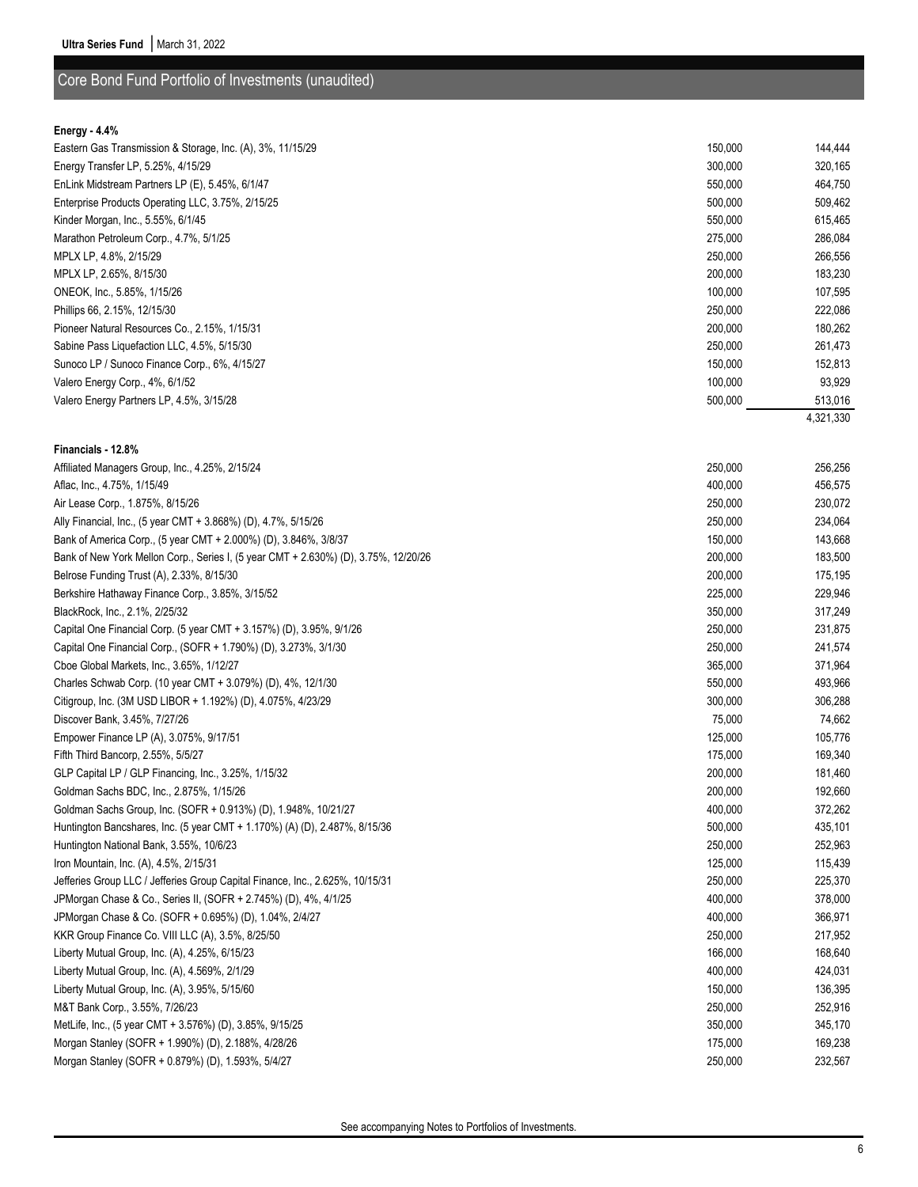## Core Bond Fund Portfolio of Investments (unaudited)

| | | |
|---|---|---|
| **Energy - 4.4%** | | |
| Eastern Gas Transmission & Storage, Inc. (A), 3%, 11/15/29 | 150,000 | 144,444 |
| Energy Transfer LP, 5.25%, 4/15/29 | 300,000 | 320,165 |
| EnLink Midstream Partners LP (E), 5.45%, 6/1/47 | 550,000 | 464,750 |
| Enterprise Products Operating LLC, 3.75%, 2/15/25 | 500,000 | 509,462 |
| Kinder Morgan, Inc., 5.55%, 6/1/45 | 550,000 | 615,465 |
| Marathon Petroleum Corp., 4.7%, 5/1/25 | 275,000 | 286,084 |
| MPLX LP, 4.8%, 2/15/29 | 250,000 | 266,556 |
| MPLX LP, 2.65%, 8/15/30 | 200,000 | 183,230 |
| ONEOK, Inc., 5.85%, 1/15/26 | 100,000 | 107,595 |
| Phillips 66, 2.15%, 12/15/30 | 250,000 | 222,086 |
| Pioneer Natural Resources Co., 2.15%, 1/15/31 | 200,000 | 180,262 |
| Sabine Pass Liquefaction LLC, 4.5%, 5/15/30 | 250,000 | 261,473 |
| Sunoco LP / Sunoco Finance Corp., 6%, 4/15/27 | 150,000 | 152,813 |
| Valero Energy Corp., 4%, 6/1/52 | 100,000 | 93,929 |
| Valero Energy Partners LP, 4.5%, 3/15/28 | 500,000 | 513,016 |
| | | 4,321,330 |
| **Financials - 12.8%** | | |
| Affiliated Managers Group, Inc., 4.25%, 2/15/24 | 250,000 | 256,256 |
| Aflac, Inc., 4.75%, 1/15/49 | 400,000 | 456,575 |
| Air Lease Corp., 1.875%, 8/15/26 | 250,000 | 230,072 |
| Ally Financial, Inc., (5 year CMT + 3.868%) (D), 4.7%, 5/15/26 | 250,000 | 234,064 |
| Bank of America Corp., (5 year CMT + 2.000%) (D), 3.846%, 3/8/37 | 150,000 | 143,668 |
| Bank of New York Mellon Corp., Series I, (5 year CMT + 2.630%) (D), 3.75%, 12/20/26 | 200,000 | 183,500 |
| Belrose Funding Trust (A), 2.33%, 8/15/30 | 200,000 | 175,195 |
| Berkshire Hathaway Finance Corp., 3.85%, 3/15/52 | 225,000 | 229,946 |
| BlackRock, Inc., 2.1%, 2/25/32 | 350,000 | 317,249 |
| Capital One Financial Corp. (5 year CMT + 3.157%) (D), 3.95%, 9/1/26 | 250,000 | 231,875 |
| Capital One Financial Corp., (SOFR + 1.790%) (D), 3.273%, 3/1/30 | 250,000 | 241,574 |
| Cboe Global Markets, Inc., 3.65%, 1/12/27 | 365,000 | 371,964 |
| Charles Schwab Corp. (10 year CMT + 3.079%) (D), 4%, 12/1/30 | 550,000 | 493,966 |
| Citigroup, Inc. (3M USD LIBOR + 1.192%) (D), 4.075%, 4/23/29 | 300,000 | 306,288 |
| Discover Bank, 3.45%, 7/27/26 | 75,000 | 74,662 |
| Empower Finance LP (A), 3.075%, 9/17/51 | 125,000 | 105,776 |
| Fifth Third Bancorp, 2.55%, 5/5/27 | 175,000 | 169,340 |
| GLP Capital LP / GLP Financing, Inc., 3.25%, 1/15/32 | 200,000 | 181,460 |
| Goldman Sachs BDC, Inc., 2.875%, 1/15/26 | 200,000 | 192,660 |
| Goldman Sachs Group, Inc. (SOFR + 0.913%) (D), 1.948%, 10/21/27 | 400,000 | 372,262 |
| Huntington Bancshares, Inc. (5 year CMT + 1.170%) (A) (D), 2.487%, 8/15/36 | 500,000 | 435,101 |
| Huntington National Bank, 3.55%, 10/6/23 | 250,000 | 252,963 |
| Iron Mountain, Inc. (A), 4.5%, 2/15/31 | 125,000 | 115,439 |
| Jefferies Group LLC / Jefferies Group Capital Finance, Inc., 2.625%, 10/15/31 | 250,000 | 225,370 |
| JPMorgan Chase & Co., Series II, (SOFR + 2.745%) (D), 4%, 4/1/25 | 400,000 | 378,000 |
| JPMorgan Chase & Co. (SOFR + 0.695%) (D), 1.04%, 2/4/27 | 400,000 | 366,971 |
| KKR Group Finance Co. VIII LLC (A), 3.5%, 8/25/50 | 250,000 | 217,952 |
| Liberty Mutual Group, Inc. (A), 4.25%, 6/15/23 | 166,000 | 168,640 |
| Liberty Mutual Group, Inc. (A), 4.569%, 2/1/29 | 400,000 | 424,031 |
| Liberty Mutual Group, Inc. (A), 3.95%, 5/15/60 | 150,000 | 136,395 |
| M&T Bank Corp., 3.55%, 7/26/23 | 250,000 | 252,916 |
| MetLife, Inc., (5 year CMT + 3.576%) (D), 3.85%, 9/15/25 | 350,000 | 345,170 |
| Morgan Stanley (SOFR + 1.990%) (D), 2.188%, 4/28/26 | 175,000 | 169,238 |
| Morgan Stanley (SOFR + 0.879%) (D), 1.593%, 5/4/27 | 250,000 | 232,567 |

See accompanying Notes to Portfolios of Investments.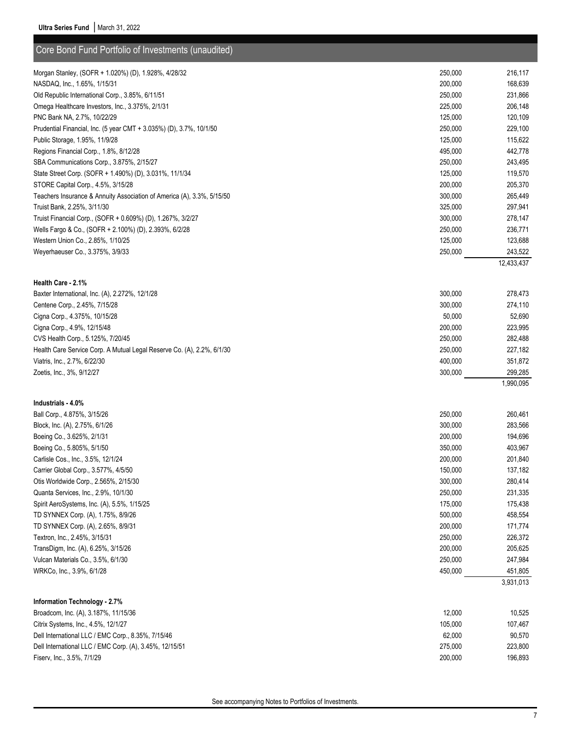## Core Bond Fund Portfolio of Investments (unaudited)

| | | |
|---|---|---|
| Morgan Stanley, (SOFR + 1.020%) (D), 1.928%, 4/28/32 | 250,000 | 216,117 |
| NASDAQ, Inc., 1.65%, 1/15/31 | 200,000 | 168,639 |
| Old Republic International Corp., 3.85%, 6/11/51 | 250,000 | 231,866 |
| Omega Healthcare Investors, Inc., 3.375%, 2/1/31 | 225,000 | 206,148 |
| PNC Bank NA, 2.7%, 10/22/29 | 125,000 | 120,109 |
| Prudential Financial, Inc. (5 year CMT + 3.035%) (D), 3.7%, 10/1/50 | 250,000 | 229,100 |
| Public Storage, 1.95%, 11/9/28 | 125,000 | 115,622 |
| Regions Financial Corp., 1.8%, 8/12/28 | 495,000 | 442,778 |
| SBA Communications Corp., 3.875%, 2/15/27 | 250,000 | 243,495 |
| State Street Corp. (SOFR + 1.490%) (D), 3.031%, 11/1/34 | 125,000 | 119,570 |
| STORE Capital Corp., 4.5%, 3/15/28 | 200,000 | 205,370 |
| Teachers Insurance & Annuity Association of America (A), 3.3%, 5/15/50 | 300,000 | 265,449 |
| Truist Bank, 2.25%, 3/11/30 | 325,000 | 297,941 |
| Truist Financial Corp., (SOFR + 0.609%) (D), 1.267%, 3/2/27 | 300,000 | 278,147 |
| Wells Fargo & Co., (SOFR + 2.100%) (D), 2.393%, 6/2/28 | 250,000 | 236,771 |
| Western Union Co., 2.85%, 1/10/25 | 125,000 | 123,688 |
| Weyerhaeuser Co., 3.375%, 3/9/33 | 250,000 | 243,522 |
| | | 12,433,437 |
| **Health Care - 2.1%** | | |
| Baxter International, Inc. (A), 2.272%, 12/1/28 | 300,000 | 278,473 |
| Centene Corp., 2.45%, 7/15/28 | 300,000 | 274,110 |
| Cigna Corp., 4.375%, 10/15/28 | 50,000 | 52,690 |
| Cigna Corp., 4.9%, 12/15/48 | 200,000 | 223,995 |
| CVS Health Corp., 5.125%, 7/20/45 | 250,000 | 282,488 |
| Health Care Service Corp. A Mutual Legal Reserve Co. (A), 2.2%, 6/1/30 | 250,000 | 227,182 |
| Viatris, Inc., 2.7%, 6/22/30 | 400,000 | 351,872 |
| Zoetis, Inc., 3%, 9/12/27 | 300,000 | 299,285 |
| | | 1,990,095 |
| **Industrials - 4.0%** | | |
| Ball Corp., 4.875%, 3/15/26 | 250,000 | 260,461 |
| Block, Inc. (A), 2.75%, 6/1/26 | 300,000 | 283,566 |
| Boeing Co., 3.625%, 2/1/31 | 200,000 | 194,696 |
| Boeing Co., 5.805%, 5/1/50 | 350,000 | 403,967 |
| Carlisle Cos., Inc., 3.5%, 12/1/24 | 200,000 | 201,840 |
| Carrier Global Corp., 3.577%, 4/5/50 | 150,000 | 137,182 |
| Otis Worldwide Corp., 2.565%, 2/15/30 | 300,000 | 280,414 |
| Quanta Services, Inc., 2.9%, 10/1/30 | 250,000 | 231,335 |
| Spirit AeroSystems, Inc. (A), 5.5%, 1/15/25 | 175,000 | 175,438 |
| TD SYNNEX Corp. (A), 1.75%, 8/9/26 | 500,000 | 458,554 |
| TD SYNNEX Corp. (A), 2.65%, 8/9/31 | 200,000 | 171,774 |
| Textron, Inc., 2.45%, 3/15/31 | 250,000 | 226,372 |
| TransDigm, Inc. (A), 6.25%, 3/15/26 | 200,000 | 205,625 |
| Vulcan Materials Co., 3.5%, 6/1/30 | 250,000 | 247,984 |
| WRKCo, Inc., 3.9%, 6/1/28 | 450,000 | 451,805 |
| | | 3,931,013 |
| **Information Technology - 2.7%** | | |
| Broadcom, Inc. (A), 3.187%, 11/15/36 | 12,000 | 10,525 |
| Citrix Systems, Inc., 4.5%, 12/1/27 | 105,000 | 107,467 |
| Dell International LLC / EMC Corp., 8.35%, 7/15/46 | 62,000 | 90,570 |
| Dell International LLC / EMC Corp. (A), 3.45%, 12/15/51 | 275,000 | 223,800 |
| Fiserv, Inc., 3.5%, 7/1/29 | 200,000 | 196,893 |

See accompanying Notes to Portfolios of Investments.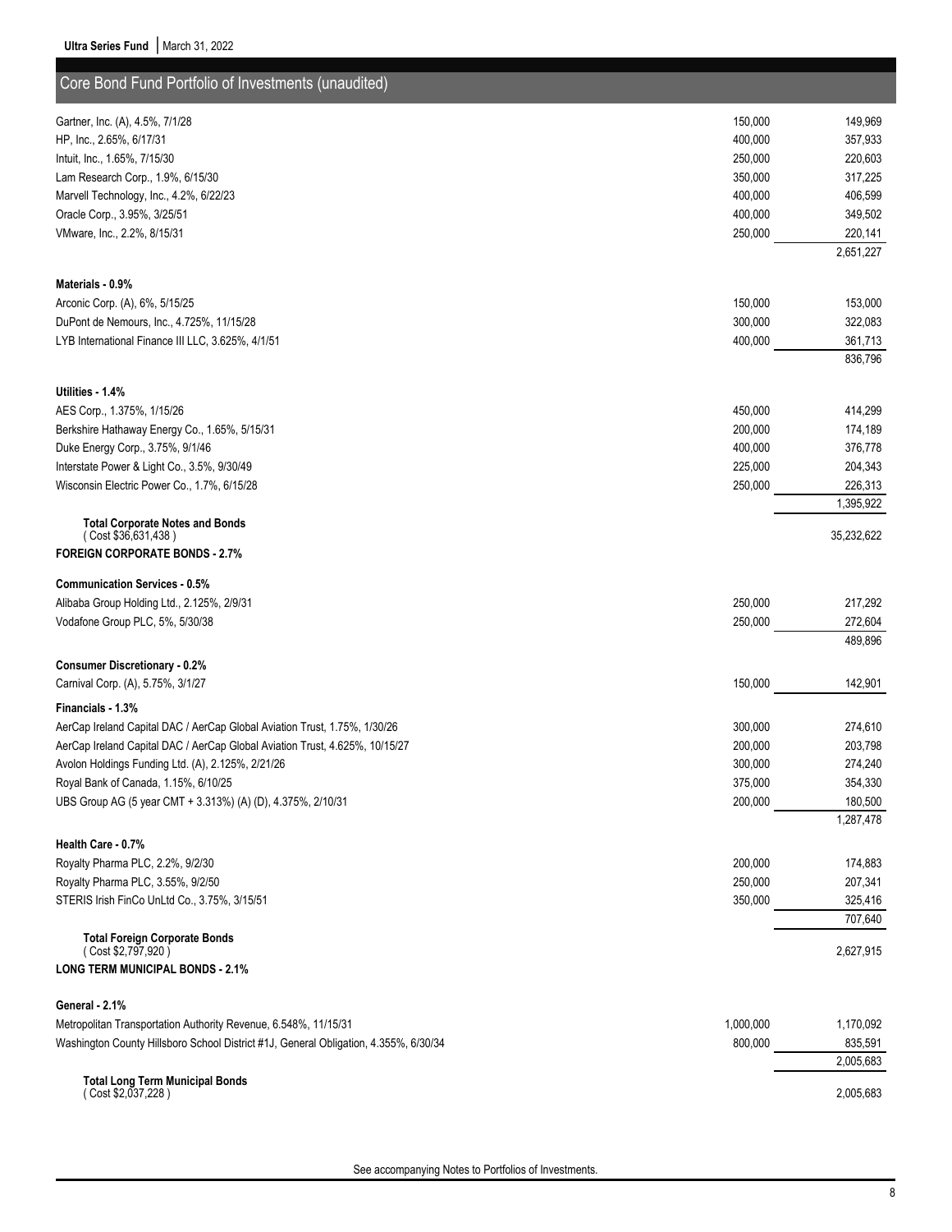## Core Bond Fund Portfolio of Investments (unaudited)

| | | |
|---|---|---|
| Gartner, Inc. (A), 4.5%, 7/1/28 | 150,000 | 149,969 |
| HP, Inc., 2.65%, 6/17/31 | 400,000 | 357,933 |
| Intuit, Inc., 1.65%, 7/15/30 | 250,000 | 220,603 |
| Lam Research Corp., 1.9%, 6/15/30 | 350,000 | 317,225 |
| Marvell Technology, Inc., 4.2%, 6/22/23 | 400,000 | 406,599 |
| Oracle Corp., 3.95%, 3/25/51 | 400,000 | 349,502 |
| VMware, Inc., 2.2%, 8/15/31 | 250,000 | 220,141 |
| | | 2,651,227 |
| **Materials - 0.9%** | | |
| Arconic Corp. (A), 6%, 5/15/25 | 150,000 | 153,000 |
| DuPont de Nemours, Inc., 4.725%, 11/15/28 | 300,000 | 322,083 |
| LYB International Finance III LLC, 3.625%, 4/1/51 | 400,000 | 361,713 |
| | | 836,796 |
| **Utilities - 1.4%** | | |
| AES Corp., 1.375%, 1/15/26 | 450,000 | 414,299 |
| Berkshire Hathaway Energy Co., 1.65%, 5/15/31 | 200,000 | 174,189 |
| Duke Energy Corp., 3.75%, 9/1/46 | 400,000 | 376,778 |
| Interstate Power & Light Co., 3.5%, 9/30/49 | 225,000 | 204,343 |
| Wisconsin Electric Power Co., 1.7%, 6/15/28 | 250,000 | 226,313 |
| | | 1,395,922 |
| **Total Corporate Notes and Bonds** ( Cost $36,631,438 ) | | 35,232,622 |
| **FOREIGN CORPORATE BONDS - 2.7%** | | |
| **Communication Services - 0.5%** | | |
| Alibaba Group Holding Ltd., 2.125%, 2/9/31 | 250,000 | 217,292 |
| Vodafone Group PLC, 5%, 5/30/38 | 250,000 | 272,604 |
| | | 489,896 |
| **Consumer Discretionary - 0.2%** | | |
| Carnival Corp. (A), 5.75%, 3/1/27 | 150,000 | 142,901 |
| **Financials - 1.3%** | | |
| AerCap Ireland Capital DAC / AerCap Global Aviation Trust, 1.75%, 1/30/26 | 300,000 | 274,610 |
| AerCap Ireland Capital DAC / AerCap Global Aviation Trust, 4.625%, 10/15/27 | 200,000 | 203,798 |
| Avolon Holdings Funding Ltd. (A), 2.125%, 2/21/26 | 300,000 | 274,240 |
| Royal Bank of Canada, 1.15%, 6/10/25 | 375,000 | 354,330 |
| UBS Group AG (5 year CMT + 3.313%) (A) (D), 4.375%, 2/10/31 | 200,000 | 180,500 |
| | | 1,287,478 |
| **Health Care - 0.7%** | | |
| Royalty Pharma PLC, 2.2%, 9/2/30 | 200,000 | 174,883 |
| Royalty Pharma PLC, 3.55%, 9/2/50 | 250,000 | 207,341 |
| STERIS Irish FinCo UnLtd Co., 3.75%, 3/15/51 | 350,000 | 325,416 |
| | | 707,640 |
| **Total Foreign Corporate Bonds** ( Cost $2,797,920 ) | | 2,627,915 |
| **LONG TERM MUNICIPAL BONDS - 2.1%** | | |
| **General - 2.1%** | | |
| Metropolitan Transportation Authority Revenue, 6.548%, 11/15/31 | 1,000,000 | 1,170,092 |
| Washington County Hillsboro School District #1J, General Obligation, 4.355%, 6/30/34 | 800,000 | 835,591 |
| | | 2,005,683 |
| **Total Long Term Municipal Bonds** ( Cost $2,037,228 ) | | 2,005,683 |

See accompanying Notes to Portfolios of Investments.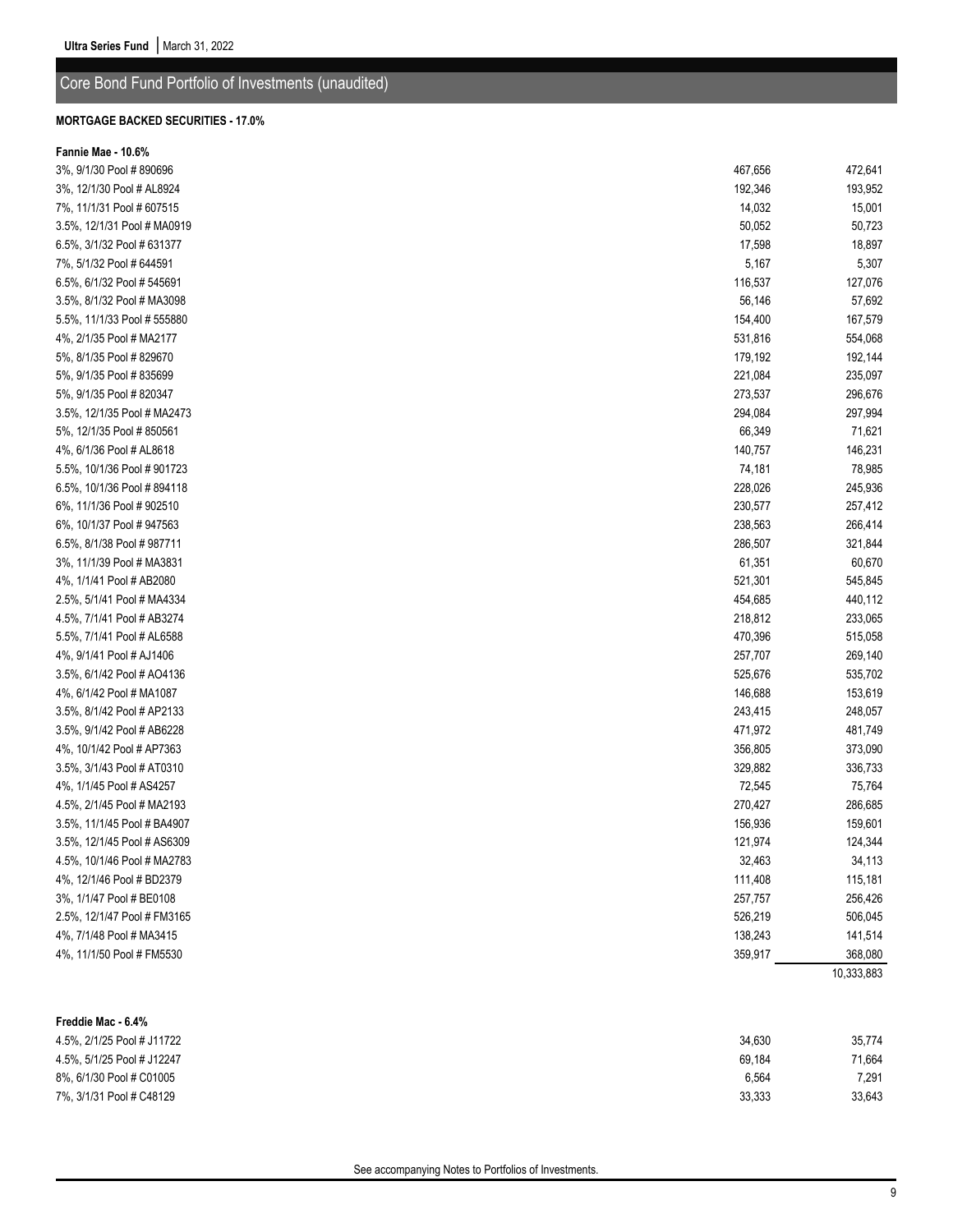## Core Bond Fund Portfolio of Investments (unaudited)

**MORTGAGE BACKED SECURITIES - 17.0%**

**Fannie Mae - 10.6%**

| | | |
|---|---:|---:|
| 3%, 9/1/30 Pool # 890696 | 467,656 | 472,641 |
| 3%, 12/1/30 Pool # AL8924 | 192,346 | 193,952 |
| 7%, 11/1/31 Pool # 607515 | 14,032 | 15,001 |
| 3.5%, 12/1/31 Pool # MA0919 | 50,052 | 50,723 |
| 6.5%, 3/1/32 Pool # 631377 | 17,598 | 18,897 |
| 7%, 5/1/32 Pool # 644591 | 5,167 | 5,307 |
| 6.5%, 6/1/32 Pool # 545691 | 116,537 | 127,076 |
| 3.5%, 8/1/32 Pool # MA3098 | 56,146 | 57,692 |
| 5.5%, 11/1/33 Pool # 555880 | 154,400 | 167,579 |
| 4%, 2/1/35 Pool # MA2177 | 531,816 | 554,068 |
| 5%, 8/1/35 Pool # 829670 | 179,192 | 192,144 |
| 5%, 9/1/35 Pool # 835699 | 221,084 | 235,097 |
| 5%, 9/1/35 Pool # 820347 | 273,537 | 296,676 |
| 3.5%, 12/1/35 Pool # MA2473 | 294,084 | 297,994 |
| 5%, 12/1/35 Pool # 850561 | 66,349 | 71,621 |
| 4%, 6/1/36 Pool # AL8618 | 140,757 | 146,231 |
| 5.5%, 10/1/36 Pool # 901723 | 74,181 | 78,985 |
| 6.5%, 10/1/36 Pool # 894118 | 228,026 | 245,936 |
| 6%, 11/1/36 Pool # 902510 | 230,577 | 257,412 |
| 6%, 10/1/37 Pool # 947563 | 238,563 | 266,414 |
| 6.5%, 8/1/38 Pool # 987711 | 286,507 | 321,844 |
| 3%, 11/1/39 Pool # MA3831 | 61,351 | 60,670 |
| 4%, 1/1/41 Pool # AB2080 | 521,301 | 545,845 |
| 2.5%, 5/1/41 Pool # MA4334 | 454,685 | 440,112 |
| 4.5%, 7/1/41 Pool # AB3274 | 218,812 | 233,065 |
| 5.5%, 7/1/41 Pool # AL6588 | 470,396 | 515,058 |
| 4%, 9/1/41 Pool # AJ1406 | 257,707 | 269,140 |
| 3.5%, 6/1/42 Pool # AO4136 | 525,676 | 535,702 |
| 4%, 6/1/42 Pool # MA1087 | 146,688 | 153,619 |
| 3.5%, 8/1/42 Pool # AP2133 | 243,415 | 248,057 |
| 3.5%, 9/1/42 Pool # AB6228 | 471,972 | 481,749 |
| 4%, 10/1/42 Pool # AP7363 | 356,805 | 373,090 |
| 3.5%, 3/1/43 Pool # AT0310 | 329,882 | 336,733 |
| 4%, 1/1/45 Pool # AS4257 | 72,545 | 75,764 |
| 4.5%, 2/1/45 Pool # MA2193 | 270,427 | 286,685 |
| 3.5%, 11/1/45 Pool # BA4907 | 156,936 | 159,601 |
| 3.5%, 12/1/45 Pool # AS6309 | 121,974 | 124,344 |
| 4.5%, 10/1/46 Pool # MA2783 | 32,463 | 34,113 |
| 4%, 12/1/46 Pool # BD2379 | 111,408 | 115,181 |
| 3%, 1/1/47 Pool # BE0108 | 257,757 | 256,426 |
| 2.5%, 12/1/47 Pool # FM3165 | 526,219 | 506,045 |
| 4%, 7/1/48 Pool # MA3415 | 138,243 | 141,514 |
| 4%, 11/1/50 Pool # FM5530 | 359,917 | 368,080 |
| | | 10,333,883 |

**Freddie Mac - 6.4%**

| | | |
|---|---:|---:|
| 4.5%, 2/1/25 Pool # J11722 | 34,630 | 35,774 |
| 4.5%, 5/1/25 Pool # J12247 | 69,184 | 71,664 |
| 8%, 6/1/30 Pool # C01005 | 6,564 | 7,291 |
| 7%, 3/1/31 Pool # C48129 | 33,333 | 33,643 |

See accompanying Notes to Portfolios of Investments.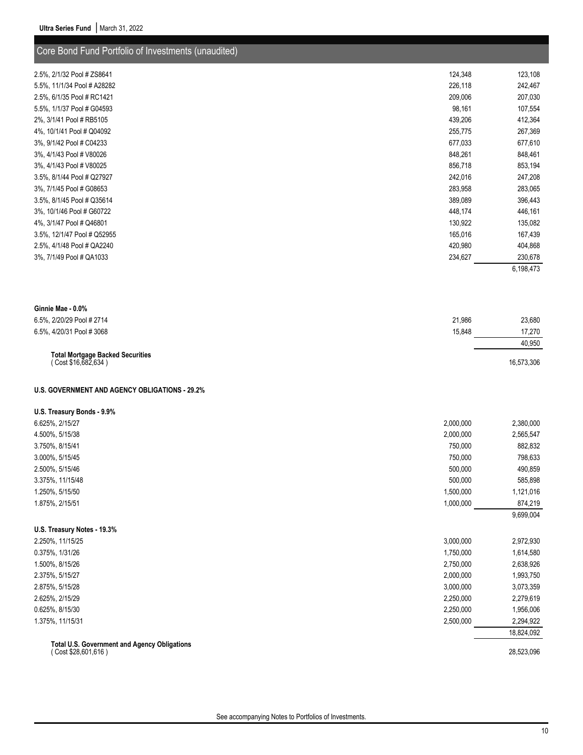## Core Bond Fund Portfolio of Investments (unaudited)

| | Par Value | Value (Note 2) |
|---|---|---|
| 2.5%, 2/1/32 Pool # ZS8641 | 124,348 | 123,108 |
| 5.5%, 11/1/34 Pool # A28282 | 226,118 | 242,467 |
| 2.5%, 6/1/35 Pool # RC1421 | 209,006 | 207,030 |
| 5.5%, 1/1/37 Pool # G04593 | 98,161 | 107,554 |
| 2%, 3/1/41 Pool # RB5105 | 439,206 | 412,364 |
| 4%, 10/1/41 Pool # Q04092 | 255,775 | 267,369 |
| 3%, 9/1/42 Pool # C04233 | 677,033 | 677,610 |
| 3%, 4/1/43 Pool # V80026 | 848,261 | 848,461 |
| 3%, 4/1/43 Pool # V80025 | 856,718 | 853,194 |
| 3.5%, 8/1/44 Pool # Q27927 | 242,016 | 247,208 |
| 3%, 7/1/45 Pool # G08653 | 283,958 | 283,065 |
| 3.5%, 8/1/45 Pool # Q35614 | 389,089 | 396,443 |
| 3%, 10/1/46 Pool # G60722 | 448,174 | 446,161 |
| 4%, 3/1/47 Pool # Q46801 | 130,922 | 135,082 |
| 3.5%, 12/1/47 Pool # Q52955 | 165,016 | 167,439 |
| 2.5%, 4/1/48 Pool # QA2240 | 420,980 | 404,868 |
| 3%, 7/1/49 Pool # QA1033 | 234,627 | 230,678 |
| | | 6,198,473 |
| **Ginnie Mae - 0.0%** | | |
| 6.5%, 2/20/29 Pool # 2714 | 21,986 | 23,680 |
| 6.5%, 4/20/31 Pool # 3068 | 15,848 | 17,270 |
| | | 40,950 |
| **Total Mortgage Backed Securities** ( Cost $16,682,634 ) | | 16,573,306 |
| **U.S. GOVERNMENT AND AGENCY OBLIGATIONS - 29.2%** | | |
| **U.S. Treasury Bonds - 9.9%** | | |
| 6.625%, 2/15/27 | 2,000,000 | 2,380,000 |
| 4.500%, 5/15/38 | 2,000,000 | 2,565,547 |
| 3.750%, 8/15/41 | 750,000 | 882,832 |
| 3.000%, 5/15/45 | 750,000 | 798,633 |
| 2.500%, 5/15/46 | 500,000 | 490,859 |
| 3.375%, 11/15/48 | 500,000 | 585,898 |
| 1.250%, 5/15/50 | 1,500,000 | 1,121,016 |
| 1.875%, 2/15/51 | 1,000,000 | 874,219 |
| | | 9,699,004 |
| **U.S. Treasury Notes - 19.3%** | | |
| 2.250%, 11/15/25 | 3,000,000 | 2,972,930 |
| 0.375%, 1/31/26 | 1,750,000 | 1,614,580 |
| 1.500%, 8/15/26 | 2,750,000 | 2,638,926 |
| 2.375%, 5/15/27 | 2,000,000 | 1,993,750 |
| 2.875%, 5/15/28 | 3,000,000 | 3,073,359 |
| 2.625%, 2/15/29 | 2,250,000 | 2,279,619 |
| 0.625%, 8/15/30 | 2,250,000 | 1,956,006 |
| 1.375%, 11/15/31 | 2,500,000 | 2,294,922 |
| | | 18,824,092 |
| **Total U.S. Government and Agency Obligations** ( Cost $28,601,616 ) | | 28,523,096 |

See accompanying Notes to Portfolios of Investments.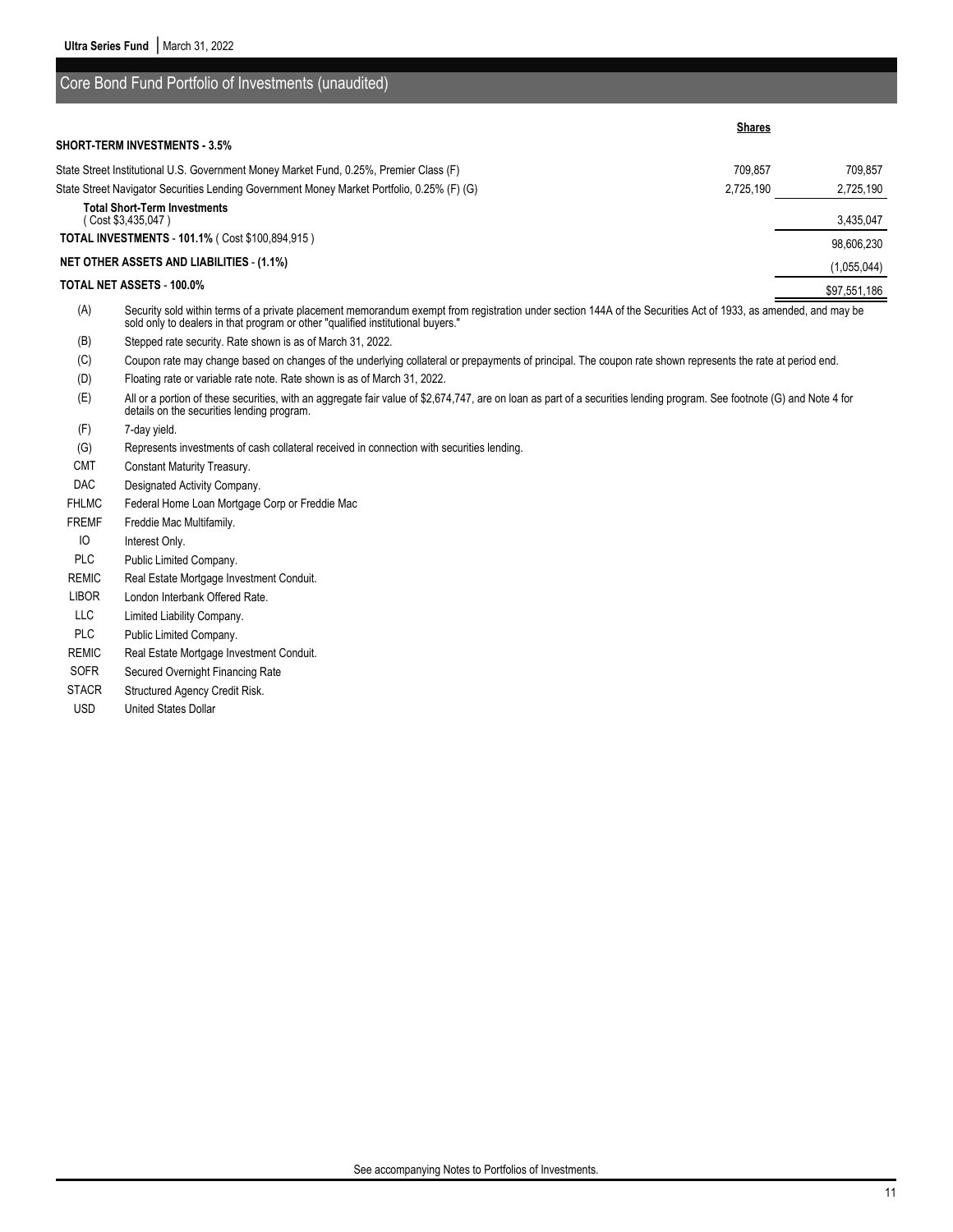## Core Bond Fund Portfolio of Investments (unaudited)

| | Shares | |
|---|---|---|
| **SHORT-TERM INVESTMENTS - 3.5%** | | |
| State Street Institutional U.S. Government Money Market Fund, 0.25%, Premier Class (F) | 709,857 | 709,857 |
| State Street Navigator Securities Lending Government Money Market Portfolio, 0.25% (F) (G) | 2,725,190 | 2,725,190 |
| **Total Short-Term Investments** ( Cost $3,435,047 ) | | 3,435,047 |
| **TOTAL INVESTMENTS - 101.1%** ( Cost $100,894,915 ) | | 98,606,230 |
| **NET OTHER ASSETS AND LIABILITIES - (1.1%)** | | (1,055,044) |
| **TOTAL NET ASSETS - 100.0%** | | $97,551,186 |

(A) Security sold within terms of a private placement memorandum exempt from registration under section 144A of the Securities Act of 1933, as amended, and may be sold only to dealers in that program or other "qualified institutional buyers."

(B) Stepped rate security. Rate shown is as of March 31, 2022.

(C) Coupon rate may change based on changes of the underlying collateral or prepayments of principal. The coupon rate shown represents the rate at period end.

(D) Floating rate or variable rate note. Rate shown is as of March 31, 2022.

(E) All or a portion of these securities, with an aggregate fair value of $2,674,747, are on loan as part of a securities lending program. See footnote (G) and Note 4 for details on the securities lending program.

(F) 7-day yield.

(G) Represents investments of cash collateral received in connection with securities lending.

CMT Constant Maturity Treasury.

DAC Designated Activity Company.

FHLMC Federal Home Loan Mortgage Corp or Freddie Mac

FREMF Freddie Mac Multifamily.

IO Interest Only.

PLC Public Limited Company.

REMIC Real Estate Mortgage Investment Conduit.

LIBOR London Interbank Offered Rate.

LLC Limited Liability Company.

PLC Public Limited Company.

REMIC Real Estate Mortgage Investment Conduit.

SOFR Secured Overnight Financing Rate

STACR Structured Agency Credit Risk.

USD United States Dollar

See accompanying Notes to Portfolios of Investments.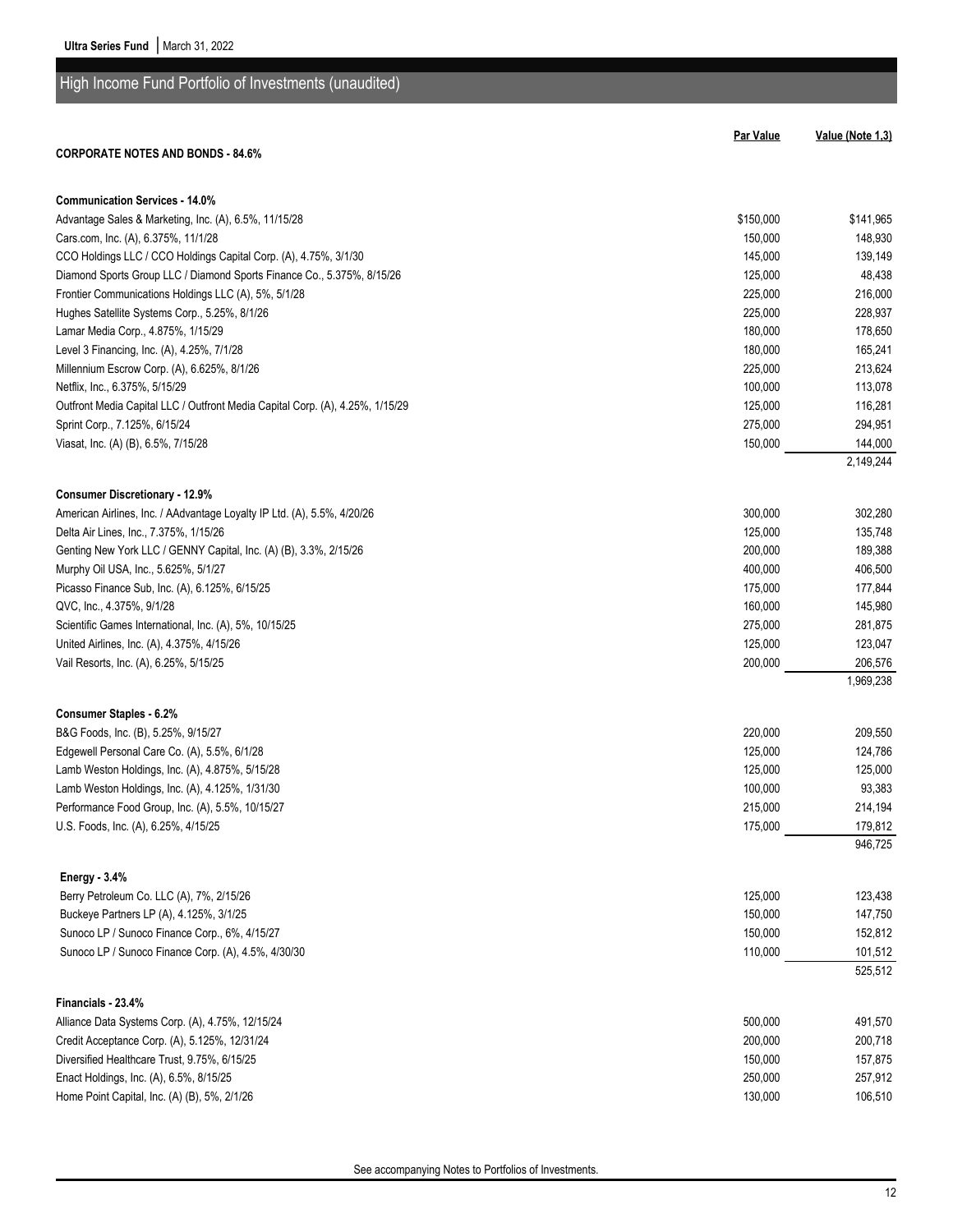## High Income Fund Portfolio of Investments (unaudited)

| CORPORATE NOTES AND BONDS - 84.6% | Par Value | Value (Note 1,3) |
|---|---|---|
| **Communication Services - 14.0%** | | |
| Advantage Sales & Marketing, Inc. (A), 6.5%, 11/15/28 | $150,000 | $141,965 |
| Cars.com, Inc. (A), 6.375%, 11/1/28 | 150,000 | 148,930 |
| CCO Holdings LLC / CCO Holdings Capital Corp. (A), 4.75%, 3/1/30 | 145,000 | 139,149 |
| Diamond Sports Group LLC / Diamond Sports Finance Co., 5.375%, 8/15/26 | 125,000 | 48,438 |
| Frontier Communications Holdings LLC (A), 5%, 5/1/28 | 225,000 | 216,000 |
| Hughes Satellite Systems Corp., 5.25%, 8/1/26 | 225,000 | 228,937 |
| Lamar Media Corp., 4.875%, 1/15/29 | 180,000 | 178,650 |
| Level 3 Financing, Inc. (A), 4.25%, 7/1/28 | 180,000 | 165,241 |
| Millennium Escrow Corp. (A), 6.625%, 8/1/26 | 225,000 | 213,624 |
| Netflix, Inc., 6.375%, 5/15/29 | 100,000 | 113,078 |
| Outfront Media Capital LLC / Outfront Media Capital Corp. (A), 4.25%, 1/15/29 | 125,000 | 116,281 |
| Sprint Corp., 7.125%, 6/15/24 | 275,000 | 294,951 |
| Viasat, Inc. (A) (B), 6.5%, 7/15/28 | 150,000 | 144,000 |
| | | 2,149,244 |
| **Consumer Discretionary - 12.9%** | | |
| American Airlines, Inc. / AAdvantage Loyalty IP Ltd. (A), 5.5%, 4/20/26 | 300,000 | 302,280 |
| Delta Air Lines, Inc., 7.375%, 1/15/26 | 125,000 | 135,748 |
| Genting New York LLC / GENNY Capital, Inc. (A) (B), 3.3%, 2/15/26 | 200,000 | 189,388 |
| Murphy Oil USA, Inc., 5.625%, 5/1/27 | 400,000 | 406,500 |
| Picasso Finance Sub, Inc. (A), 6.125%, 6/15/25 | 175,000 | 177,844 |
| QVC, Inc., 4.375%, 9/1/28 | 160,000 | 145,980 |
| Scientific Games International, Inc. (A), 5%, 10/15/25 | 275,000 | 281,875 |
| United Airlines, Inc. (A), 4.375%, 4/15/26 | 125,000 | 123,047 |
| Vail Resorts, Inc. (A), 6.25%, 5/15/25 | 200,000 | 206,576 |
| | | 1,969,238 |
| **Consumer Staples - 6.2%** | | |
| B&G Foods, Inc. (B), 5.25%, 9/15/27 | 220,000 | 209,550 |
| Edgewell Personal Care Co. (A), 5.5%, 6/1/28 | 125,000 | 124,786 |
| Lamb Weston Holdings, Inc. (A), 4.875%, 5/15/28 | 125,000 | 125,000 |
| Lamb Weston Holdings, Inc. (A), 4.125%, 1/31/30 | 100,000 | 93,383 |
| Performance Food Group, Inc. (A), 5.5%, 10/15/27 | 215,000 | 214,194 |
| U.S. Foods, Inc. (A), 6.25%, 4/15/25 | 175,000 | 179,812 |
| | | 946,725 |
| **Energy - 3.4%** | | |
| Berry Petroleum Co. LLC (A), 7%, 2/15/26 | 125,000 | 123,438 |
| Buckeye Partners LP (A), 4.125%, 3/1/25 | 150,000 | 147,750 |
| Sunoco LP / Sunoco Finance Corp., 6%, 4/15/27 | 150,000 | 152,812 |
| Sunoco LP / Sunoco Finance Corp. (A), 4.5%, 4/30/30 | 110,000 | 101,512 |
| | | 525,512 |
| **Financials - 23.4%** | | |
| Alliance Data Systems Corp. (A), 4.75%, 12/15/24 | 500,000 | 491,570 |
| Credit Acceptance Corp. (A), 5.125%, 12/31/24 | 200,000 | 200,718 |
| Diversified Healthcare Trust, 9.75%, 6/15/25 | 150,000 | 157,875 |
| Enact Holdings, Inc. (A), 6.5%, 8/15/25 | 250,000 | 257,912 |
| Home Point Capital, Inc. (A) (B), 5%, 2/1/26 | 130,000 | 106,510 |

See accompanying Notes to Portfolios of Investments.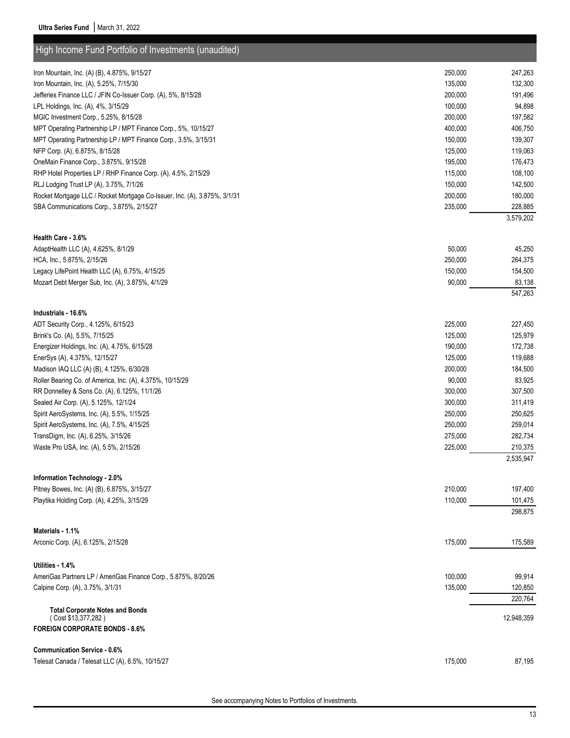## High Income Fund Portfolio of Investments (unaudited)

| | Par Value | Value (\$) |
|---|---|---|
| Iron Mountain, Inc. (A) (B), 4.875%, 9/15/27 | 250,000 | 247,263 |
| Iron Mountain, Inc. (A), 5.25%, 7/15/30 | 135,000 | 132,300 |
| Jefferies Finance LLC / JFIN Co-Issuer Corp. (A), 5%, 8/15/28 | 200,000 | 191,496 |
| LPL Holdings, Inc. (A), 4%, 3/15/29 | 100,000 | 94,898 |
| MGIC Investment Corp., 5.25%, 8/15/28 | 200,000 | 197,582 |
| MPT Operating Partnership LP / MPT Finance Corp., 5%, 10/15/27 | 400,000 | 406,750 |
| MPT Operating Partnership LP / MPT Finance Corp., 3.5%, 3/15/31 | 150,000 | 139,307 |
| NFP Corp. (A), 6.875%, 8/15/28 | 125,000 | 119,063 |
| OneMain Finance Corp., 3.875%, 9/15/28 | 195,000 | 176,473 |
| RHP Hotel Properties LP / RHP Finance Corp. (A), 4.5%, 2/15/29 | 115,000 | 108,100 |
| RLJ Lodging Trust LP (A), 3.75%, 7/1/26 | 150,000 | 142,500 |
| Rocket Mortgage LLC / Rocket Mortgage Co-Issuer, Inc. (A), 3.875%, 3/1/31 | 200,000 | 180,000 |
| SBA Communications Corp., 3.875%, 2/15/27 | 235,000 | 228,885 |
| | | 3,579,202 |
| **Health Care - 3.6%** | | |
| AdaptHealth LLC (A), 4.625%, 8/1/29 | 50,000 | 45,250 |
| HCA, Inc., 5.875%, 2/15/26 | 250,000 | 264,375 |
| Legacy LifePoint Health LLC (A), 6.75%, 4/15/25 | 150,000 | 154,500 |
| Mozart Debt Merger Sub, Inc. (A), 3.875%, 4/1/29 | 90,000 | 83,138 |
| | | 547,263 |
| **Industrials - 16.6%** | | |
| ADT Security Corp., 4.125%, 6/15/23 | 225,000 | 227,450 |
| Brink's Co. (A), 5.5%, 7/15/25 | 125,000 | 125,979 |
| Energizer Holdings, Inc. (A), 4.75%, 6/15/28 | 190,000 | 172,738 |
| EnerSys (A), 4.375%, 12/15/27 | 125,000 | 119,688 |
| Madison IAQ LLC (A) (B), 4.125%, 6/30/28 | 200,000 | 184,500 |
| Roller Bearing Co. of America, Inc. (A), 4.375%, 10/15/29 | 90,000 | 83,925 |
| RR Donnelley & Sons Co. (A), 6.125%, 11/1/26 | 300,000 | 307,500 |
| Sealed Air Corp. (A), 5.125%, 12/1/24 | 300,000 | 311,419 |
| Spirit AeroSystems, Inc. (A), 5.5%, 1/15/25 | 250,000 | 250,625 |
| Spirit AeroSystems, Inc. (A), 7.5%, 4/15/25 | 250,000 | 259,014 |
| TransDigm, Inc. (A), 6.25%, 3/15/26 | 275,000 | 282,734 |
| Waste Pro USA, Inc. (A), 5.5%, 2/15/26 | 225,000 | 210,375 |
| | | 2,535,947 |
| **Information Technology - 2.0%** | | |
| Pitney Bowes, Inc. (A) (B), 6.875%, 3/15/27 | 210,000 | 197,400 |
| Playtika Holding Corp. (A), 4.25%, 3/15/29 | 110,000 | 101,475 |
| | | 298,875 |
| **Materials - 1.1%** | | |
| Arconic Corp. (A), 6.125%, 2/15/28 | 175,000 | 175,589 |
| **Utilities - 1.4%** | | |
| AmeriGas Partners LP / AmeriGas Finance Corp., 5.875%, 8/20/26 | 100,000 | 99,914 |
| Calpine Corp. (A), 3.75%, 3/1/31 | 135,000 | 120,850 |
| | | 220,764 |
| **Total Corporate Notes and Bonds** ( Cost \$13,377,282 ) | | 12,948,359 |
| **FOREIGN CORPORATE BONDS - 8.6%** | | |
| **Communication Service - 0.6%** | | |
| Telesat Canada / Telesat LLC (A), 6.5%, 10/15/27 | 175,000 | 87,195 |

See accompanying Notes to Portfolios of Investments.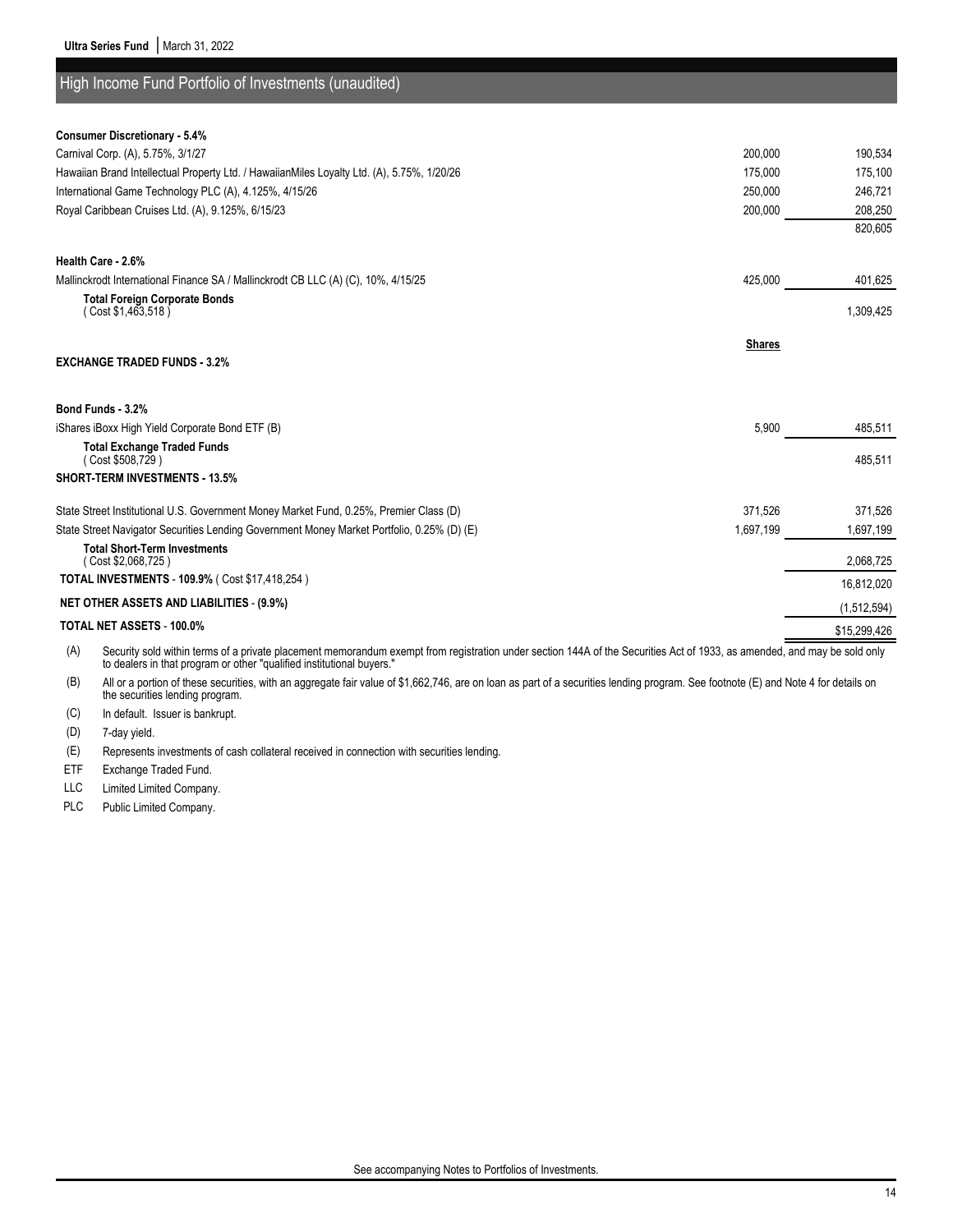## High Income Fund Portfolio of Investments (unaudited)

| | Par Value | Value |
|---|---|---|
| **Consumer Discretionary - 5.4%** | | |
| Carnival Corp. (A), 5.75%, 3/1/27 | 200,000 | 190,534 |
| Hawaiian Brand Intellectual Property Ltd. / HawaiianMiles Loyalty Ltd. (A), 5.75%, 1/20/26 | 175,000 | 175,100 |
| International Game Technology PLC (A), 4.125%, 4/15/26 | 250,000 | 246,721 |
| Royal Caribbean Cruises Ltd. (A), 9.125%, 6/15/23 | 200,000 | 208,250 |
| | | 820,605 |
| **Health Care - 2.6%** | | |
| Mallinckrodt International Finance SA / Mallinckrodt CB LLC (A) (C), 10%, 4/15/25 | 425,000 | 401,625 |
| **Total Foreign Corporate Bonds** ( Cost $1,463,518 ) | | 1,309,425 |
| | **Shares** | |
| **EXCHANGE TRADED FUNDS - 3.2%** | | |
| **Bond Funds - 3.2%** | | |
| iShares iBoxx High Yield Corporate Bond ETF (B) | 5,900 | 485,511 |
| **Total Exchange Traded Funds** ( Cost $508,729 ) | | 485,511 |
| **SHORT-TERM INVESTMENTS - 13.5%** | | |
| State Street Institutional U.S. Government Money Market Fund, 0.25%, Premier Class (D) | 371,526 | 371,526 |
| State Street Navigator Securities Lending Government Money Market Portfolio, 0.25% (D) (E) | 1,697,199 | 1,697,199 |
| **Total Short-Term Investments** ( Cost $2,068,725 ) | | 2,068,725 |
| **TOTAL INVESTMENTS - 109.9%** ( Cost $17,418,254 ) | | 16,812,020 |
| **NET OTHER ASSETS AND LIABILITIES - (9.9%)** | | (1,512,594) |
| **TOTAL NET ASSETS - 100.0%** | | $15,299,426 |

(A) Security sold within terms of a private placement memorandum exempt from registration under section 144A of the Securities Act of 1933, as amended, and may be sold only to dealers in that program or other "qualified institutional buyers."

(B) All or a portion of these securities, with an aggregate fair value of $1,662,746, are on loan as part of a securities lending program. See footnote (E) and Note 4 for details on the securities lending program.

(C) In default. Issuer is bankrupt.

(D) 7-day yield.

(E) Represents investments of cash collateral received in connection with securities lending.

ETF Exchange Traded Fund.

LLC Limited Limited Company.

PLC Public Limited Company.

See accompanying Notes to Portfolios of Investments.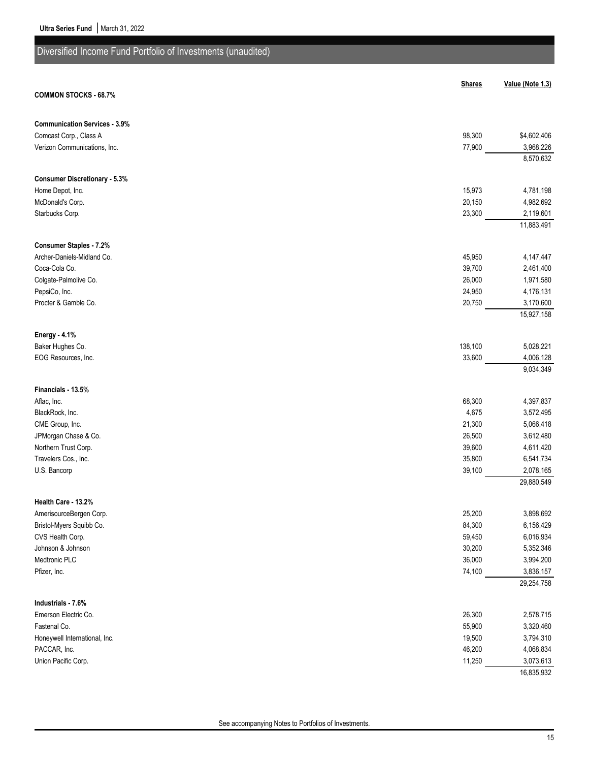## Diversified Income Fund Portfolio of Investments (unaudited)

| | Shares | Value (Note 1,3) |
|---|---|---|
| **COMMON STOCKS - 68.7%** | | |
| **Communication Services - 3.9%** | | |
| Comcast Corp., Class A | 98,300 | $4,602,406 |
| Verizon Communications, Inc. | 77,900 | 3,968,226 |
| | | 8,570,632 |
| **Consumer Discretionary - 5.3%** | | |
| Home Depot, Inc. | 15,973 | 4,781,198 |
| McDonald's Corp. | 20,150 | 4,982,692 |
| Starbucks Corp. | 23,300 | 2,119,601 |
| | | 11,883,491 |
| **Consumer Staples - 7.2%** | | |
| Archer-Daniels-Midland Co. | 45,950 | 4,147,447 |
| Coca-Cola Co. | 39,700 | 2,461,400 |
| Colgate-Palmolive Co. | 26,000 | 1,971,580 |
| PepsiCo, Inc. | 24,950 | 4,176,131 |
| Procter & Gamble Co. | 20,750 | 3,170,600 |
| | | 15,927,158 |
| **Energy - 4.1%** | | |
| Baker Hughes Co. | 138,100 | 5,028,221 |
| EOG Resources, Inc. | 33,600 | 4,006,128 |
| | | 9,034,349 |
| **Financials - 13.5%** | | |
| Aflac, Inc. | 68,300 | 4,397,837 |
| BlackRock, Inc. | 4,675 | 3,572,495 |
| CME Group, Inc. | 21,300 | 5,066,418 |
| JPMorgan Chase & Co. | 26,500 | 3,612,480 |
| Northern Trust Corp. | 39,600 | 4,611,420 |
| Travelers Cos., Inc. | 35,800 | 6,541,734 |
| U.S. Bancorp | 39,100 | 2,078,165 |
| | | 29,880,549 |
| **Health Care - 13.2%** | | |
| AmerisourceBergen Corp. | 25,200 | 3,898,692 |
| Bristol-Myers Squibb Co. | 84,300 | 6,156,429 |
| CVS Health Corp. | 59,450 | 6,016,934 |
| Johnson & Johnson | 30,200 | 5,352,346 |
| Medtronic PLC | 36,000 | 3,994,200 |
| Pfizer, Inc. | 74,100 | 3,836,157 |
| | | 29,254,758 |
| **Industrials - 7.6%** | | |
| Emerson Electric Co. | 26,300 | 2,578,715 |
| Fastenal Co. | 55,900 | 3,320,460 |
| Honeywell International, Inc. | 19,500 | 3,794,310 |
| PACCAR, Inc. | 46,200 | 4,068,834 |
| Union Pacific Corp. | 11,250 | 3,073,613 |
| | | 16,835,932 |

See accompanying Notes to Portfolios of Investments.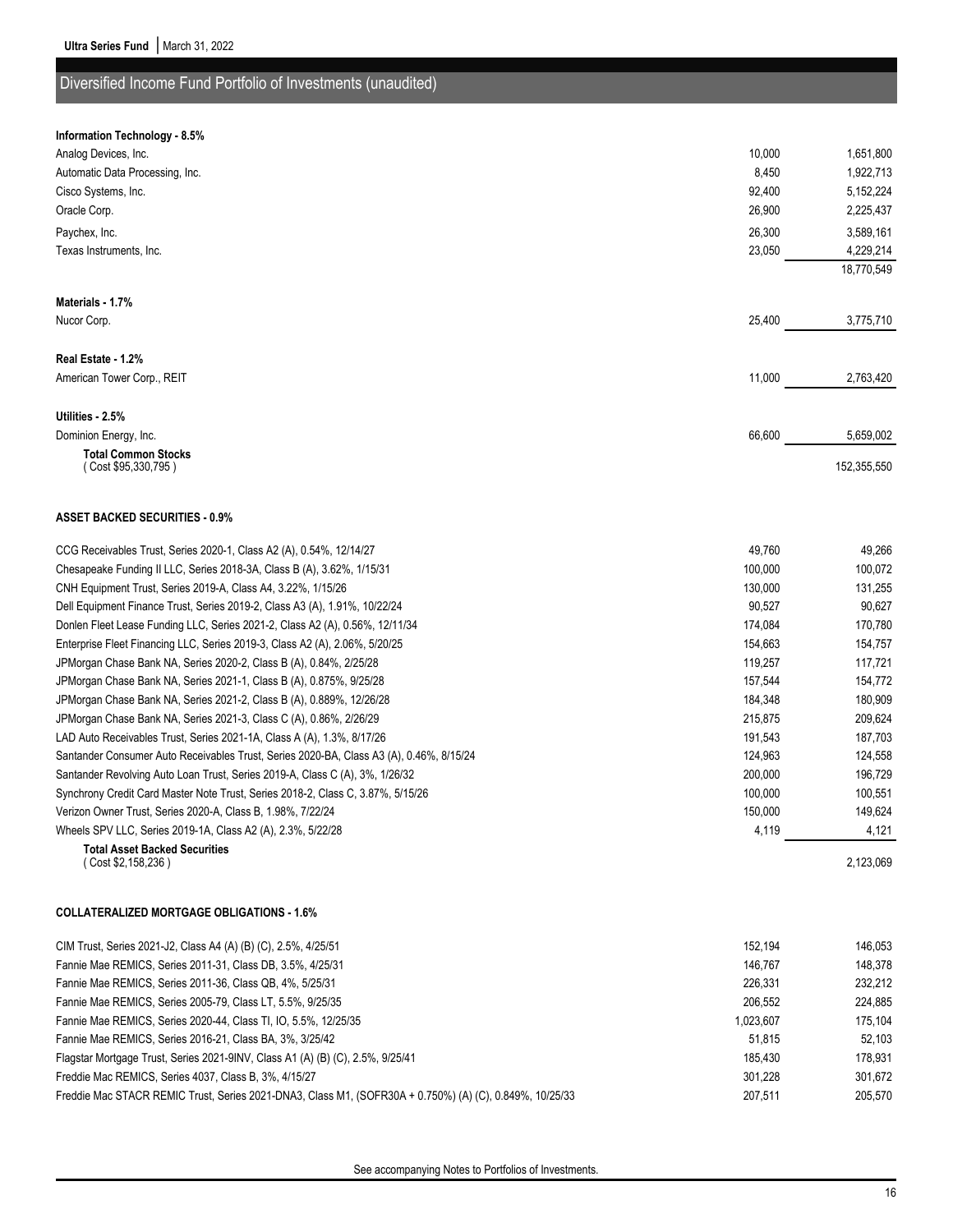## Diversified Income Fund Portfolio of Investments (unaudited)

| | | |
|---|---|---|
| **Information Technology - 8.5%** | | |
| Analog Devices, Inc. | 10,000 | 1,651,800 |
| Automatic Data Processing, Inc. | 8,450 | 1,922,713 |
| Cisco Systems, Inc. | 92,400 | 5,152,224 |
| Oracle Corp. | 26,900 | 2,225,437 |
| Paychex, Inc. | 26,300 | 3,589,161 |
| Texas Instruments, Inc. | 23,050 | 4,229,214 |
| | | 18,770,549 |
| **Materials - 1.7%** | | |
| Nucor Corp. | 25,400 | 3,775,710 |
| **Real Estate - 1.2%** | | |
| American Tower Corp., REIT | 11,000 | 2,763,420 |
| **Utilities - 2.5%** | | |
| Dominion Energy, Inc. | 66,600 | 5,659,002 |
| **Total Common Stocks** ( Cost $95,330,795 ) | | 152,355,550 |

**ASSET BACKED SECURITIES - 0.9%**

| | | |
|---|---|---|
| CCG Receivables Trust, Series 2020-1, Class A2 (A), 0.54%, 12/14/27 | 49,760 | 49,266 |
| Chesapeake Funding II LLC, Series 2018-3A, Class B (A), 3.62%, 1/15/31 | 100,000 | 100,072 |
| CNH Equipment Trust, Series 2019-A, Class A4, 3.22%, 1/15/26 | 130,000 | 131,255 |
| Dell Equipment Finance Trust, Series 2019-2, Class A3 (A), 1.91%, 10/22/24 | 90,527 | 90,627 |
| Donlen Fleet Lease Funding LLC, Series 2021-2, Class A2 (A), 0.56%, 12/11/34 | 174,084 | 170,780 |
| Enterprise Fleet Financing LLC, Series 2019-3, Class A2 (A), 2.06%, 5/20/25 | 154,663 | 154,757 |
| JPMorgan Chase Bank NA, Series 2020-2, Class B (A), 0.84%, 2/25/28 | 119,257 | 117,721 |
| JPMorgan Chase Bank NA, Series 2021-1, Class B (A), 0.875%, 9/25/28 | 157,544 | 154,772 |
| JPMorgan Chase Bank NA, Series 2021-2, Class B (A), 0.889%, 12/26/28 | 184,348 | 180,909 |
| JPMorgan Chase Bank NA, Series 2021-3, Class C (A), 0.86%, 2/26/29 | 215,875 | 209,624 |
| LAD Auto Receivables Trust, Series 2021-1A, Class A (A), 1.3%, 8/17/26 | 191,543 | 187,703 |
| Santander Consumer Auto Receivables Trust, Series 2020-BA, Class A3 (A), 0.46%, 8/15/24 | 124,963 | 124,558 |
| Santander Revolving Auto Loan Trust, Series 2019-A, Class C (A), 3%, 1/26/32 | 200,000 | 196,729 |
| Synchrony Credit Card Master Note Trust, Series 2018-2, Class C, 3.87%, 5/15/26 | 100,000 | 100,551 |
| Verizon Owner Trust, Series 2020-A, Class B, 1.98%, 7/22/24 | 150,000 | 149,624 |
| Wheels SPV LLC, Series 2019-1A, Class A2 (A), 2.3%, 5/22/28 | 4,119 | 4,121 |
| **Total Asset Backed Securities** ( Cost $2,158,236 ) | | 2,123,069 |

**COLLATERALIZED MORTGAGE OBLIGATIONS - 1.6%**

| | | |
|---|---|---|
| CIM Trust, Series 2021-J2, Class A4 (A) (B) (C), 2.5%, 4/25/51 | 152,194 | 146,053 |
| Fannie Mae REMICS, Series 2011-31, Class DB, 3.5%, 4/25/31 | 146,767 | 148,378 |
| Fannie Mae REMICS, Series 2011-36, Class QB, 4%, 5/25/31 | 226,331 | 232,212 |
| Fannie Mae REMICS, Series 2005-79, Class LT, 5.5%, 9/25/35 | 206,552 | 224,885 |
| Fannie Mae REMICS, Series 2020-44, Class TI, IO, 5.5%, 12/25/35 | 1,023,607 | 175,104 |
| Fannie Mae REMICS, Series 2016-21, Class BA, 3%, 3/25/42 | 51,815 | 52,103 |
| Flagstar Mortgage Trust, Series 2021-9INV, Class A1 (A) (B) (C), 2.5%, 9/25/41 | 185,430 | 178,931 |
| Freddie Mac REMICS, Series 4037, Class B, 3%, 4/15/27 | 301,228 | 301,672 |
| Freddie Mac STACR REMIC Trust, Series 2021-DNA3, Class M1, (SOFR30A + 0.750%) (A) (C), 0.849%, 10/25/33 | 207,511 | 205,570 |

See accompanying Notes to Portfolios of Investments.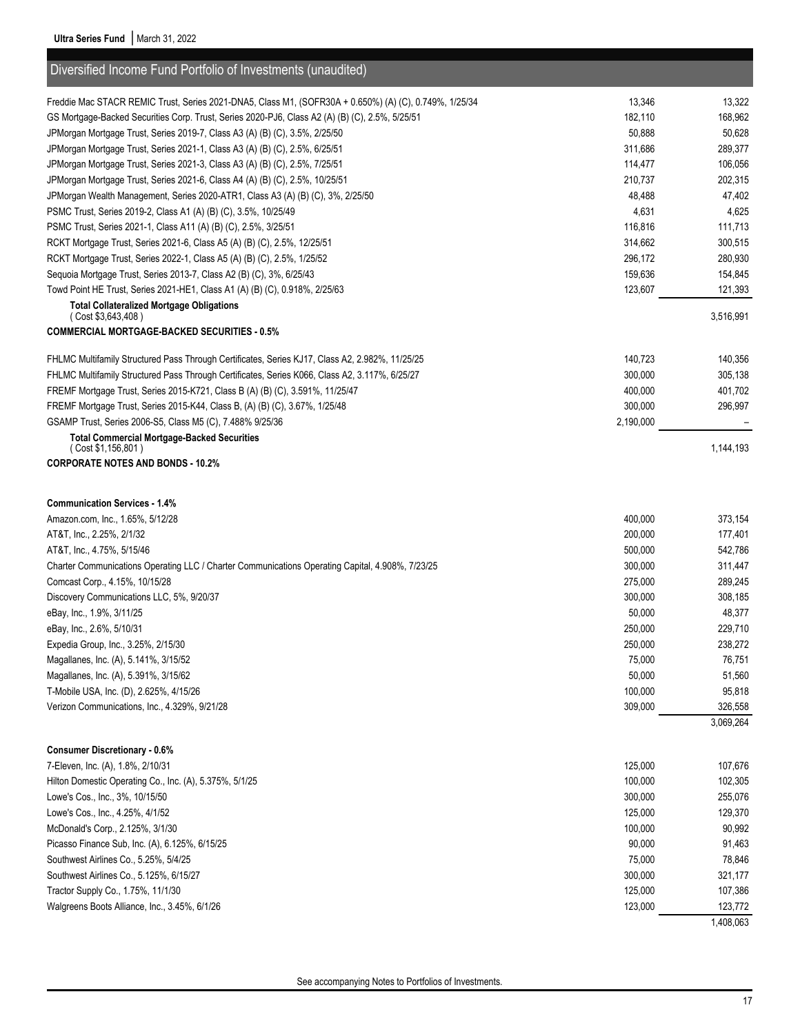## Diversified Income Fund Portfolio of Investments (unaudited)

| | | |
|---|---|---|
| Freddie Mac STACR REMIC Trust, Series 2021-DNA5, Class M1, (SOFR30A + 0.650%) (A) (C), 0.749%, 1/25/34 | 13,346 | 13,322 |
| GS Mortgage-Backed Securities Corp. Trust, Series 2020-PJ6, Class A2 (A) (B) (C), 2.5%, 5/25/51 | 182,110 | 168,962 |
| JPMorgan Mortgage Trust, Series 2019-7, Class A3 (A) (B) (C), 3.5%, 2/25/50 | 50,888 | 50,628 |
| JPMorgan Mortgage Trust, Series 2021-1, Class A3 (A) (B) (C), 2.5%, 6/25/51 | 311,686 | 289,377 |
| JPMorgan Mortgage Trust, Series 2021-3, Class A3 (A) (B) (C), 2.5%, 7/25/51 | 114,477 | 106,056 |
| JPMorgan Mortgage Trust, Series 2021-6, Class A4 (A) (B) (C), 2.5%, 10/25/51 | 210,737 | 202,315 |
| JPMorgan Wealth Management, Series 2020-ATR1, Class A3 (A) (B) (C), 3%, 2/25/50 | 48,488 | 47,402 |
| PSMC Trust, Series 2019-2, Class A1 (A) (B) (C), 3.5%, 10/25/49 | 4,631 | 4,625 |
| PSMC Trust, Series 2021-1, Class A11 (A) (B) (C), 2.5%, 3/25/51 | 116,816 | 111,713 |
| RCKT Mortgage Trust, Series 2021-6, Class A5 (A) (B) (C), 2.5%, 12/25/51 | 314,662 | 300,515 |
| RCKT Mortgage Trust, Series 2022-1, Class A5 (A) (B) (C), 2.5%, 1/25/52 | 296,172 | 280,930 |
| Sequoia Mortgage Trust, Series 2013-7, Class A2 (B) (C), 3%, 6/25/43 | 159,636 | 154,845 |
| Towd Point HE Trust, Series 2021-HE1, Class A1 (A) (B) (C), 0.918%, 2/25/63 | 123,607 | 121,393 |
| **Total Collateralized Mortgage Obligations** ( Cost $3,643,408 ) | | 3,516,991 |
| **COMMERCIAL MORTGAGE-BACKED SECURITIES - 0.5%** | | |
| FHLMC Multifamily Structured Pass Through Certificates, Series KJ17, Class A2, 2.982%, 11/25/25 | 140,723 | 140,356 |
| FHLMC Multifamily Structured Pass Through Certificates, Series K066, Class A2, 3.117%, 6/25/27 | 300,000 | 305,138 |
| FREMF Mortgage Trust, Series 2015-K721, Class B (A) (B) (C), 3.591%, 11/25/47 | 400,000 | 401,702 |
| FREMF Mortgage Trust, Series 2015-K44, Class B, (A) (B) (C), 3.67%, 1/25/48 | 300,000 | 296,997 |
| GSAMP Trust, Series 2006-S5, Class M5 (C), 7.488% 9/25/36 | 2,190,000 | – |
| **Total Commercial Mortgage-Backed Securities** ( Cost $1,156,801 ) | | 1,144,193 |
| **CORPORATE NOTES AND BONDS - 10.2%** | | |
| **Communication Services - 1.4%** | | |
| Amazon.com, Inc., 1.65%, 5/12/28 | 400,000 | 373,154 |
| AT&T, Inc., 2.25%, 2/1/32 | 200,000 | 177,401 |
| AT&T, Inc., 4.75%, 5/15/46 | 500,000 | 542,786 |
| Charter Communications Operating LLC / Charter Communications Operating Capital, 4.908%, 7/23/25 | 300,000 | 311,447 |
| Comcast Corp., 4.15%, 10/15/28 | 275,000 | 289,245 |
| Discovery Communications LLC, 5%, 9/20/37 | 300,000 | 308,185 |
| eBay, Inc., 1.9%, 3/11/25 | 50,000 | 48,377 |
| eBay, Inc., 2.6%, 5/10/31 | 250,000 | 229,710 |
| Expedia Group, Inc., 3.25%, 2/15/30 | 250,000 | 238,272 |
| Magallanes, Inc. (A), 5.141%, 3/15/52 | 75,000 | 76,751 |
| Magallanes, Inc. (A), 5.391%, 3/15/62 | 50,000 | 51,560 |
| T-Mobile USA, Inc. (D), 2.625%, 4/15/26 | 100,000 | 95,818 |
| Verizon Communications, Inc., 4.329%, 9/21/28 | 309,000 | 326,558 |
| | | 3,069,264 |
| **Consumer Discretionary - 0.6%** | | |
| 7-Eleven, Inc. (A), 1.8%, 2/10/31 | 125,000 | 107,676 |
| Hilton Domestic Operating Co., Inc. (A), 5.375%, 5/1/25 | 100,000 | 102,305 |
| Lowe's Cos., Inc., 3%, 10/15/50 | 300,000 | 255,076 |
| Lowe's Cos., Inc., 4.25%, 4/1/52 | 125,000 | 129,370 |
| McDonald's Corp., 2.125%, 3/1/30 | 100,000 | 90,992 |
| Picasso Finance Sub, Inc. (A), 6.125%, 6/15/25 | 90,000 | 91,463 |
| Southwest Airlines Co., 5.25%, 5/4/25 | 75,000 | 78,846 |
| Southwest Airlines Co., 5.125%, 6/15/27 | 300,000 | 321,177 |
| Tractor Supply Co., 1.75%, 11/1/30 | 125,000 | 107,386 |
| Walgreens Boots Alliance, Inc., 3.45%, 6/1/26 | 123,000 | 123,772 |
| | | 1,408,063 |

See accompanying Notes to Portfolios of Investments.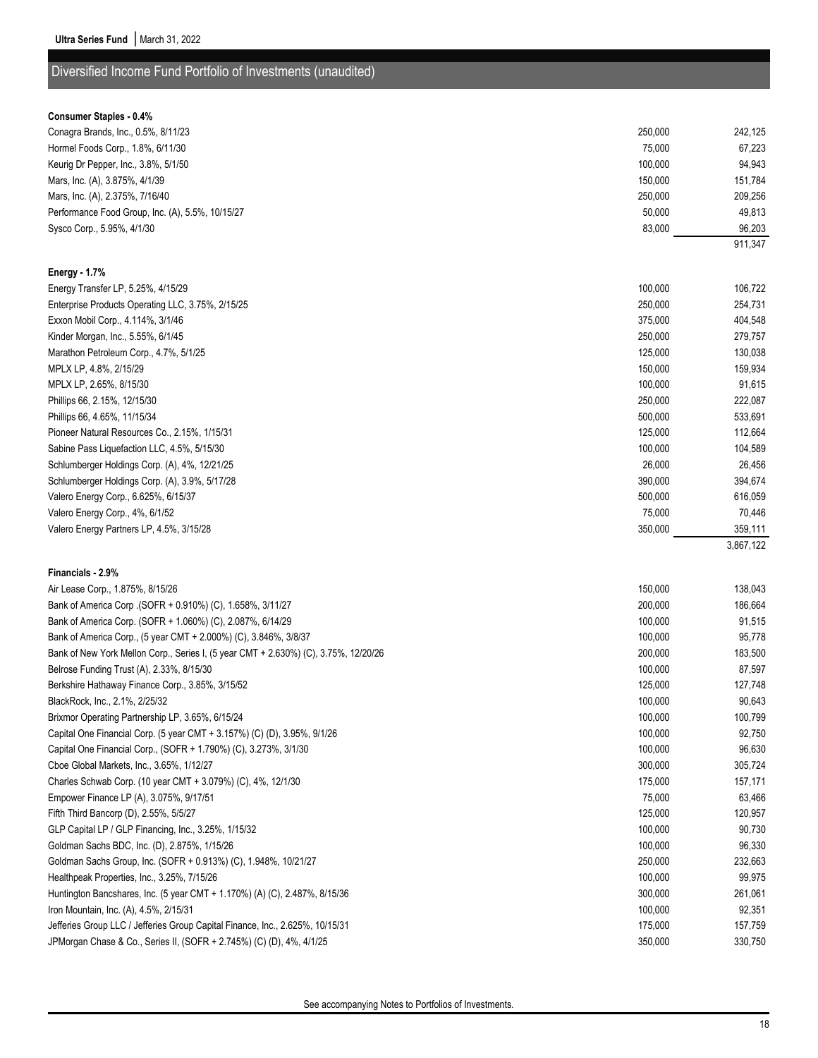## Diversified Income Fund Portfolio of Investments (unaudited)

| | | |
|---|---|---|
| **Consumer Staples - 0.4%** | | |
| Conagra Brands, Inc., 0.5%, 8/11/23 | 250,000 | 242,125 |
| Hormel Foods Corp., 1.8%, 6/11/30 | 75,000 | 67,223 |
| Keurig Dr Pepper, Inc., 3.8%, 5/1/50 | 100,000 | 94,943 |
| Mars, Inc. (A), 3.875%, 4/1/39 | 150,000 | 151,784 |
| Mars, Inc. (A), 2.375%, 7/16/40 | 250,000 | 209,256 |
| Performance Food Group, Inc. (A), 5.5%, 10/15/27 | 50,000 | 49,813 |
| Sysco Corp., 5.95%, 4/1/30 | 83,000 | 96,203 |
| | | 911,347 |
| **Energy - 1.7%** | | |
| Energy Transfer LP, 5.25%, 4/15/29 | 100,000 | 106,722 |
| Enterprise Products Operating LLC, 3.75%, 2/15/25 | 250,000 | 254,731 |
| Exxon Mobil Corp., 4.114%, 3/1/46 | 375,000 | 404,548 |
| Kinder Morgan, Inc., 5.55%, 6/1/45 | 250,000 | 279,757 |
| Marathon Petroleum Corp., 4.7%, 5/1/25 | 125,000 | 130,038 |
| MPLX LP, 4.8%, 2/15/29 | 150,000 | 159,934 |
| MPLX LP, 2.65%, 8/15/30 | 100,000 | 91,615 |
| Phillips 66, 2.15%, 12/15/30 | 250,000 | 222,087 |
| Phillips 66, 4.65%, 11/15/34 | 500,000 | 533,691 |
| Pioneer Natural Resources Co., 2.15%, 1/15/31 | 125,000 | 112,664 |
| Sabine Pass Liquefaction LLC, 4.5%, 5/15/30 | 100,000 | 104,589 |
| Schlumberger Holdings Corp. (A), 4%, 12/21/25 | 26,000 | 26,456 |
| Schlumberger Holdings Corp. (A), 3.9%, 5/17/28 | 390,000 | 394,674 |
| Valero Energy Corp., 6.625%, 6/15/37 | 500,000 | 616,059 |
| Valero Energy Corp., 4%, 6/1/52 | 75,000 | 70,446 |
| Valero Energy Partners LP, 4.5%, 3/15/28 | 350,000 | 359,111 |
| | | 3,867,122 |
| **Financials - 2.9%** | | |
| Air Lease Corp., 1.875%, 8/15/26 | 150,000 | 138,043 |
| Bank of America Corp .(SOFR + 0.910%) (C), 1.658%, 3/11/27 | 200,000 | 186,664 |
| Bank of America Corp. (SOFR + 1.060%) (C), 2.087%, 6/14/29 | 100,000 | 91,515 |
| Bank of America Corp., (5 year CMT + 2.000%) (C), 3.846%, 3/8/37 | 100,000 | 95,778 |
| Bank of New York Mellon Corp., Series I, (5 year CMT + 2.630%) (C), 3.75%, 12/20/26 | 200,000 | 183,500 |
| Belrose Funding Trust (A), 2.33%, 8/15/30 | 100,000 | 87,597 |
| Berkshire Hathaway Finance Corp., 3.85%, 3/15/52 | 125,000 | 127,748 |
| BlackRock, Inc., 2.1%, 2/25/32 | 100,000 | 90,643 |
| Brixmor Operating Partnership LP, 3.65%, 6/15/24 | 100,000 | 100,799 |
| Capital One Financial Corp. (5 year CMT + 3.157%) (C) (D), 3.95%, 9/1/26 | 100,000 | 92,750 |
| Capital One Financial Corp., (SOFR + 1.790%) (C), 3.273%, 3/1/30 | 100,000 | 96,630 |
| Cboe Global Markets, Inc., 3.65%, 1/12/27 | 300,000 | 305,724 |
| Charles Schwab Corp. (10 year CMT + 3.079%) (C), 4%, 12/1/30 | 175,000 | 157,171 |
| Empower Finance LP (A), 3.075%, 9/17/51 | 75,000 | 63,466 |
| Fifth Third Bancorp (D), 2.55%, 5/5/27 | 125,000 | 120,957 |
| GLP Capital LP / GLP Financing, Inc., 3.25%, 1/15/32 | 100,000 | 90,730 |
| Goldman Sachs BDC, Inc. (D), 2.875%, 1/15/26 | 100,000 | 96,330 |
| Goldman Sachs Group, Inc. (SOFR + 0.913%) (C), 1.948%, 10/21/27 | 250,000 | 232,663 |
| Healthpeak Properties, Inc., 3.25%, 7/15/26 | 100,000 | 99,975 |
| Huntington Bancshares, Inc. (5 year CMT + 1.170%) (A) (C), 2.487%, 8/15/36 | 300,000 | 261,061 |
| Iron Mountain, Inc. (A), 4.5%, 2/15/31 | 100,000 | 92,351 |
| Jefferies Group LLC / Jefferies Group Capital Finance, Inc., 2.625%, 10/15/31 | 175,000 | 157,759 |
| JPMorgan Chase & Co., Series II, (SOFR + 2.745%) (C) (D), 4%, 4/1/25 | 350,000 | 330,750 |

See accompanying Notes to Portfolios of Investments.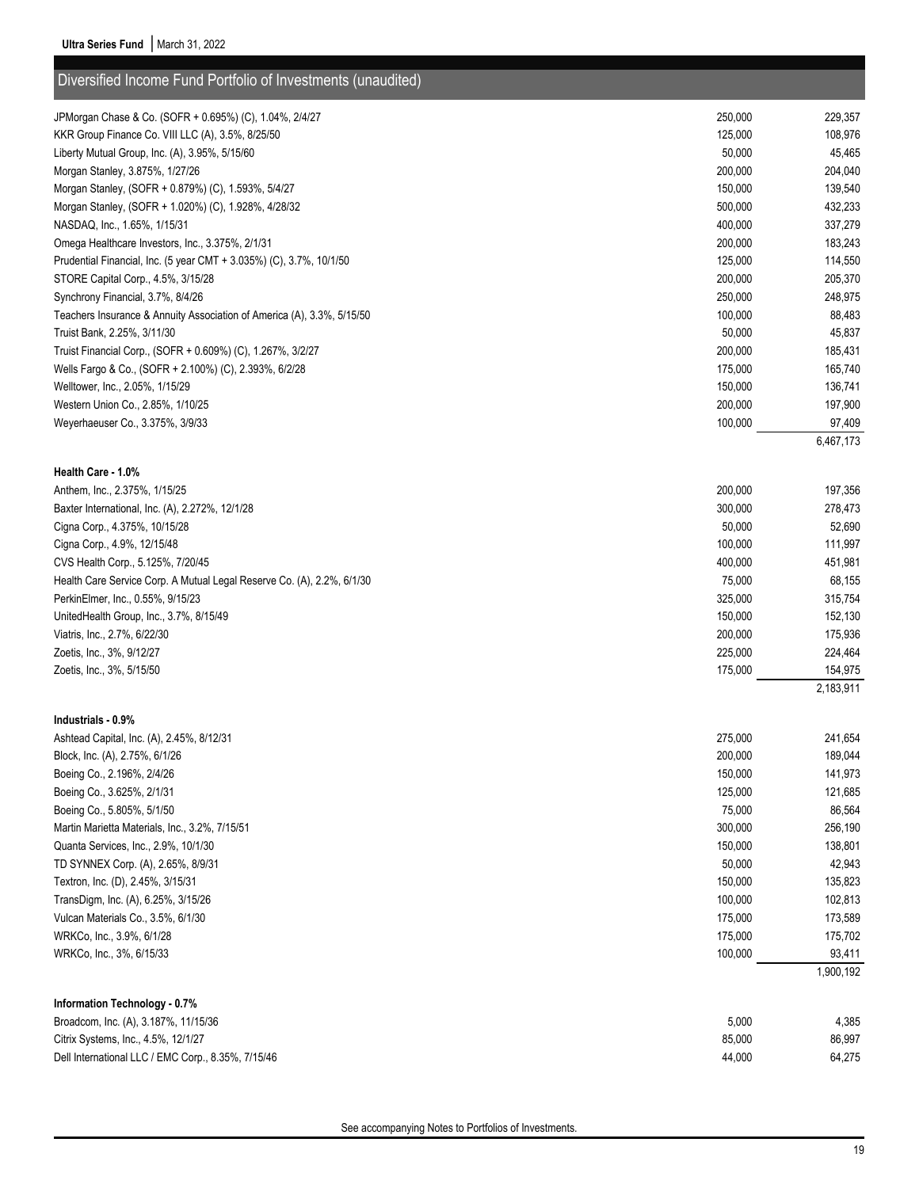## Diversified Income Fund Portfolio of Investments (unaudited)

| | | |
|---|---|---|
| JPMorgan Chase & Co. (SOFR + 0.695%) (C), 1.04%, 2/4/27 | 250,000 | 229,357 |
| KKR Group Finance Co. VIII LLC (A), 3.5%, 8/25/50 | 125,000 | 108,976 |
| Liberty Mutual Group, Inc. (A), 3.95%, 5/15/60 | 50,000 | 45,465 |
| Morgan Stanley, 3.875%, 1/27/26 | 200,000 | 204,040 |
| Morgan Stanley, (SOFR + 0.879%) (C), 1.593%, 5/4/27 | 150,000 | 139,540 |
| Morgan Stanley, (SOFR + 1.020%) (C), 1.928%, 4/28/32 | 500,000 | 432,233 |
| NASDAQ, Inc., 1.65%, 1/15/31 | 400,000 | 337,279 |
| Omega Healthcare Investors, Inc., 3.375%, 2/1/31 | 200,000 | 183,243 |
| Prudential Financial, Inc. (5 year CMT + 3.035%) (C), 3.7%, 10/1/50 | 125,000 | 114,550 |
| STORE Capital Corp., 4.5%, 3/15/28 | 200,000 | 205,370 |
| Synchrony Financial, 3.7%, 8/4/26 | 250,000 | 248,975 |
| Teachers Insurance & Annuity Association of America (A), 3.3%, 5/15/50 | 100,000 | 88,483 |
| Truist Bank, 2.25%, 3/11/30 | 50,000 | 45,837 |
| Truist Financial Corp., (SOFR + 0.609%) (C), 1.267%, 3/2/27 | 200,000 | 185,431 |
| Wells Fargo & Co., (SOFR + 2.100%) (C), 2.393%, 6/2/28 | 175,000 | 165,740 |
| Welltower, Inc., 2.05%, 1/15/29 | 150,000 | 136,741 |
| Western Union Co., 2.85%, 1/10/25 | 200,000 | 197,900 |
| Weyerhaeuser Co., 3.375%, 3/9/33 | 100,000 | 97,409 |
| | | 6,467,173 |
| **Health Care - 1.0%** | | |
| Anthem, Inc., 2.375%, 1/15/25 | 200,000 | 197,356 |
| Baxter International, Inc. (A), 2.272%, 12/1/28 | 300,000 | 278,473 |
| Cigna Corp., 4.375%, 10/15/28 | 50,000 | 52,690 |
| Cigna Corp., 4.9%, 12/15/48 | 100,000 | 111,997 |
| CVS Health Corp., 5.125%, 7/20/45 | 400,000 | 451,981 |
| Health Care Service Corp. A Mutual Legal Reserve Co. (A), 2.2%, 6/1/30 | 75,000 | 68,155 |
| PerkinElmer, Inc., 0.55%, 9/15/23 | 325,000 | 315,754 |
| UnitedHealth Group, Inc., 3.7%, 8/15/49 | 150,000 | 152,130 |
| Viatris, Inc., 2.7%, 6/22/30 | 200,000 | 175,936 |
| Zoetis, Inc., 3%, 9/12/27 | 225,000 | 224,464 |
| Zoetis, Inc., 3%, 5/15/50 | 175,000 | 154,975 |
| | | 2,183,911 |
| **Industrials - 0.9%** | | |
| Ashtead Capital, Inc. (A), 2.45%, 8/12/31 | 275,000 | 241,654 |
| Block, Inc. (A), 2.75%, 6/1/26 | 200,000 | 189,044 |
| Boeing Co., 2.196%, 2/4/26 | 150,000 | 141,973 |
| Boeing Co., 3.625%, 2/1/31 | 125,000 | 121,685 |
| Boeing Co., 5.805%, 5/1/50 | 75,000 | 86,564 |
| Martin Marietta Materials, Inc., 3.2%, 7/15/51 | 300,000 | 256,190 |
| Quanta Services, Inc., 2.9%, 10/1/30 | 150,000 | 138,801 |
| TD SYNNEX Corp. (A), 2.65%, 8/9/31 | 50,000 | 42,943 |
| Textron, Inc. (D), 2.45%, 3/15/31 | 150,000 | 135,823 |
| TransDigm, Inc. (A), 6.25%, 3/15/26 | 100,000 | 102,813 |
| Vulcan Materials Co., 3.5%, 6/1/30 | 175,000 | 173,589 |
| WRKCo, Inc., 3.9%, 6/1/28 | 175,000 | 175,702 |
| WRKCo, Inc., 3%, 6/15/33 | 100,000 | 93,411 |
| | | 1,900,192 |
| **Information Technology - 0.7%** | | |
| Broadcom, Inc. (A), 3.187%, 11/15/36 | 5,000 | 4,385 |
| Citrix Systems, Inc., 4.5%, 12/1/27 | 85,000 | 86,997 |
| Dell International LLC / EMC Corp., 8.35%, 7/15/46 | 44,000 | 64,275 |

See accompanying Notes to Portfolios of Investments.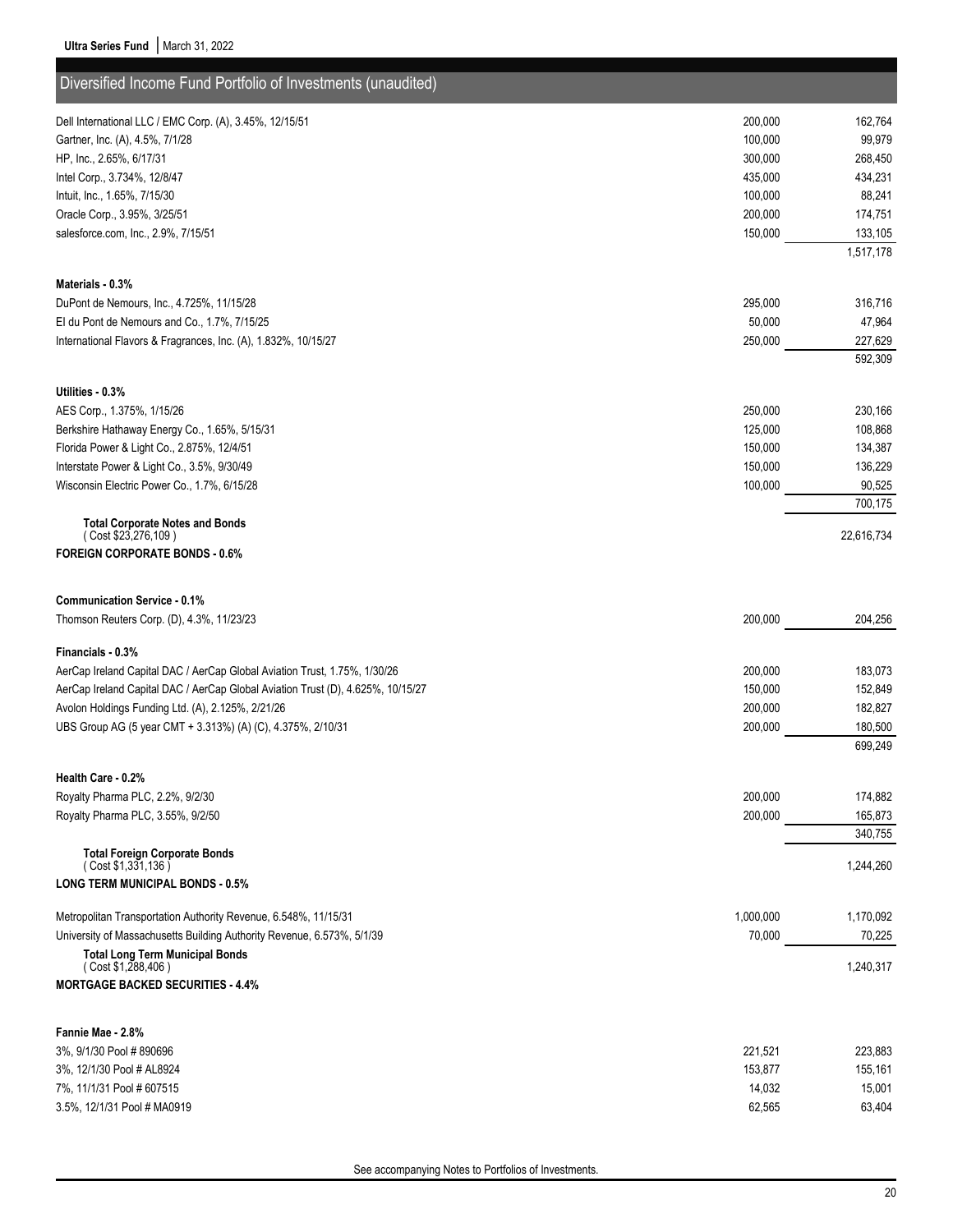## Diversified Income Fund Portfolio of Investments (unaudited)

| | | |
|---|---|---|
| Dell International LLC / EMC Corp. (A), 3.45%, 12/15/51 | 200,000 | 162,764 |
| Gartner, Inc. (A), 4.5%, 7/1/28 | 100,000 | 99,979 |
| HP, Inc., 2.65%, 6/17/31 | 300,000 | 268,450 |
| Intel Corp., 3.734%, 12/8/47 | 435,000 | 434,231 |
| Intuit, Inc., 1.65%, 7/15/30 | 100,000 | 88,241 |
| Oracle Corp., 3.95%, 3/25/51 | 200,000 | 174,751 |
| salesforce.com, Inc., 2.9%, 7/15/51 | 150,000 | 133,105 |
| | | 1,517,178 |
| **Materials - 0.3%** | | |
| DuPont de Nemours, Inc., 4.725%, 11/15/28 | 295,000 | 316,716 |
| EI du Pont de Nemours and Co., 1.7%, 7/15/25 | 50,000 | 47,964 |
| International Flavors & Fragrances, Inc. (A), 1.832%, 10/15/27 | 250,000 | 227,629 |
| | | 592,309 |
| **Utilities - 0.3%** | | |
| AES Corp., 1.375%, 1/15/26 | 250,000 | 230,166 |
| Berkshire Hathaway Energy Co., 1.65%, 5/15/31 | 125,000 | 108,868 |
| Florida Power & Light Co., 2.875%, 12/4/51 | 150,000 | 134,387 |
| Interstate Power & Light Co., 3.5%, 9/30/49 | 150,000 | 136,229 |
| Wisconsin Electric Power Co., 1.7%, 6/15/28 | 100,000 | 90,525 |
| | | 700,175 |
| **Total Corporate Notes and Bonds** ( Cost $23,276,109 ) | | 22,616,734 |
| **FOREIGN CORPORATE BONDS - 0.6%** | | |
| **Communication Service - 0.1%** | | |
| Thomson Reuters Corp. (D), 4.3%, 11/23/23 | 200,000 | 204,256 |
| **Financials - 0.3%** | | |
| AerCap Ireland Capital DAC / AerCap Global Aviation Trust, 1.75%, 1/30/26 | 200,000 | 183,073 |
| AerCap Ireland Capital DAC / AerCap Global Aviation Trust (D), 4.625%, 10/15/27 | 150,000 | 152,849 |
| Avolon Holdings Funding Ltd. (A), 2.125%, 2/21/26 | 200,000 | 182,827 |
| UBS Group AG (5 year CMT + 3.313%) (A) (C), 4.375%, 2/10/31 | 200,000 | 180,500 |
| | | 699,249 |
| **Health Care - 0.2%** | | |
| Royalty Pharma PLC, 2.2%, 9/2/30 | 200,000 | 174,882 |
| Royalty Pharma PLC, 3.55%, 9/2/50 | 200,000 | 165,873 |
| | | 340,755 |
| **Total Foreign Corporate Bonds** ( Cost $1,331,136 ) | | 1,244,260 |
| **LONG TERM MUNICIPAL BONDS - 0.5%** | | |
| Metropolitan Transportation Authority Revenue, 6.548%, 11/15/31 | 1,000,000 | 1,170,092 |
| University of Massachusetts Building Authority Revenue, 6.573%, 5/1/39 | 70,000 | 70,225 |
| **Total Long Term Municipal Bonds** ( Cost $1,288,406 ) | | 1,240,317 |
| **MORTGAGE BACKED SECURITIES - 4.4%** | | |
| **Fannie Mae - 2.8%** | | |
| 3%, 9/1/30 Pool # 890696 | 221,521 | 223,883 |
| 3%, 12/1/30 Pool # AL8924 | 153,877 | 155,161 |
| 7%, 11/1/31 Pool # 607515 | 14,032 | 15,001 |
| 3.5%, 12/1/31 Pool # MA0919 | 62,565 | 63,404 |

See accompanying Notes to Portfolios of Investments.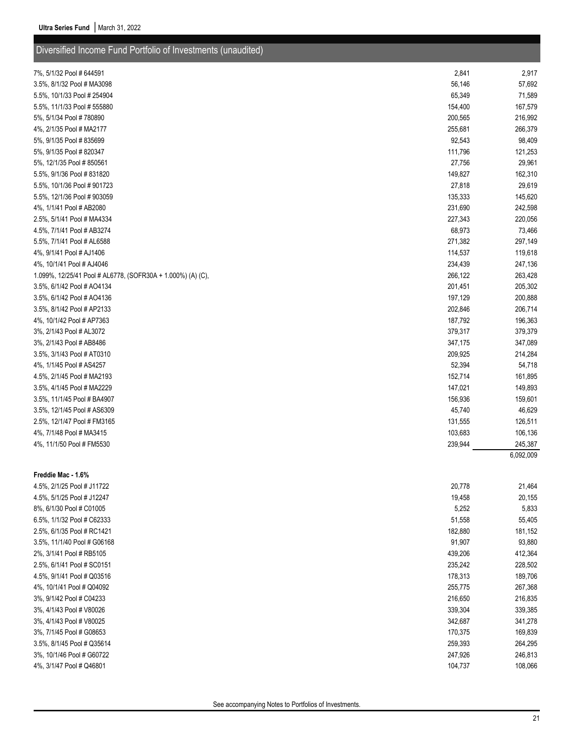## Diversified Income Fund Portfolio of Investments (unaudited)

| | | |
|---|---|---|
| 7%, 5/1/32 Pool # 644591 | 2,841 | 2,917 |
| 3.5%, 8/1/32 Pool # MA3098 | 56,146 | 57,692 |
| 5.5%, 10/1/33 Pool # 254904 | 65,349 | 71,589 |
| 5.5%, 11/1/33 Pool # 555880 | 154,400 | 167,579 |
| 5%, 5/1/34 Pool # 780890 | 200,565 | 216,992 |
| 4%, 2/1/35 Pool # MA2177 | 255,681 | 266,379 |
| 5%, 9/1/35 Pool # 835699 | 92,543 | 98,409 |
| 5%, 9/1/35 Pool # 820347 | 111,796 | 121,253 |
| 5%, 12/1/35 Pool # 850561 | 27,756 | 29,961 |
| 5.5%, 9/1/36 Pool # 831820 | 149,827 | 162,310 |
| 5.5%, 10/1/36 Pool # 901723 | 27,818 | 29,619 |
| 5.5%, 12/1/36 Pool # 903059 | 135,333 | 145,620 |
| 4%, 1/1/41 Pool # AB2080 | 231,690 | 242,598 |
| 2.5%, 5/1/41 Pool # MA4334 | 227,343 | 220,056 |
| 4.5%, 7/1/41 Pool # AB3274 | 68,973 | 73,466 |
| 5.5%, 7/1/41 Pool # AL6588 | 271,382 | 297,149 |
| 4%, 9/1/41 Pool # AJ1406 | 114,537 | 119,618 |
| 4%, 10/1/41 Pool # AJ4046 | 234,439 | 247,136 |
| 1.099%, 12/25/41 Pool # AL6778, (SOFR30A + 1.000%) (A) (C), | 266,122 | 263,428 |
| 3.5%, 6/1/42 Pool # AO4134 | 201,451 | 205,302 |
| 3.5%, 6/1/42 Pool # AO4136 | 197,129 | 200,888 |
| 3.5%, 8/1/42 Pool # AP2133 | 202,846 | 206,714 |
| 4%, 10/1/42 Pool # AP7363 | 187,792 | 196,363 |
| 3%, 2/1/43 Pool # AL3072 | 379,317 | 379,379 |
| 3%, 2/1/43 Pool # AB8486 | 347,175 | 347,089 |
| 3.5%, 3/1/43 Pool # AT0310 | 209,925 | 214,284 |
| 4%, 1/1/45 Pool # AS4257 | 52,394 | 54,718 |
| 4.5%, 2/1/45 Pool # MA2193 | 152,714 | 161,895 |
| 3.5%, 4/1/45 Pool # MA2229 | 147,021 | 149,893 |
| 3.5%, 11/1/45 Pool # BA4907 | 156,936 | 159,601 |
| 3.5%, 12/1/45 Pool # AS6309 | 45,740 | 46,629 |
| 2.5%, 12/1/47 Pool # FM3165 | 131,555 | 126,511 |
| 4%, 7/1/48 Pool # MA3415 | 103,683 | 106,136 |
| 4%, 11/1/50 Pool # FM5530 | 239,944 | 245,387 |
| | | 6,092,009 |
| **Freddie Mac - 1.6%** | | |
| 4.5%, 2/1/25 Pool # J11722 | 20,778 | 21,464 |
| 4.5%, 5/1/25 Pool # J12247 | 19,458 | 20,155 |
| 8%, 6/1/30 Pool # C01005 | 5,252 | 5,833 |
| 6.5%, 1/1/32 Pool # C62333 | 51,558 | 55,405 |
| 2.5%, 6/1/35 Pool # RC1421 | 182,880 | 181,152 |
| 3.5%, 11/1/40 Pool # G06168 | 91,907 | 93,880 |
| 2%, 3/1/41 Pool # RB5105 | 439,206 | 412,364 |
| 2.5%, 6/1/41 Pool # SC0151 | 235,242 | 228,502 |
| 4.5%, 9/1/41 Pool # Q03516 | 178,313 | 189,706 |
| 4%, 10/1/41 Pool # Q04092 | 255,775 | 267,368 |
| 3%, 9/1/42 Pool # C04233 | 216,650 | 216,835 |
| 3%, 4/1/43 Pool # V80026 | 339,304 | 339,385 |
| 3%, 4/1/43 Pool # V80025 | 342,687 | 341,278 |
| 3%, 7/1/45 Pool # G08653 | 170,375 | 169,839 |
| 3.5%, 8/1/45 Pool # Q35614 | 259,393 | 264,295 |
| 3%, 10/1/46 Pool # G60722 | 247,926 | 246,813 |
| 4%, 3/1/47 Pool # Q46801 | 104,737 | 108,066 |

See accompanying Notes to Portfolios of Investments.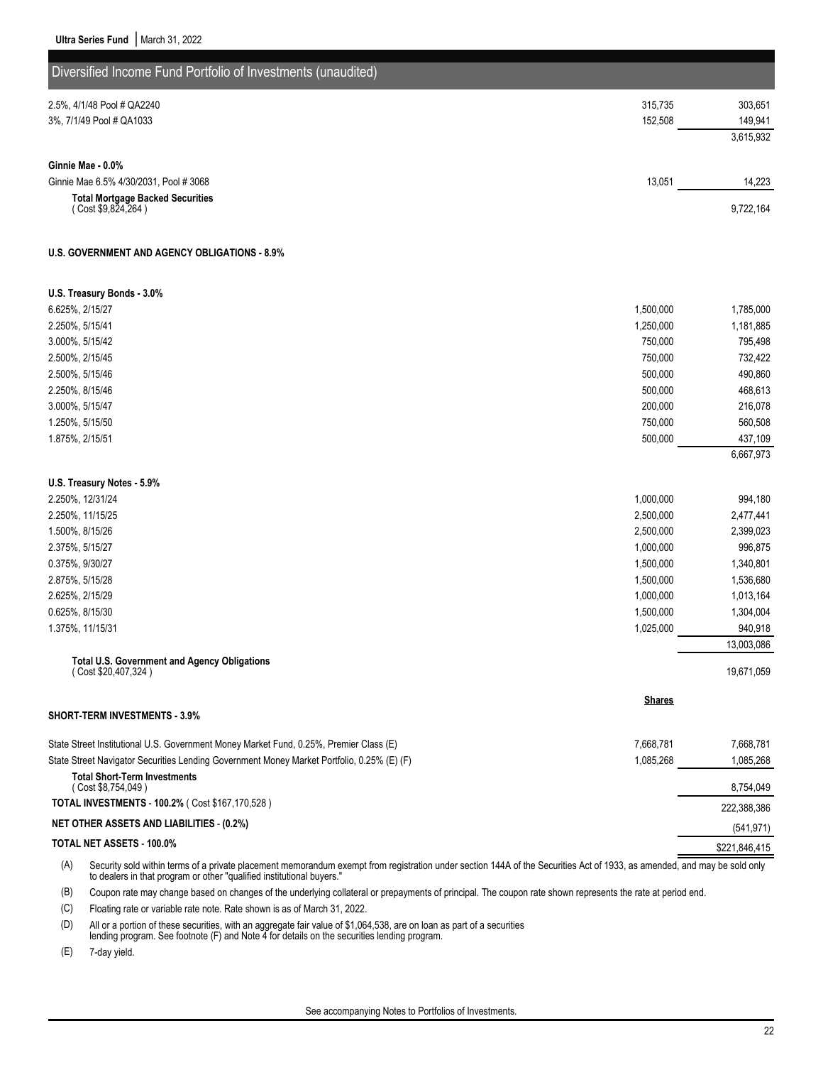## Diversified Income Fund Portfolio of Investments (unaudited)

| | | |
|---|---:|---:|
| 2.5%, 4/1/48 Pool # QA2240 | 315,735 | 303,651 |
| 3%, 7/1/49 Pool # QA1033 | 152,508 | 149,941 |
| | | 3,615,932 |
| **Ginnie Mae - 0.0%** | | |
| Ginnie Mae 6.5% 4/30/2031, Pool # 3068 | 13,051 | 14,223 |
| **Total Mortgage Backed Securities** ( Cost $9,824,264 ) | | 9,722,164 |
| | | |
| **U.S. GOVERNMENT AND AGENCY OBLIGATIONS - 8.9%** | | |
| | | |
| **U.S. Treasury Bonds - 3.0%** | | |
| 6.625%, 2/15/27 | 1,500,000 | 1,785,000 |
| 2.250%, 5/15/41 | 1,250,000 | 1,181,885 |
| 3.000%, 5/15/42 | 750,000 | 795,498 |
| 2.500%, 2/15/45 | 750,000 | 732,422 |
| 2.500%, 5/15/46 | 500,000 | 490,860 |
| 2.250%, 8/15/46 | 500,000 | 468,613 |
| 3.000%, 5/15/47 | 200,000 | 216,078 |
| 1.250%, 5/15/50 | 750,000 | 560,508 |
| 1.875%, 2/15/51 | 500,000 | 437,109 |
| | | 6,667,973 |
| **U.S. Treasury Notes - 5.9%** | | |
| 2.250%, 12/31/24 | 1,000,000 | 994,180 |
| 2.250%, 11/15/25 | 2,500,000 | 2,477,441 |
| 1.500%, 8/15/26 | 2,500,000 | 2,399,023 |
| 2.375%, 5/15/27 | 1,000,000 | 996,875 |
| 0.375%, 9/30/27 | 1,500,000 | 1,340,801 |
| 2.875%, 5/15/28 | 1,500,000 | 1,536,680 |
| 2.625%, 2/15/29 | 1,000,000 | 1,013,164 |
| 0.625%, 8/15/30 | 1,500,000 | 1,304,004 |
| 1.375%, 11/15/31 | 1,025,000 | 940,918 |
| | | 13,003,086 |
| **Total U.S. Government and Agency Obligations** ( Cost $20,407,324 ) | | 19,671,059 |
| | **Shares** | |
| **SHORT-TERM INVESTMENTS - 3.9%** | | |
| State Street Institutional U.S. Government Money Market Fund, 0.25%, Premier Class (E) | 7,668,781 | 7,668,781 |
| State Street Navigator Securities Lending Government Money Market Portfolio, 0.25% (E) (F) | 1,085,268 | 1,085,268 |
| **Total Short-Term Investments** ( Cost $8,754,049 ) | | 8,754,049 |
| **TOTAL INVESTMENTS - 100.2%** ( Cost $167,170,528 ) | | 222,388,386 |
| **NET OTHER ASSETS AND LIABILITIES - (0.2%)** | | (541,971) |
| **TOTAL NET ASSETS - 100.0%** | | $221,846,415 |

(A) Security sold within terms of a private placement memorandum exempt from registration under section 144A of the Securities Act of 1933, as amended, and may be sold only to dealers in that program or other "qualified institutional buyers."

(B) Coupon rate may change based on changes of the underlying collateral or prepayments of principal. The coupon rate shown represents the rate at period end.

(C) Floating rate or variable rate note. Rate shown is as of March 31, 2022.

(D) All or a portion of these securities, with an aggregate fair value of $1,064,538, are on loan as part of a securities lending program. See footnote (F) and Note 4 for details on the securities lending program.

(E) 7-day yield.

See accompanying Notes to Portfolios of Investments.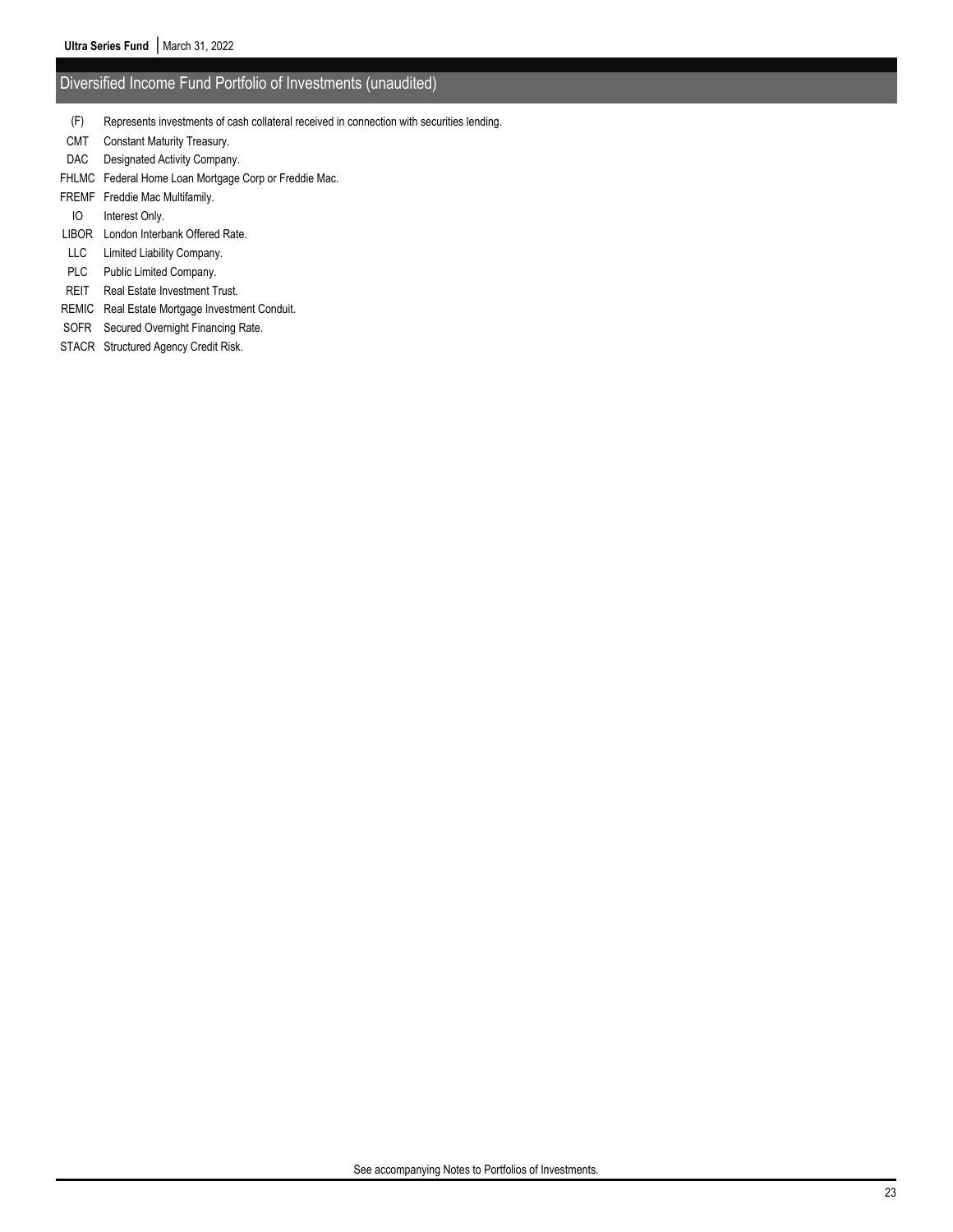## Diversified Income Fund Portfolio of Investments (unaudited)

(F) Represents investments of cash collateral received in connection with securities lending.

CMT Constant Maturity Treasury.

DAC Designated Activity Company.

FHLMC Federal Home Loan Mortgage Corp or Freddie Mac.

FREMF Freddie Mac Multifamily.

IO Interest Only.

LIBOR London Interbank Offered Rate.

LLC Limited Liability Company.

PLC Public Limited Company.

REIT Real Estate Investment Trust.

REMIC Real Estate Mortgage Investment Conduit.

SOFR Secured Overnight Financing Rate.

STACR Structured Agency Credit Risk.

See accompanying Notes to Portfolios of Investments.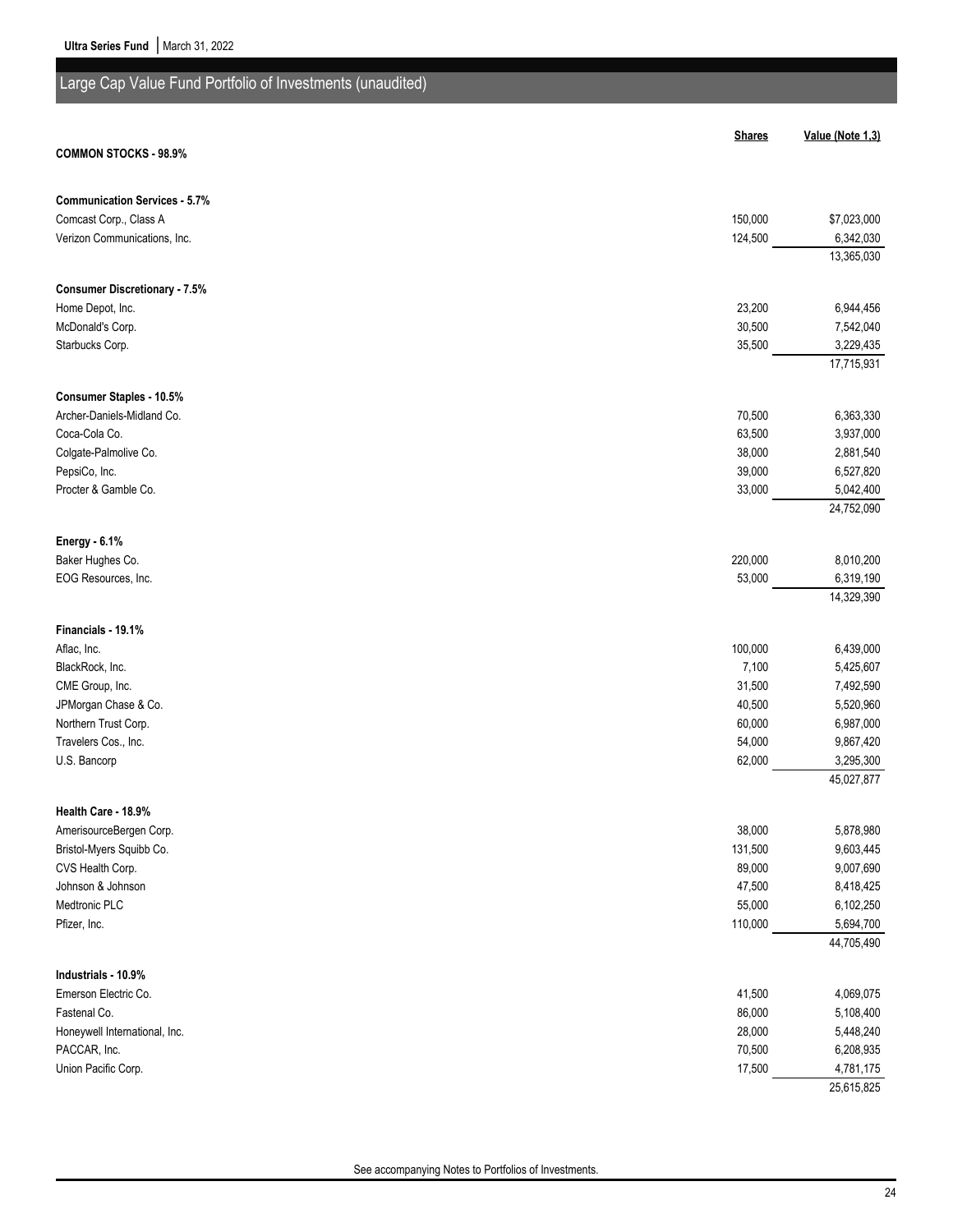## Large Cap Value Fund Portfolio of Investments (unaudited)

| | Shares | Value (Note 1,3) |
|---|---|---|
| **COMMON STOCKS - 98.9%** | | |
| **Communication Services - 5.7%** | | |
| Comcast Corp., Class A | 150,000 | $7,023,000 |
| Verizon Communications, Inc. | 124,500 | 6,342,030 |
| | | 13,365,030 |
| **Consumer Discretionary - 7.5%** | | |
| Home Depot, Inc. | 23,200 | 6,944,456 |
| McDonald's Corp. | 30,500 | 7,542,040 |
| Starbucks Corp. | 35,500 | 3,229,435 |
| | | 17,715,931 |
| **Consumer Staples - 10.5%** | | |
| Archer-Daniels-Midland Co. | 70,500 | 6,363,330 |
| Coca-Cola Co. | 63,500 | 3,937,000 |
| Colgate-Palmolive Co. | 38,000 | 2,881,540 |
| PepsiCo, Inc. | 39,000 | 6,527,820 |
| Procter & Gamble Co. | 33,000 | 5,042,400 |
| | | 24,752,090 |
| **Energy - 6.1%** | | |
| Baker Hughes Co. | 220,000 | 8,010,200 |
| EOG Resources, Inc. | 53,000 | 6,319,190 |
| | | 14,329,390 |
| **Financials - 19.1%** | | |
| Aflac, Inc. | 100,000 | 6,439,000 |
| BlackRock, Inc. | 7,100 | 5,425,607 |
| CME Group, Inc. | 31,500 | 7,492,590 |
| JPMorgan Chase & Co. | 40,500 | 5,520,960 |
| Northern Trust Corp. | 60,000 | 6,987,000 |
| Travelers Cos., Inc. | 54,000 | 9,867,420 |
| U.S. Bancorp | 62,000 | 3,295,300 |
| | | 45,027,877 |
| **Health Care - 18.9%** | | |
| AmerisourceBergen Corp. | 38,000 | 5,878,980 |
| Bristol-Myers Squibb Co. | 131,500 | 9,603,445 |
| CVS Health Corp. | 89,000 | 9,007,690 |
| Johnson & Johnson | 47,500 | 8,418,425 |
| Medtronic PLC | 55,000 | 6,102,250 |
| Pfizer, Inc. | 110,000 | 5,694,700 |
| | | 44,705,490 |
| **Industrials - 10.9%** | | |
| Emerson Electric Co. | 41,500 | 4,069,075 |
| Fastenal Co. | 86,000 | 5,108,400 |
| Honeywell International, Inc. | 28,000 | 5,448,240 |
| PACCAR, Inc. | 70,500 | 6,208,935 |
| Union Pacific Corp. | 17,500 | 4,781,175 |
| | | 25,615,825 |

See accompanying Notes to Portfolios of Investments.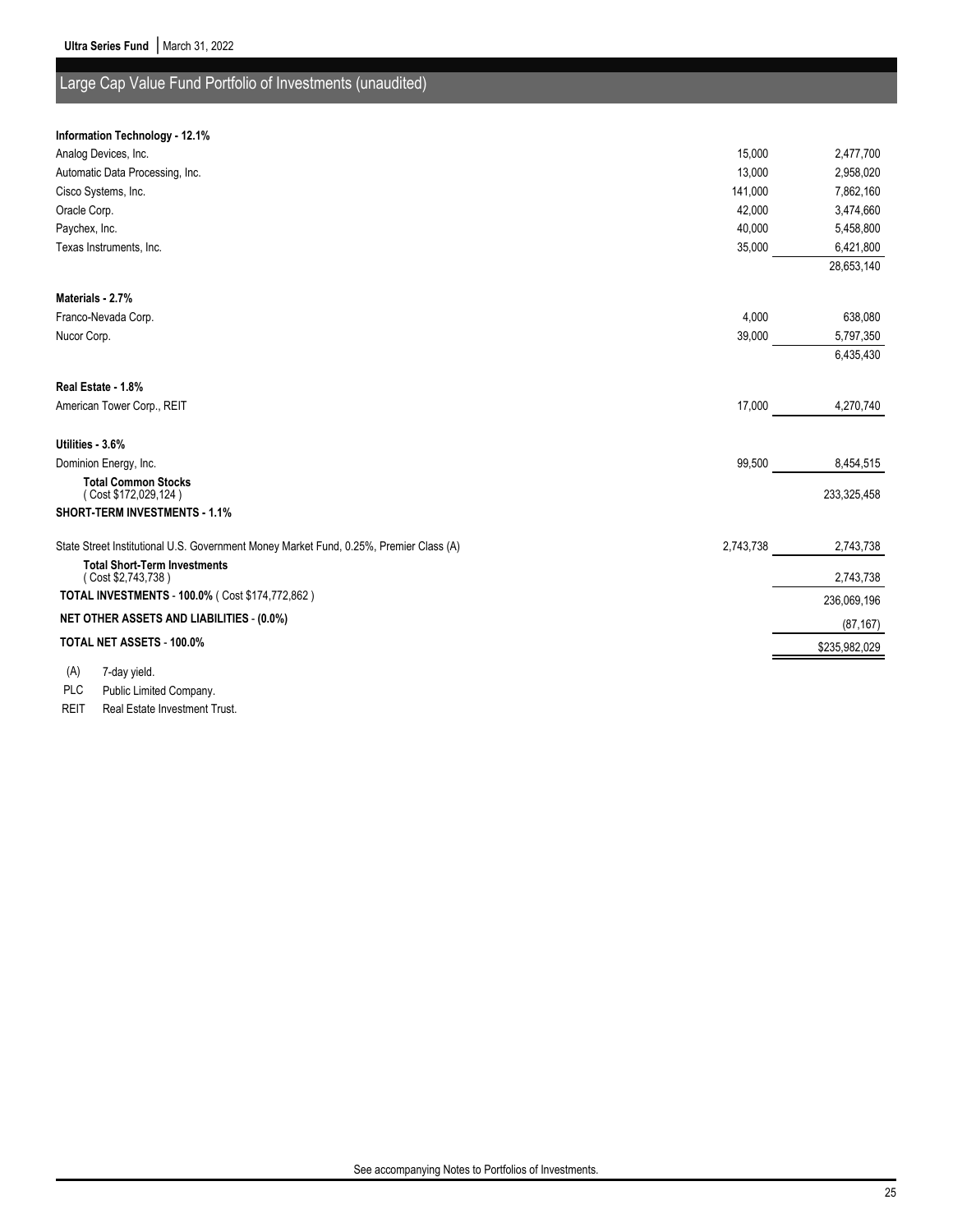## Large Cap Value Fund Portfolio of Investments (unaudited)

| | Shares | Value |
|---|---|---|
| **Information Technology - 12.1%** | | |
| Analog Devices, Inc. | 15,000 | 2,477,700 |
| Automatic Data Processing, Inc. | 13,000 | 2,958,020 |
| Cisco Systems, Inc. | 141,000 | 7,862,160 |
| Oracle Corp. | 42,000 | 3,474,660 |
| Paychex, Inc. | 40,000 | 5,458,800 |
| Texas Instruments, Inc. | 35,000 | 6,421,800 |
| | | 28,653,140 |
| **Materials - 2.7%** | | |
| Franco-Nevada Corp. | 4,000 | 638,080 |
| Nucor Corp. | 39,000 | 5,797,350 |
| | | 6,435,430 |
| **Real Estate - 1.8%** | | |
| American Tower Corp., REIT | 17,000 | 4,270,740 |
| **Utilities - 3.6%** | | |
| Dominion Energy, Inc. | 99,500 | 8,454,515 |
| **Total Common Stocks** ( Cost $172,029,124 ) | | 233,325,458 |
| **SHORT-TERM INVESTMENTS - 1.1%** | | |
| State Street Institutional U.S. Government Money Market Fund, 0.25%, Premier Class (A) | 2,743,738 | 2,743,738 |
| **Total Short-Term Investments** ( Cost $2,743,738 ) | | 2,743,738 |
| **TOTAL INVESTMENTS - 100.0%** ( Cost $174,772,862 ) | | 236,069,196 |
| **NET OTHER ASSETS AND LIABILITIES - (0.0%)** | | (87,167) |
| **TOTAL NET ASSETS - 100.0%** | | $235,982,029 |

(A) 7-day yield.

PLC Public Limited Company.

REIT Real Estate Investment Trust.

See accompanying Notes to Portfolios of Investments.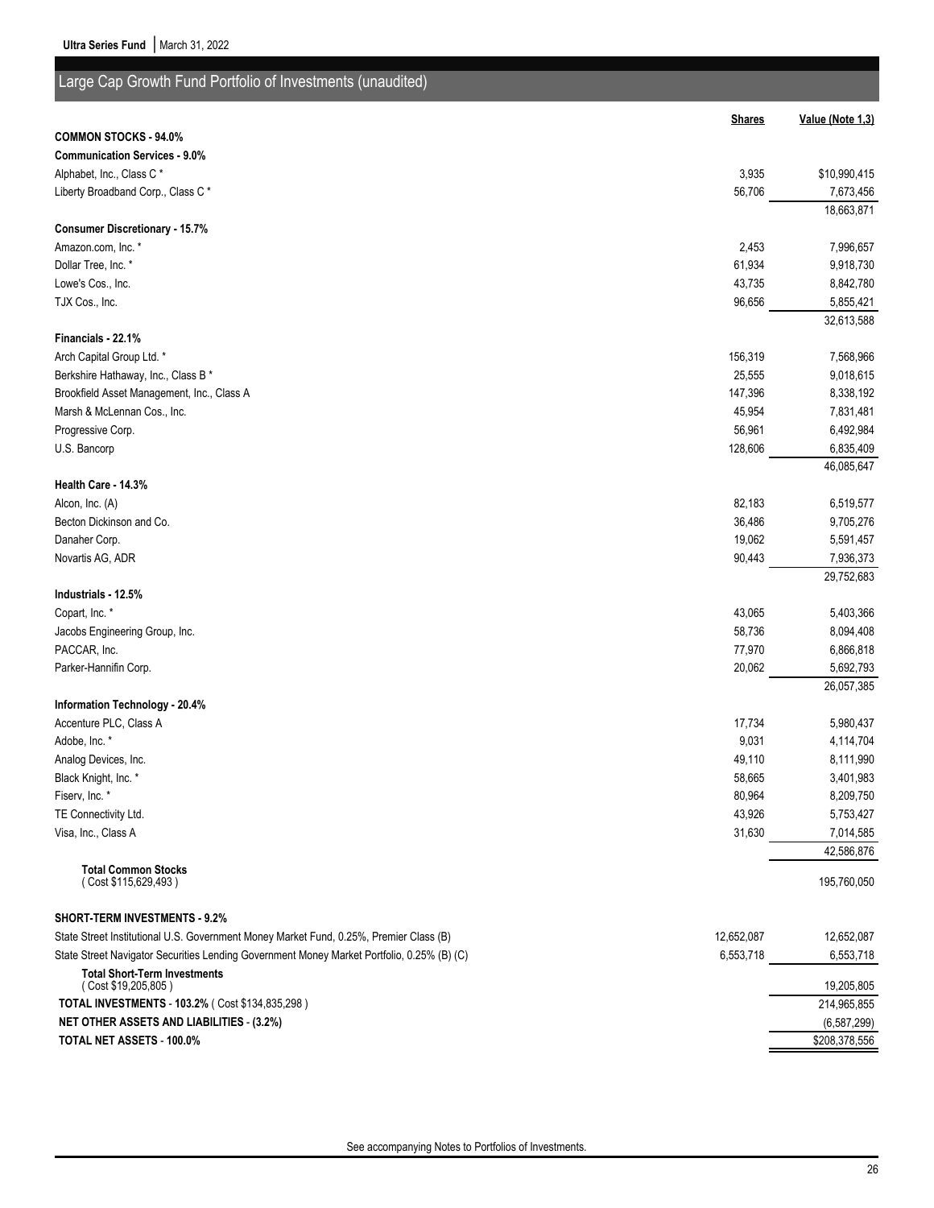Ultra Series Fund | March 31, 2022

## Large Cap Growth Fund Portfolio of Investments (unaudited)

| | Shares | Value (Note 1,3) |
|---|---|---|
| **COMMON STOCKS - 94.0%** | | |
| **Communication Services - 9.0%** | | |
| Alphabet, Inc., Class C * | 3,935 | $10,990,415 |
| Liberty Broadband Corp., Class C * | 56,706 | 7,673,456 |
| | | 18,663,871 |
| **Consumer Discretionary - 15.7%** | | |
| Amazon.com, Inc. * | 2,453 | 7,996,657 |
| Dollar Tree, Inc. * | 61,934 | 9,918,730 |
| Lowe's Cos., Inc. | 43,735 | 8,842,780 |
| TJX Cos., Inc. | 96,656 | 5,855,421 |
| | | 32,613,588 |
| **Financials - 22.1%** | | |
| Arch Capital Group Ltd. * | 156,319 | 7,568,966 |
| Berkshire Hathaway, Inc., Class B * | 25,555 | 9,018,615 |
| Brookfield Asset Management, Inc., Class A | 147,396 | 8,338,192 |
| Marsh & McLennan Cos., Inc. | 45,954 | 7,831,481 |
| Progressive Corp. | 56,961 | 6,492,984 |
| U.S. Bancorp | 128,606 | 6,835,409 |
| | | 46,085,647 |
| **Health Care - 14.3%** | | |
| Alcon, Inc. (A) | 82,183 | 6,519,577 |
| Becton Dickinson and Co. | 36,486 | 9,705,276 |
| Danaher Corp. | 19,062 | 5,591,457 |
| Novartis AG, ADR | 90,443 | 7,936,373 |
| | | 29,752,683 |
| **Industrials - 12.5%** | | |
| Copart, Inc. * | 43,065 | 5,403,366 |
| Jacobs Engineering Group, Inc. | 58,736 | 8,094,408 |
| PACCAR, Inc. | 77,970 | 6,866,818 |
| Parker-Hannifin Corp. | 20,062 | 5,692,793 |
| | | 26,057,385 |
| **Information Technology - 20.4%** | | |
| Accenture PLC, Class A | 17,734 | 5,980,437 |
| Adobe, Inc. * | 9,031 | 4,114,704 |
| Analog Devices, Inc. | 49,110 | 8,111,990 |
| Black Knight, Inc. * | 58,665 | 3,401,983 |
| Fiserv, Inc. * | 80,964 | 8,209,750 |
| TE Connectivity Ltd. | 43,926 | 5,753,427 |
| Visa, Inc., Class A | 31,630 | 7,014,585 |
| | | 42,586,876 |
| **Total Common Stocks** ( Cost $115,629,493 ) | | 195,760,050 |
| **SHORT-TERM INVESTMENTS - 9.2%** | | |
| State Street Institutional U.S. Government Money Market Fund, 0.25%, Premier Class (B) | 12,652,087 | 12,652,087 |
| State Street Navigator Securities Lending Government Money Market Portfolio, 0.25% (B) (C) | 6,553,718 | 6,553,718 |
| **Total Short-Term Investments** ( Cost $19,205,805 ) | | 19,205,805 |
| **TOTAL INVESTMENTS - 103.2%** ( Cost $134,835,298 ) | | 214,965,855 |
| **NET OTHER ASSETS AND LIABILITIES - (3.2%)** | | (6,587,299) |
| **TOTAL NET ASSETS - 100.0%** | | $208,378,556 |

See accompanying Notes to Portfolios of Investments.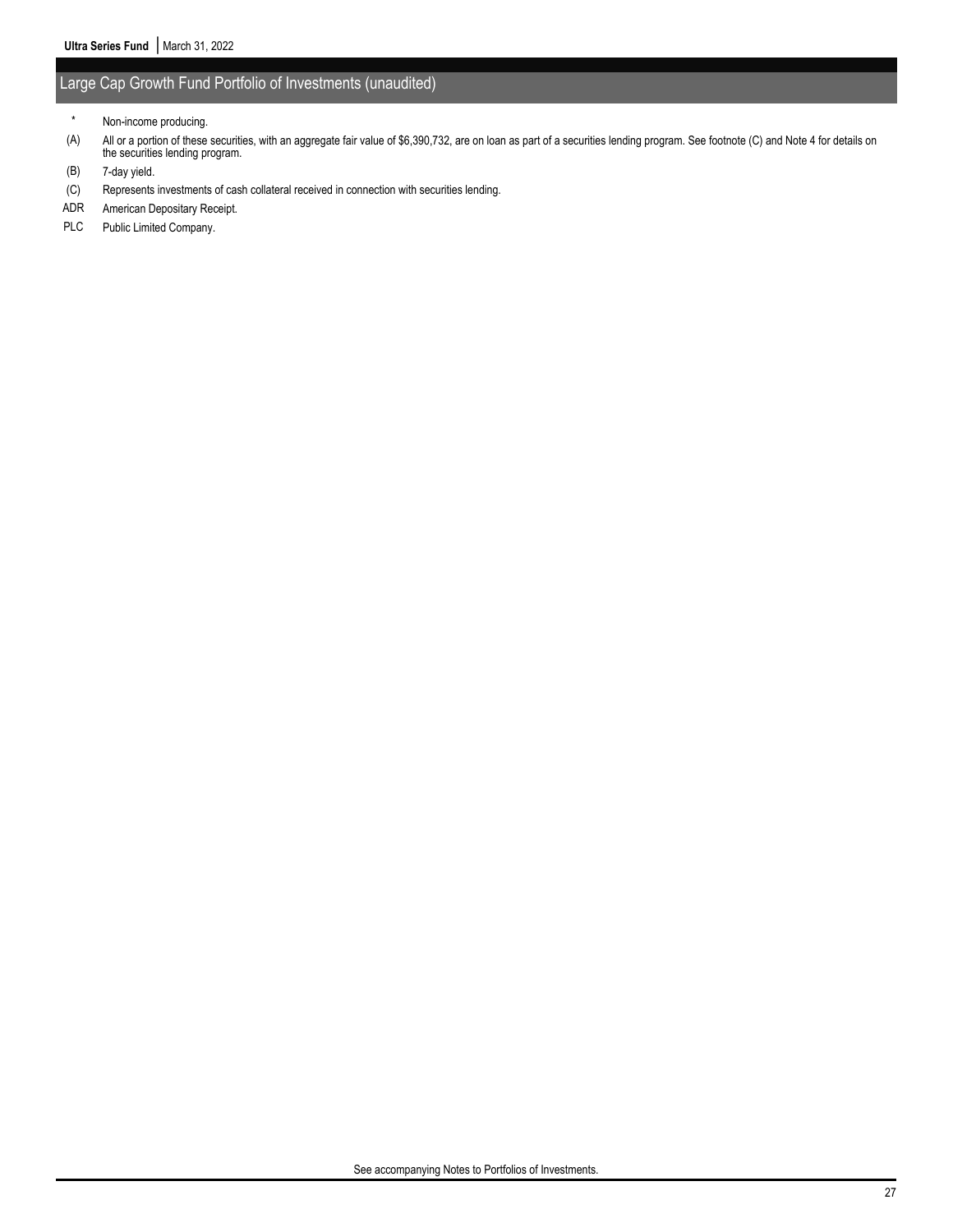## Large Cap Growth Fund Portfolio of Investments (unaudited)

| | |
|---|---|
| * | Non-income producing. |
| (A) | All or a portion of these securities, with an aggregate fair value of $6,390,732, are on loan as part of a securities lending program. See footnote (C) and Note 4 for details on the securities lending program. |
| (B) | 7-day yield. |
| (C) | Represents investments of cash collateral received in connection with securities lending. |
| ADR | American Depositary Receipt. |
| PLC | Public Limited Company. |

See accompanying Notes to Portfolios of Investments.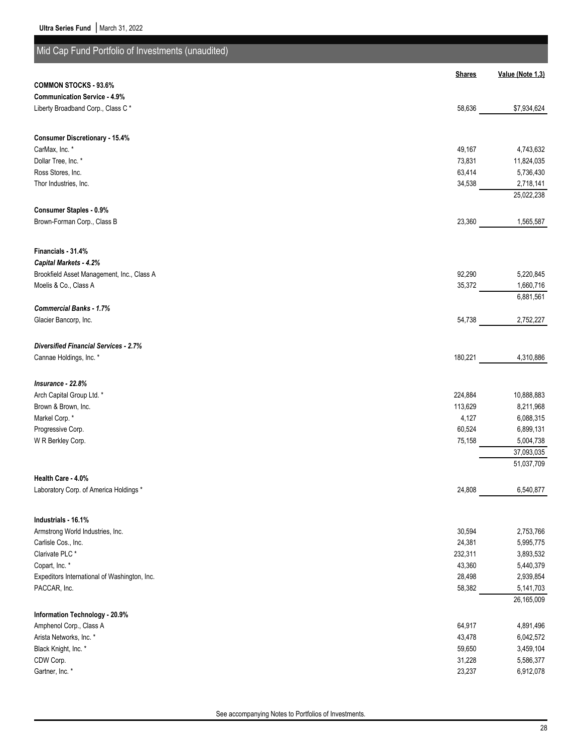## Mid Cap Fund Portfolio of Investments (unaudited)

| | Shares | Value (Note 1,3) |
|---|---|---|
| **COMMON STOCKS - 93.6%** | | |
| **Communication Service - 4.9%** | | |
| Liberty Broadband Corp., Class C * | 58,636 | $7,934,624 |
| **Consumer Discretionary - 15.4%** | | |
| CarMax, Inc. * | 49,167 | 4,743,632 |
| Dollar Tree, Inc. * | 73,831 | 11,824,035 |
| Ross Stores, Inc. | 63,414 | 5,736,430 |
| Thor Industries, Inc. | 34,538 | 2,718,141 |
| | | 25,022,238 |
| **Consumer Staples - 0.9%** | | |
| Brown-Forman Corp., Class B | 23,360 | 1,565,587 |
| **Financials - 31.4%** | | |
| ***Capital Markets - 4.2%*** | | |
| Brookfield Asset Management, Inc., Class A | 92,290 | 5,220,845 |
| Moelis & Co., Class A | 35,372 | 1,660,716 |
| | | 6,881,561 |
| ***Commercial Banks - 1.7%*** | | |
| Glacier Bancorp, Inc. | 54,738 | 2,752,227 |
| ***Diversified Financial Services - 2.7%*** | | |
| Cannae Holdings, Inc. * | 180,221 | 4,310,886 |
| ***Insurance - 22.8%*** | | |
| Arch Capital Group Ltd. * | 224,884 | 10,888,883 |
| Brown & Brown, Inc. | 113,629 | 8,211,968 |
| Markel Corp. * | 4,127 | 6,088,315 |
| Progressive Corp. | 60,524 | 6,899,131 |
| W R Berkley Corp. | 75,158 | 5,004,738 |
| | | 37,093,035 |
| | | 51,037,709 |
| **Health Care - 4.0%** | | |
| Laboratory Corp. of America Holdings * | 24,808 | 6,540,877 |
| **Industrials - 16.1%** | | |
| Armstrong World Industries, Inc. | 30,594 | 2,753,766 |
| Carlisle Cos., Inc. | 24,381 | 5,995,775 |
| Clarivate PLC * | 232,311 | 3,893,532 |
| Copart, Inc. * | 43,360 | 5,440,379 |
| Expeditors International of Washington, Inc. | 28,498 | 2,939,854 |
| PACCAR, Inc. | 58,382 | 5,141,703 |
| | | 26,165,009 |
| **Information Technology - 20.9%** | | |
| Amphenol Corp., Class A | 64,917 | 4,891,496 |
| Arista Networks, Inc. * | 43,478 | 6,042,572 |
| Black Knight, Inc. * | 59,650 | 3,459,104 |
| CDW Corp. | 31,228 | 5,586,377 |
| Gartner, Inc. * | 23,237 | 6,912,078 |

See accompanying Notes to Portfolios of Investments.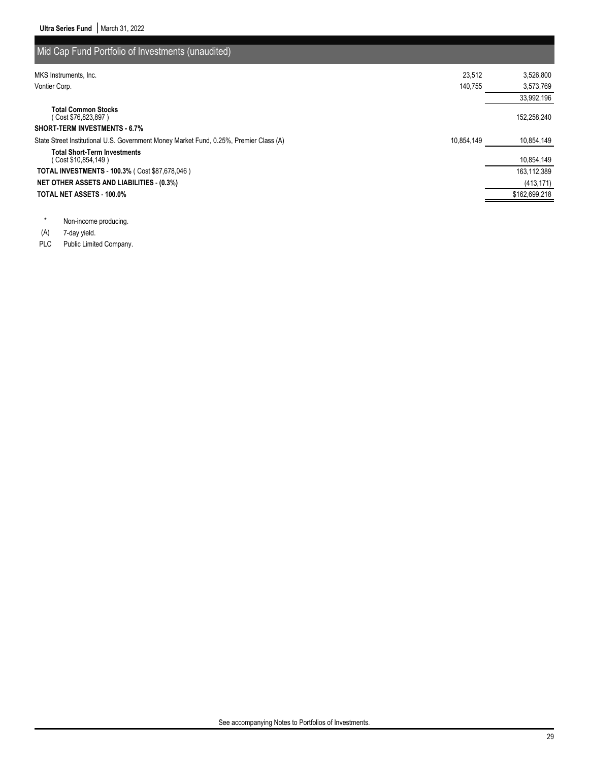## Mid Cap Fund Portfolio of Investments (unaudited)

| | Shares | Value |
|---|---|---|
| MKS Instruments, Inc. | 23,512 | 3,526,800 |
| Vontier Corp. | 140,755 | 3,573,769 |
| | | 33,992,196 |
| **Total Common Stocks** ( Cost $76,823,897 ) | | 152,258,240 |
| **SHORT-TERM INVESTMENTS - 6.7%** | | |
| State Street Institutional U.S. Government Money Market Fund, 0.25%, Premier Class (A) | 10,854,149 | 10,854,149 |
| **Total Short-Term Investments** ( Cost $10,854,149 ) | | 10,854,149 |
| **TOTAL INVESTMENTS - 100.3%** ( Cost $87,678,046 ) | | 163,112,389 |
| **NET OTHER ASSETS AND LIABILITIES - (0.3%)** | | (413,171) |
| **TOTAL NET ASSETS - 100.0%** | | $162,699,218 |

\* Non-income producing.

(A) 7-day yield.

PLC Public Limited Company.

See accompanying Notes to Portfolios of Investments.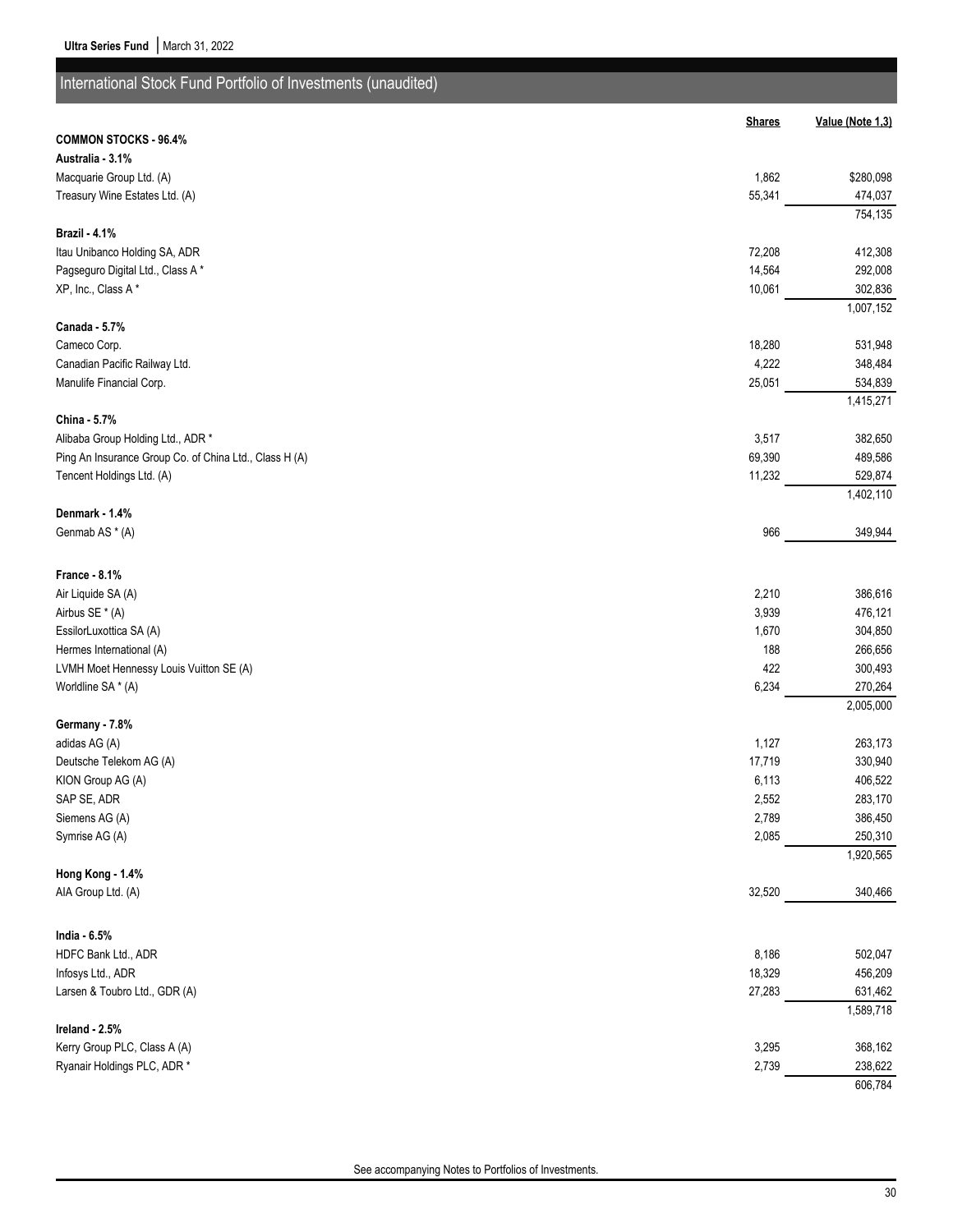## International Stock Fund Portfolio of Investments (unaudited)

| | Shares | Value (Note 1,3) |
|---|---|---|
| **COMMON STOCKS - 96.4%** | | |
| **Australia - 3.1%** | | |
| Macquarie Group Ltd. (A) | 1,862 | $280,098 |
| Treasury Wine Estates Ltd. (A) | 55,341 | 474,037 |
| | | 754,135 |
| **Brazil - 4.1%** | | |
| Itau Unibanco Holding SA, ADR | 72,208 | 412,308 |
| Pagseguro Digital Ltd., Class A * | 14,564 | 292,008 |
| XP, Inc., Class A * | 10,061 | 302,836 |
| | | 1,007,152 |
| **Canada - 5.7%** | | |
| Cameco Corp. | 18,280 | 531,948 |
| Canadian Pacific Railway Ltd. | 4,222 | 348,484 |
| Manulife Financial Corp. | 25,051 | 534,839 |
| | | 1,415,271 |
| **China - 5.7%** | | |
| Alibaba Group Holding Ltd., ADR * | 3,517 | 382,650 |
| Ping An Insurance Group Co. of China Ltd., Class H (A) | 69,390 | 489,586 |
| Tencent Holdings Ltd. (A) | 11,232 | 529,874 |
| | | 1,402,110 |
| **Denmark - 1.4%** | | |
| Genmab AS * (A) | 966 | 349,944 |
| **France - 8.1%** | | |
| Air Liquide SA (A) | 2,210 | 386,616 |
| Airbus SE * (A) | 3,939 | 476,121 |
| EssilorLuxottica SA (A) | 1,670 | 304,850 |
| Hermes International (A) | 188 | 266,656 |
| LVMH Moet Hennessy Louis Vuitton SE (A) | 422 | 300,493 |
| Worldline SA * (A) | 6,234 | 270,264 |
| | | 2,005,000 |
| **Germany - 7.8%** | | |
| adidas AG (A) | 1,127 | 263,173 |
| Deutsche Telekom AG (A) | 17,719 | 330,940 |
| KION Group AG (A) | 6,113 | 406,522 |
| SAP SE, ADR | 2,552 | 283,170 |
| Siemens AG (A) | 2,789 | 386,450 |
| Symrise AG (A) | 2,085 | 250,310 |
| | | 1,920,565 |
| **Hong Kong - 1.4%** | | |
| AIA Group Ltd. (A) | 32,520 | 340,466 |
| **India - 6.5%** | | |
| HDFC Bank Ltd., ADR | 8,186 | 502,047 |
| Infosys Ltd., ADR | 18,329 | 456,209 |
| Larsen & Toubro Ltd., GDR (A) | 27,283 | 631,462 |
| | | 1,589,718 |
| **Ireland - 2.5%** | | |
| Kerry Group PLC, Class A (A) | 3,295 | 368,162 |
| Ryanair Holdings PLC, ADR * | 2,739 | 238,622 |
| | | 606,784 |

See accompanying Notes to Portfolios of Investments.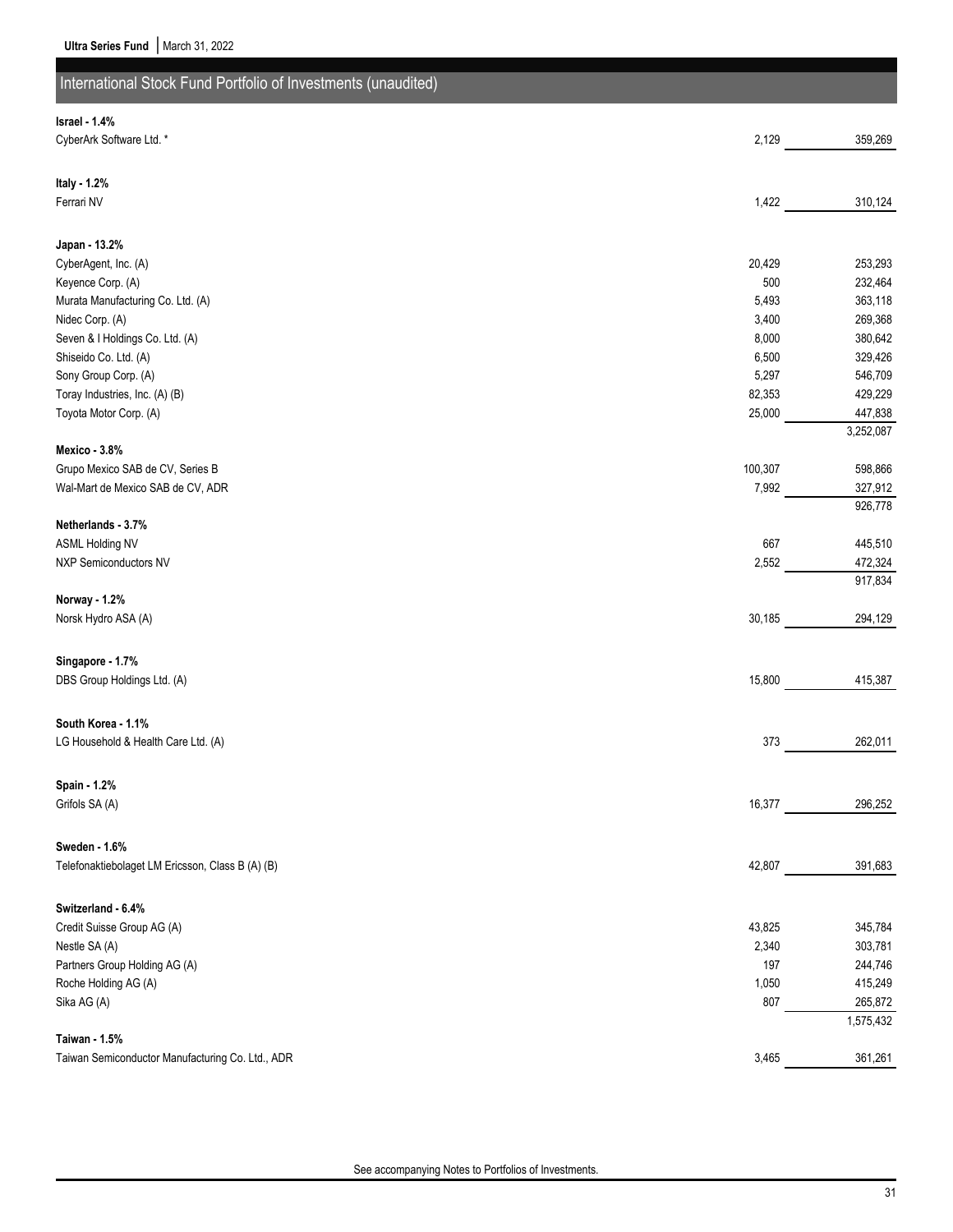## International Stock Fund Portfolio of Investments (unaudited)

| | Shares | Value (USD) |
|---|---|---|
| **Israel - 1.4%** | | |
| CyberArk Software Ltd. * | 2,129 | 359,269 |
| **Italy - 1.2%** | | |
| Ferrari NV | 1,422 | 310,124 |
| **Japan - 13.2%** | | |
| CyberAgent, Inc. (A) | 20,429 | 253,293 |
| Keyence Corp. (A) | 500 | 232,464 |
| Murata Manufacturing Co. Ltd. (A) | 5,493 | 363,118 |
| Nidec Corp. (A) | 3,400 | 269,368 |
| Seven & I Holdings Co. Ltd. (A) | 8,000 | 380,642 |
| Shiseido Co. Ltd. (A) | 6,500 | 329,426 |
| Sony Group Corp. (A) | 5,297 | 546,709 |
| Toray Industries, Inc. (A) (B) | 82,353 | 429,229 |
| Toyota Motor Corp. (A) | 25,000 | 447,838 |
| | | 3,252,087 |
| **Mexico - 3.8%** | | |
| Grupo Mexico SAB de CV, Series B | 100,307 | 598,866 |
| Wal-Mart de Mexico SAB de CV, ADR | 7,992 | 327,912 |
| | | 926,778 |
| **Netherlands - 3.7%** | | |
| ASML Holding NV | 667 | 445,510 |
| NXP Semiconductors NV | 2,552 | 472,324 |
| | | 917,834 |
| **Norway - 1.2%** | | |
| Norsk Hydro ASA (A) | 30,185 | 294,129 |
| **Singapore - 1.7%** | | |
| DBS Group Holdings Ltd. (A) | 15,800 | 415,387 |
| **South Korea - 1.1%** | | |
| LG Household & Health Care Ltd. (A) | 373 | 262,011 |
| **Spain - 1.2%** | | |
| Grifols SA (A) | 16,377 | 296,252 |
| **Sweden - 1.6%** | | |
| Telefonaktiebolaget LM Ericsson, Class B (A) (B) | 42,807 | 391,683 |
| **Switzerland - 6.4%** | | |
| Credit Suisse Group AG (A) | 43,825 | 345,784 |
| Nestle SA (A) | 2,340 | 303,781 |
| Partners Group Holding AG (A) | 197 | 244,746 |
| Roche Holding AG (A) | 1,050 | 415,249 |
| Sika AG (A) | 807 | 265,872 |
| | | 1,575,432 |
| **Taiwan - 1.5%** | | |
| Taiwan Semiconductor Manufacturing Co. Ltd., ADR | 3,465 | 361,261 |

See accompanying Notes to Portfolios of Investments.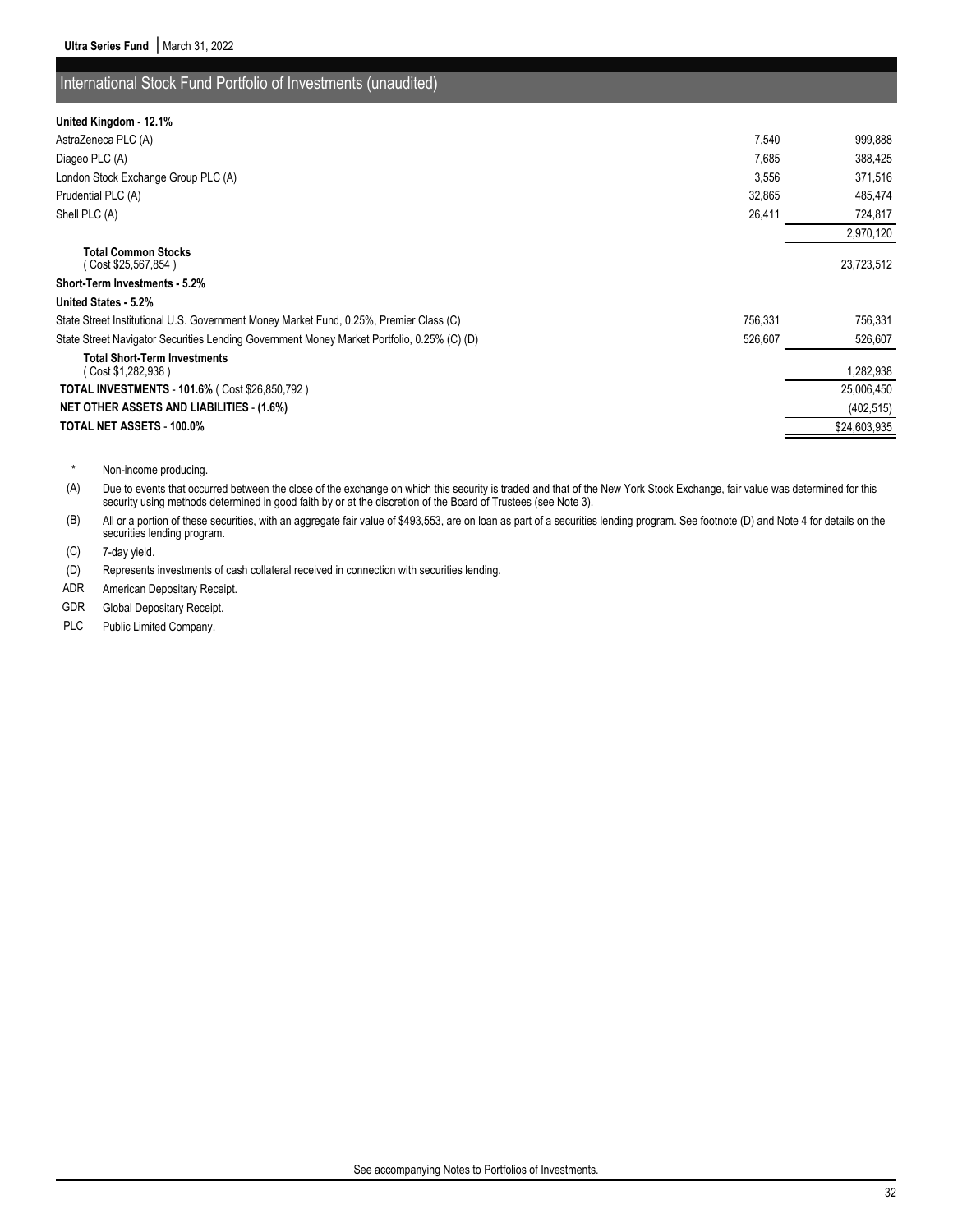## International Stock Fund Portfolio of Investments (unaudited)

| | Shares | Value (Note 3) |
|---|---|---|
| **United Kingdom - 12.1%** | | |
| AstraZeneca PLC (A) | 7,540 | 999,888 |
| Diageo PLC (A) | 7,685 | 388,425 |
| London Stock Exchange Group PLC (A) | 3,556 | 371,516 |
| Prudential PLC (A) | 32,865 | 485,474 |
| Shell PLC (A) | 26,411 | 724,817 |
| | | 2,970,120 |
| **Total Common Stocks** ( Cost $25,567,854 ) | | 23,723,512 |
| **Short-Term Investments - 5.2%** | | |
| **United States - 5.2%** | | |
| State Street Institutional U.S. Government Money Market Fund, 0.25%, Premier Class (C) | 756,331 | 756,331 |
| State Street Navigator Securities Lending Government Money Market Portfolio, 0.25% (C) (D) | 526,607 | 526,607 |
| **Total Short-Term Investments** ( Cost $1,282,938 ) | | 1,282,938 |
| **TOTAL INVESTMENTS - 101.6%** ( Cost $26,850,792 ) | | 25,006,450 |
| **NET OTHER ASSETS AND LIABILITIES - (1.6%)** | | (402,515) |
| **TOTAL NET ASSETS - 100.0%** | | $24,603,935 |

\* Non-income producing.

(A) Due to events that occurred between the close of the exchange on which this security is traded and that of the New York Stock Exchange, fair value was determined for this security using methods determined in good faith by or at the discretion of the Board of Trustees (see Note 3).

(B) All or a portion of these securities, with an aggregate fair value of $493,553, are on loan as part of a securities lending program. See footnote (D) and Note 4 for details on the securities lending program.

(C) 7-day yield.

(D) Represents investments of cash collateral received in connection with securities lending.

ADR American Depositary Receipt.

GDR Global Depositary Receipt.

PLC Public Limited Company.

See accompanying Notes to Portfolios of Investments.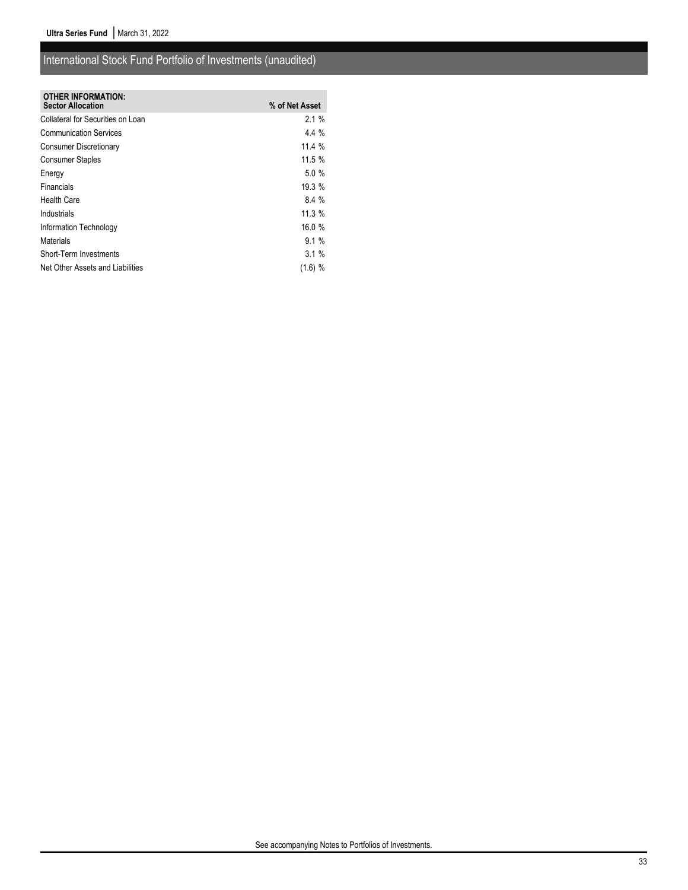## International Stock Fund Portfolio of Investments (unaudited)

| OTHER INFORMATION: Sector Allocation | % of Net Asset |
|---|---|
| Collateral for Securities on Loan | 2.1 % |
| Communication Services | 4.4 % |
| Consumer Discretionary | 11.4 % |
| Consumer Staples | 11.5 % |
| Energy | 5.0 % |
| Financials | 19.3 % |
| Health Care | 8.4 % |
| Industrials | 11.3 % |
| Information Technology | 16.0 % |
| Materials | 9.1 % |
| Short-Term Investments | 3.1 % |
| Net Other Assets and Liabilities | (1.6) % |

See accompanying Notes to Portfolios of Investments.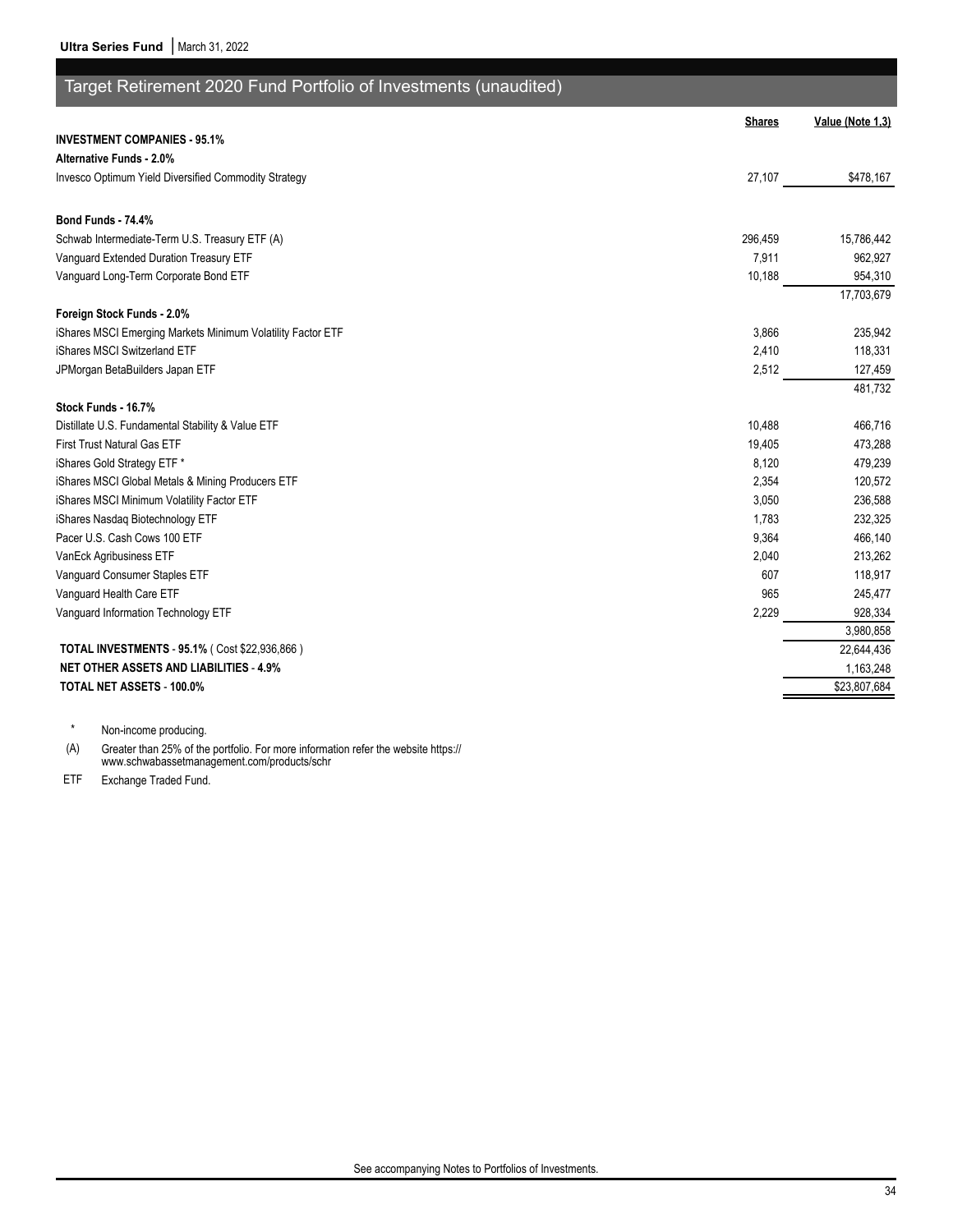# Target Retirement 2020 Fund Portfolio of Investments (unaudited)

| | Shares | Value (Note 1,3) |
|---|---|---|
| **INVESTMENT COMPANIES - 95.1%** | | |
| **Alternative Funds - 2.0%** | | |
| Invesco Optimum Yield Diversified Commodity Strategy | 27,107 | $478,167 |
| **Bond Funds - 74.4%** | | |
| Schwab Intermediate-Term U.S. Treasury ETF (A) | 296,459 | 15,786,442 |
| Vanguard Extended Duration Treasury ETF | 7,911 | 962,927 |
| Vanguard Long-Term Corporate Bond ETF | 10,188 | 954,310 |
| | | 17,703,679 |
| **Foreign Stock Funds - 2.0%** | | |
| iShares MSCI Emerging Markets Minimum Volatility Factor ETF | 3,866 | 235,942 |
| iShares MSCI Switzerland ETF | 2,410 | 118,331 |
| JPMorgan BetaBuilders Japan ETF | 2,512 | 127,459 |
| | | 481,732 |
| **Stock Funds - 16.7%** | | |
| Distillate U.S. Fundamental Stability & Value ETF | 10,488 | 466,716 |
| First Trust Natural Gas ETF | 19,405 | 473,288 |
| iShares Gold Strategy ETF * | 8,120 | 479,239 |
| iShares MSCI Global Metals & Mining Producers ETF | 2,354 | 120,572 |
| iShares MSCI Minimum Volatility Factor ETF | 3,050 | 236,588 |
| iShares Nasdaq Biotechnology ETF | 1,783 | 232,325 |
| Pacer U.S. Cash Cows 100 ETF | 9,364 | 466,140 |
| VanEck Agribusiness ETF | 2,040 | 213,262 |
| Vanguard Consumer Staples ETF | 607 | 118,917 |
| Vanguard Health Care ETF | 965 | 245,477 |
| Vanguard Information Technology ETF | 2,229 | 928,334 |
| | | 3,980,858 |
| **TOTAL INVESTMENTS - 95.1%** ( Cost $22,936,866 ) | | 22,644,436 |
| **NET OTHER ASSETS AND LIABILITIES - 4.9%** | | 1,163,248 |
| **TOTAL NET ASSETS - 100.0%** | | $23,807,684 |

\* Non-income producing.

(A) Greater than 25% of the portfolio. For more information refer the website https://www.schwabassetmanagement.com/products/schr

ETF Exchange Traded Fund.

See accompanying Notes to Portfolios of Investments.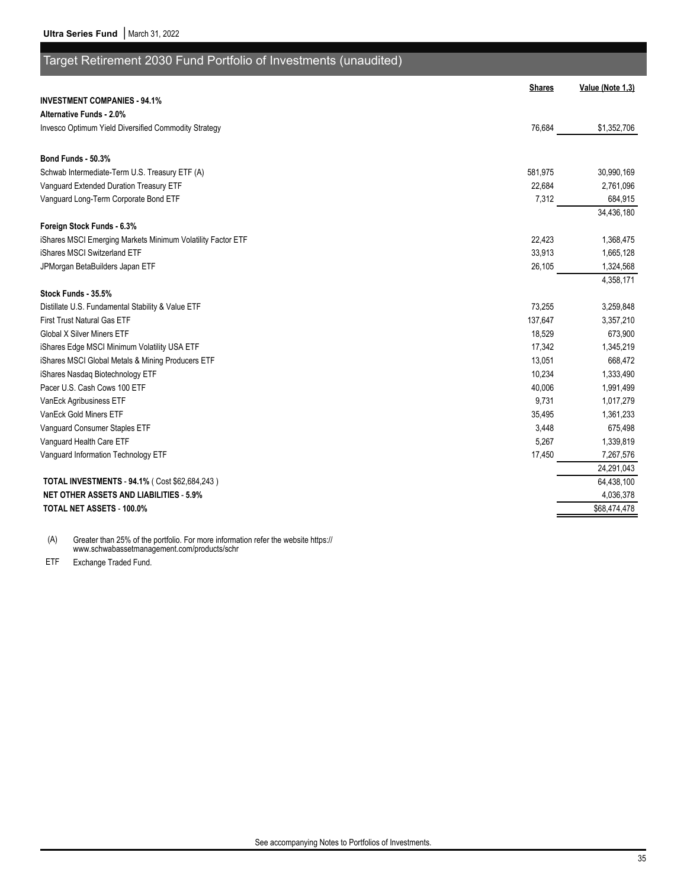## Target Retirement 2030 Fund Portfolio of Investments (unaudited)

| | Shares | Value (Note 1,3) |
|---|---|---|
| **INVESTMENT COMPANIES - 94.1%** | | |
| **Alternative Funds - 2.0%** | | |
| Invesco Optimum Yield Diversified Commodity Strategy | 76,684 | $1,352,706 |
| **Bond Funds - 50.3%** | | |
| Schwab Intermediate-Term U.S. Treasury ETF (A) | 581,975 | 30,990,169 |
| Vanguard Extended Duration Treasury ETF | 22,684 | 2,761,096 |
| Vanguard Long-Term Corporate Bond ETF | 7,312 | 684,915 |
| | | 34,436,180 |
| **Foreign Stock Funds - 6.3%** | | |
| iShares MSCI Emerging Markets Minimum Volatility Factor ETF | 22,423 | 1,368,475 |
| iShares MSCI Switzerland ETF | 33,913 | 1,665,128 |
| JPMorgan BetaBuilders Japan ETF | 26,105 | 1,324,568 |
| | | 4,358,171 |
| **Stock Funds - 35.5%** | | |
| Distillate U.S. Fundamental Stability & Value ETF | 73,255 | 3,259,848 |
| First Trust Natural Gas ETF | 137,647 | 3,357,210 |
| Global X Silver Miners ETF | 18,529 | 673,900 |
| iShares Edge MSCI Minimum Volatility USA ETF | 17,342 | 1,345,219 |
| iShares MSCI Global Metals & Mining Producers ETF | 13,051 | 668,472 |
| iShares Nasdaq Biotechnology ETF | 10,234 | 1,333,490 |
| Pacer U.S. Cash Cows 100 ETF | 40,006 | 1,991,499 |
| VanEck Agribusiness ETF | 9,731 | 1,017,279 |
| VanEck Gold Miners ETF | 35,495 | 1,361,233 |
| Vanguard Consumer Staples ETF | 3,448 | 675,498 |
| Vanguard Health Care ETF | 5,267 | 1,339,819 |
| Vanguard Information Technology ETF | 17,450 | 7,267,576 |
| | | 24,291,043 |
| **TOTAL INVESTMENTS - 94.1%** ( Cost $62,684,243 ) | | 64,438,100 |
| **NET OTHER ASSETS AND LIABILITIES - 5.9%** | | 4,036,378 |
| **TOTAL NET ASSETS - 100.0%** | | $68,474,478 |

(A) Greater than 25% of the portfolio. For more information refer the website https://www.schwabassetmanagement.com/products/schr

ETF Exchange Traded Fund.

See accompanying Notes to Portfolios of Investments.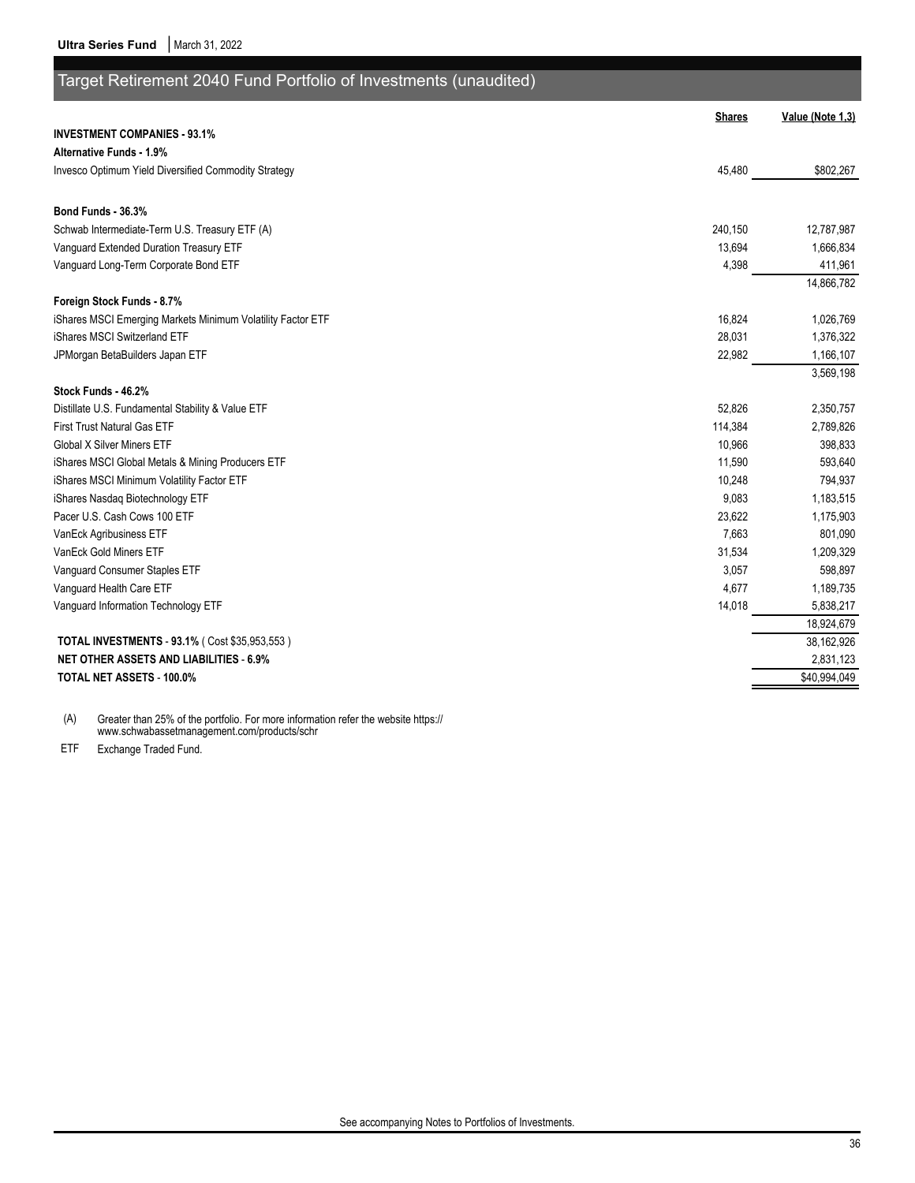## Target Retirement 2040 Fund Portfolio of Investments (unaudited)

| | Shares | Value (Note 1,3) |
|---|---|---|
| **INVESTMENT COMPANIES - 93.1%** | | |
| **Alternative Funds - 1.9%** | | |
| Invesco Optimum Yield Diversified Commodity Strategy | 45,480 | $802,267 |
| **Bond Funds - 36.3%** | | |
| Schwab Intermediate-Term U.S. Treasury ETF (A) | 240,150 | 12,787,987 |
| Vanguard Extended Duration Treasury ETF | 13,694 | 1,666,834 |
| Vanguard Long-Term Corporate Bond ETF | 4,398 | 411,961 |
| | | 14,866,782 |
| **Foreign Stock Funds - 8.7%** | | |
| iShares MSCI Emerging Markets Minimum Volatility Factor ETF | 16,824 | 1,026,769 |
| iShares MSCI Switzerland ETF | 28,031 | 1,376,322 |
| JPMorgan BetaBuilders Japan ETF | 22,982 | 1,166,107 |
| | | 3,569,198 |
| **Stock Funds - 46.2%** | | |
| Distillate U.S. Fundamental Stability & Value ETF | 52,826 | 2,350,757 |
| First Trust Natural Gas ETF | 114,384 | 2,789,826 |
| Global X Silver Miners ETF | 10,966 | 398,833 |
| iShares MSCI Global Metals & Mining Producers ETF | 11,590 | 593,640 |
| iShares MSCI Minimum Volatility Factor ETF | 10,248 | 794,937 |
| iShares Nasdaq Biotechnology ETF | 9,083 | 1,183,515 |
| Pacer U.S. Cash Cows 100 ETF | 23,622 | 1,175,903 |
| VanEck Agribusiness ETF | 7,663 | 801,090 |
| VanEck Gold Miners ETF | 31,534 | 1,209,329 |
| Vanguard Consumer Staples ETF | 3,057 | 598,897 |
| Vanguard Health Care ETF | 4,677 | 1,189,735 |
| Vanguard Information Technology ETF | 14,018 | 5,838,217 |
| | | 18,924,679 |
| **TOTAL INVESTMENTS - 93.1%** ( Cost $35,953,553 ) | | 38,162,926 |
| **NET OTHER ASSETS AND LIABILITIES - 6.9%** | | 2,831,123 |
| **TOTAL NET ASSETS - 100.0%** | | $40,994,049 |

(A) Greater than 25% of the portfolio. For more information refer the website https://www.schwabassetmanagement.com/products/schr

ETF Exchange Traded Fund.

See accompanying Notes to Portfolios of Investments.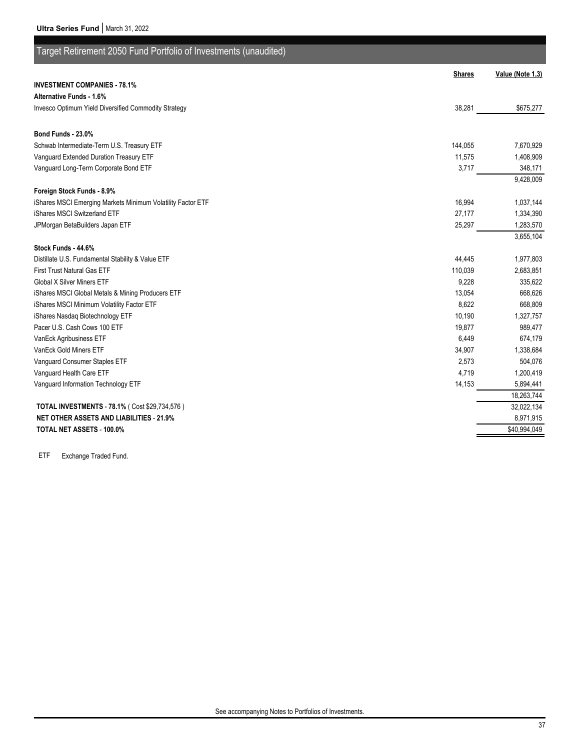## Target Retirement 2050 Fund Portfolio of Investments (unaudited)

| | Shares | Value (Note 1,3) |
|---|---|---|
| **INVESTMENT COMPANIES - 78.1%** | | |
| **Alternative Funds - 1.6%** | | |
| Invesco Optimum Yield Diversified Commodity Strategy | 38,281 | $675,277 |
| **Bond Funds - 23.0%** | | |
| Schwab Intermediate-Term U.S. Treasury ETF | 144,055 | 7,670,929 |
| Vanguard Extended Duration Treasury ETF | 11,575 | 1,408,909 |
| Vanguard Long-Term Corporate Bond ETF | 3,717 | 348,171 |
| | | 9,428,009 |
| **Foreign Stock Funds - 8.9%** | | |
| iShares MSCI Emerging Markets Minimum Volatility Factor ETF | 16,994 | 1,037,144 |
| iShares MSCI Switzerland ETF | 27,177 | 1,334,390 |
| JPMorgan BetaBuilders Japan ETF | 25,297 | 1,283,570 |
| | | 3,655,104 |
| **Stock Funds - 44.6%** | | |
| Distillate U.S. Fundamental Stability & Value ETF | 44,445 | 1,977,803 |
| First Trust Natural Gas ETF | 110,039 | 2,683,851 |
| Global X Silver Miners ETF | 9,228 | 335,622 |
| iShares MSCI Global Metals & Mining Producers ETF | 13,054 | 668,626 |
| iShares MSCI Minimum Volatility Factor ETF | 8,622 | 668,809 |
| iShares Nasdaq Biotechnology ETF | 10,190 | 1,327,757 |
| Pacer U.S. Cash Cows 100 ETF | 19,877 | 989,477 |
| VanEck Agribusiness ETF | 6,449 | 674,179 |
| VanEck Gold Miners ETF | 34,907 | 1,338,684 |
| Vanguard Consumer Staples ETF | 2,573 | 504,076 |
| Vanguard Health Care ETF | 4,719 | 1,200,419 |
| Vanguard Information Technology ETF | 14,153 | 5,894,441 |
| | | 18,263,744 |
| **TOTAL INVESTMENTS - 78.1%** ( Cost $29,734,576 ) | | 32,022,134 |
| **NET OTHER ASSETS AND LIABILITIES - 21.9%** | | 8,971,915 |
| **TOTAL NET ASSETS - 100.0%** | | $40,994,049 |

ETF Exchange Traded Fund.

See accompanying Notes to Portfolios of Investments.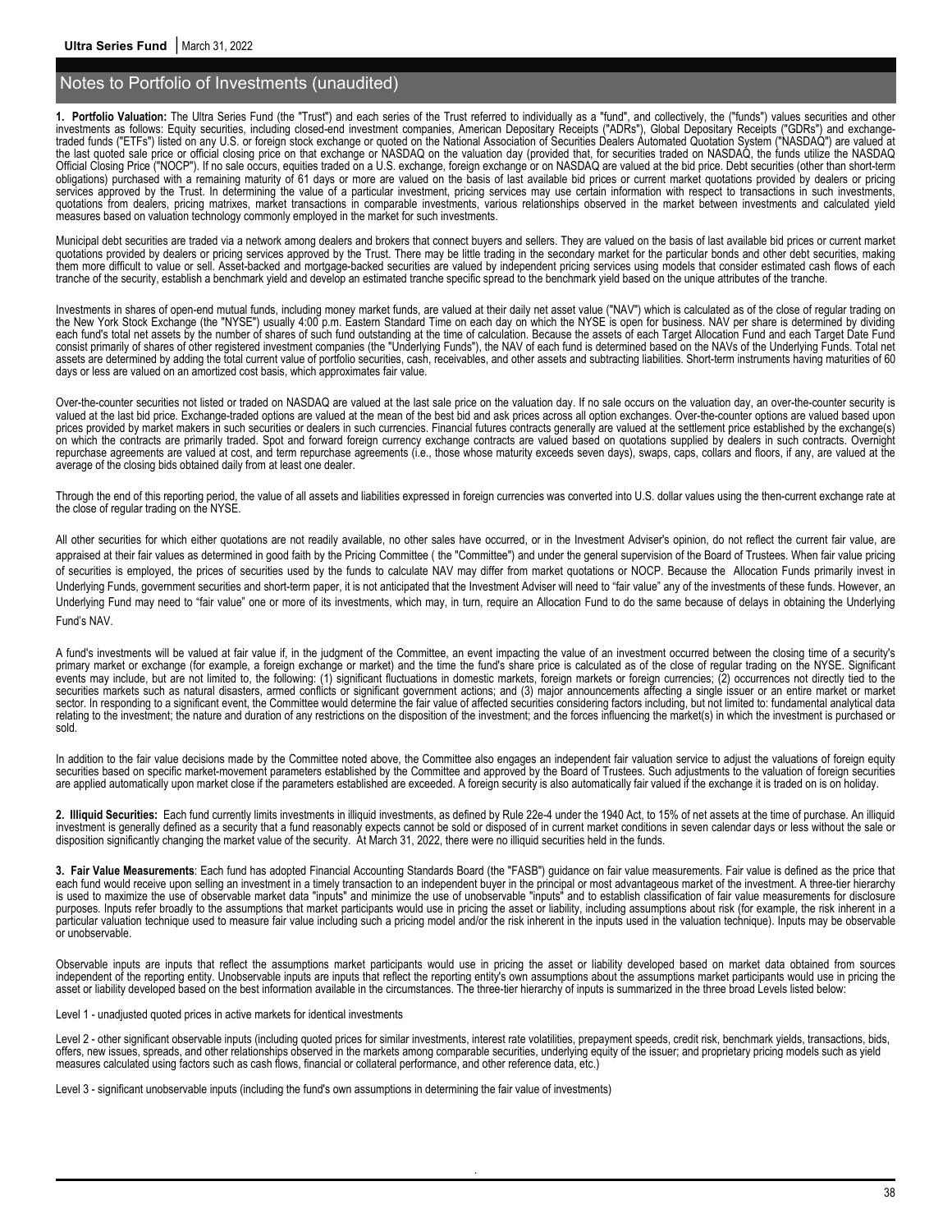## Notes to Portfolio of Investments (unaudited)

**1. Portfolio Valuation:** The Ultra Series Fund (the "Trust") and each series of the Trust referred to individually as a "fund", and collectively, the ("funds") values securities and other investments as follows: Equity securities, including closed-end investment companies, American Depositary Receipts ("ADRs"), Global Depositary Receipts ("GDRs") and exchange-traded funds ("ETFs") listed on any U.S. or foreign stock exchange or quoted on the National Association of Securities Dealers Automated Quotation System ("NASDAQ") are valued at the last quoted sale price or official closing price on that exchange or NASDAQ on the valuation day (provided that, for securities traded on NASDAQ, the funds utilize the NASDAQ Official Closing Price ("NOCP"). If no sale occurs, equities traded on a U.S. exchange, foreign exchange or on NASDAQ are valued at the bid price. Debt securities (other than short-term obligations) purchased with a remaining maturity of 61 days or more are valued on the basis of last available bid prices or current market quotations provided by dealers or pricing services approved by the Trust. In determining the value of a particular investment, pricing services may use certain information with respect to transactions in such investments, quotations from dealers, pricing matrixes, market transactions in comparable investments, various relationships observed in the market between investments and calculated yield measures based on valuation technology commonly employed in the market for such investments.

Municipal debt securities are traded via a network among dealers and brokers that connect buyers and sellers. They are valued on the basis of last available bid prices or current market quotations provided by dealers or pricing services approved by the Trust. There may be little trading in the secondary market for the particular bonds and other debt securities, making them more difficult to value or sell. Asset-backed and mortgage-backed securities are valued by independent pricing services using models that consider estimated cash flows of each tranche of the security, establish a benchmark yield and develop an estimated tranche specific spread to the benchmark yield based on the unique attributes of the tranche.

Investments in shares of open-end mutual funds, including money market funds, are valued at their daily net asset value ("NAV") which is calculated as of the close of regular trading on the New York Stock Exchange (the "NYSE") usually 4:00 p.m. Eastern Standard Time on each day on which the NYSE is open for business. NAV per share is determined by dividing each fund's total net assets by the number of shares of such fund outstanding at the time of calculation. Because the assets of each Target Allocation Fund and each Target Date Fund consist primarily of shares of other registered investment companies (the "Underlying Funds"), the NAV of each fund is determined based on the NAVs of the Underlying Funds. Total net assets are determined by adding the total current value of portfolio securities, cash, receivables, and other assets and subtracting liabilities. Short-term instruments having maturities of 60 days or less are valued on an amortized cost basis, which approximates fair value.

Over-the-counter securities not listed or traded on NASDAQ are valued at the last sale price on the valuation day. If no sale occurs on the valuation day, an over-the-counter security is valued at the last bid price. Exchange-traded options are valued at the mean of the best bid and ask prices across all option exchanges. Over-the-counter options are valued based upon prices provided by market makers in such securities or dealers in such currencies. Financial futures contracts generally are valued at the settlement price established by the exchange(s) on which the contracts are primarily traded. Spot and forward foreign currency exchange contracts are valued based on quotations supplied by dealers in such contracts. Overnight repurchase agreements are valued at cost, and term repurchase agreements (i.e., those whose maturity exceeds seven days), swaps, caps, collars and floors, if any, are valued at the average of the closing bids obtained daily from at least one dealer.

Through the end of this reporting period, the value of all assets and liabilities expressed in foreign currencies was converted into U.S. dollar values using the then-current exchange rate at the close of regular trading on the NYSE.

All other securities for which either quotations are not readily available, no other sales have occurred, or in the Investment Adviser's opinion, do not reflect the current fair value, are appraised at their fair values as determined in good faith by the Pricing Committee ( the "Committee") and under the general supervision of the Board of Trustees. When fair value pricing of securities is employed, the prices of securities used by the funds to calculate NAV may differ from market quotations or NOCP. Because the Allocation Funds primarily invest in Underlying Funds, government securities and short-term paper, it is not anticipated that the Investment Adviser will need to "fair value" any of the investments of these funds. However, an Underlying Fund may need to "fair value" one or more of its investments, which may, in turn, require an Allocation Fund to do the same because of delays in obtaining the Underlying Fund's NAV.

A fund's investments will be valued at fair value if, in the judgment of the Committee, an event impacting the value of an investment occurred between the closing time of a security's primary market or exchange (for example, a foreign exchange or market) and the time the fund's share price is calculated as of the close of regular trading on the NYSE. Significant events may include, but are not limited to, the following: (1) significant fluctuations in domestic markets, foreign markets or foreign currencies; (2) occurrences not directly tied to the securities markets such as natural disasters, armed conflicts or significant government actions; and (3) major announcements affecting a single issuer or an entire market or market sector. In responding to a significant event, the Committee would determine the fair value of affected securities considering factors including, but not limited to: fundamental analytical data relating to the investment; the nature and duration of any restrictions on the disposition of the investment; and the forces influencing the market(s) in which the investment is purchased or sold.

In addition to the fair value decisions made by the Committee noted above, the Committee also engages an independent fair valuation service to adjust the valuations of foreign equity securities based on specific market-movement parameters established by the Committee and approved by the Board of Trustees. Such adjustments to the valuation of foreign securities are applied automatically upon market close if the parameters established are exceeded. A foreign security is also automatically fair valued if the exchange it is traded on is on holiday.

**2. Illiquid Securities:** Each fund currently limits investments in illiquid investments, as defined by Rule 22e-4 under the 1940 Act, to 15% of net assets at the time of purchase. An illiquid investment is generally defined as a security that a fund reasonably expects cannot be sold or disposed of in current market conditions in seven calendar days or less without the sale or disposition significantly changing the market value of the security. At March 31, 2022, there were no illiquid securities held in the funds.

**3. Fair Value Measurements**: Each fund has adopted Financial Accounting Standards Board (the "FASB") guidance on fair value measurements. Fair value is defined as the price that each fund would receive upon selling an investment in a timely transaction to an independent buyer in the principal or most advantageous market of the investment. A three-tier hierarchy is used to maximize the use of observable market data "inputs" and minimize the use of unobservable "inputs" and to establish classification of fair value measurements for disclosure purposes. Inputs refer broadly to the assumptions that market participants would use in pricing the asset or liability, including assumptions about risk (for example, the risk inherent in a particular valuation technique used to measure fair value including such a pricing model and/or the risk inherent in the inputs used in the valuation technique). Inputs may be observable or unobservable.

Observable inputs are inputs that reflect the assumptions market participants would use in pricing the asset or liability developed based on market data obtained from sources independent of the reporting entity. Unobservable inputs are inputs that reflect the reporting entity's own assumptions about the assumptions market participants would use in pricing the asset or liability developed based on the best information available in the circumstances. The three-tier hierarchy of inputs is summarized in the three broad Levels listed below:

Level 1 - unadjusted quoted prices in active markets for identical investments

Level 2 - other significant observable inputs (including quoted prices for similar investments, interest rate volatilities, prepayment speeds, credit risk, benchmark yields, transactions, bids, offers, new issues, spreads, and other relationships observed in the markets among comparable securities, underlying equity of the issuer; and proprietary pricing models such as yield measures calculated using factors such as cash flows, financial or collateral performance, and other reference data, etc.)

Level 3 - significant unobservable inputs (including the fund's own assumptions in determining the fair value of investments)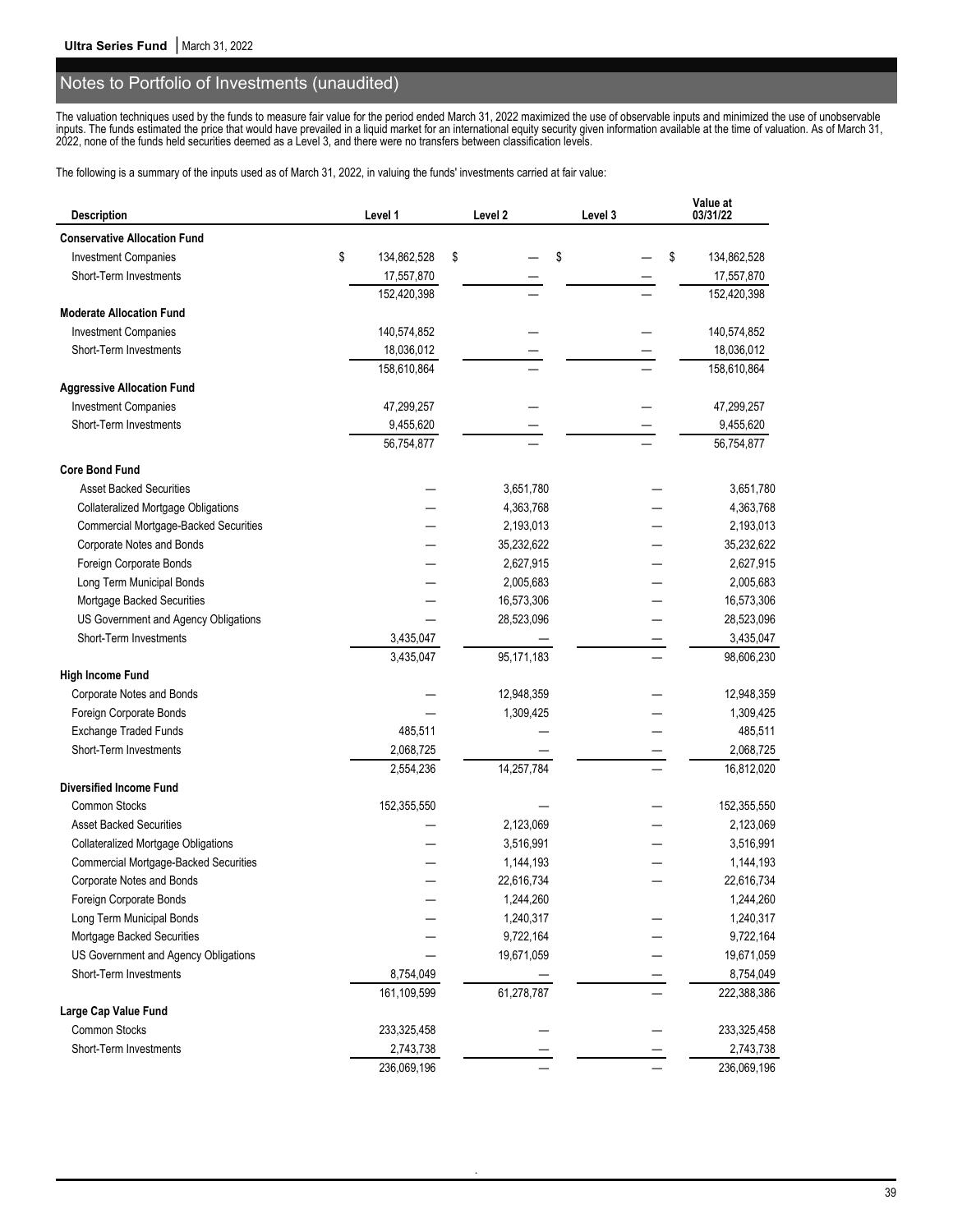## Notes to Portfolio of Investments (unaudited)

The valuation techniques used by the funds to measure fair value for the period ended March 31, 2022 maximized the use of observable inputs and minimized the use of unobservable inputs. The funds estimated the price that would have prevailed in a liquid market for an international equity security given information available at the time of valuation. As of March 31, 2022, none of the funds held securities deemed as a Level 3, and there were no transfers between classification levels.

The following is a summary of the inputs used as of March 31, 2022, in valuing the funds' investments carried at fair value:

| Description | Level 1 | Level 2 | Level 3 | Value at 03/31/22 |
|---|---|---|---|---|
| **Conservative Allocation Fund** | | | | |
| Investment Companies | $ 134,862,528 | $ — | $ — | $ 134,862,528 |
| Short-Term Investments | 17,557,870 | — | — | 17,557,870 |
| | 152,420,398 | — | — | 152,420,398 |
| **Moderate Allocation Fund** | | | | |
| Investment Companies | 140,574,852 | — | — | 140,574,852 |
| Short-Term Investments | 18,036,012 | — | — | 18,036,012 |
| | 158,610,864 | — | — | 158,610,864 |
| **Aggressive Allocation Fund** | | | | |
| Investment Companies | 47,299,257 | — | — | 47,299,257 |
| Short-Term Investments | 9,455,620 | — | — | 9,455,620 |
| | 56,754,877 | — | — | 56,754,877 |
| **Core Bond Fund** | | | | |
| Asset Backed Securities | — | 3,651,780 | — | 3,651,780 |
| Collateralized Mortgage Obligations | — | 4,363,768 | — | 4,363,768 |
| Commercial Mortgage-Backed Securities | — | 2,193,013 | — | 2,193,013 |
| Corporate Notes and Bonds | — | 35,232,622 | — | 35,232,622 |
| Foreign Corporate Bonds | — | 2,627,915 | — | 2,627,915 |
| Long Term Municipal Bonds | — | 2,005,683 | — | 2,005,683 |
| Mortgage Backed Securities | — | 16,573,306 | — | 16,573,306 |
| US Government and Agency Obligations | — | 28,523,096 | — | 28,523,096 |
| Short-Term Investments | 3,435,047 | — | — | 3,435,047 |
| | 3,435,047 | 95,171,183 | — | 98,606,230 |
| **High Income Fund** | | | | |
| Corporate Notes and Bonds | — | 12,948,359 | — | 12,948,359 |
| Foreign Corporate Bonds | — | 1,309,425 | — | 1,309,425 |
| Exchange Traded Funds | 485,511 | — | — | 485,511 |
| Short-Term Investments | 2,068,725 | — | — | 2,068,725 |
| | 2,554,236 | 14,257,784 | — | 16,812,020 |
| **Diversified Income Fund** | | | | |
| Common Stocks | 152,355,550 | — | — | 152,355,550 |
| Asset Backed Securities | — | 2,123,069 | — | 2,123,069 |
| Collateralized Mortgage Obligations | — | 3,516,991 | — | 3,516,991 |
| Commercial Mortgage-Backed Securities | — | 1,144,193 | — | 1,144,193 |
| Corporate Notes and Bonds | — | 22,616,734 | — | 22,616,734 |
| Foreign Corporate Bonds | — | 1,244,260 | | 1,244,260 |
| Long Term Municipal Bonds | — | 1,240,317 | — | 1,240,317 |
| Mortgage Backed Securities | — | 9,722,164 | — | 9,722,164 |
| US Government and Agency Obligations | — | 19,671,059 | — | 19,671,059 |
| Short-Term Investments | 8,754,049 | — | — | 8,754,049 |
| | 161,109,599 | 61,278,787 | — | 222,388,386 |
| **Large Cap Value Fund** | | | | |
| Common Stocks | 233,325,458 | — | — | 233,325,458 |
| Short-Term Investments | 2,743,738 | — | — | 2,743,738 |
| | 236,069,196 | — | — | 236,069,196 |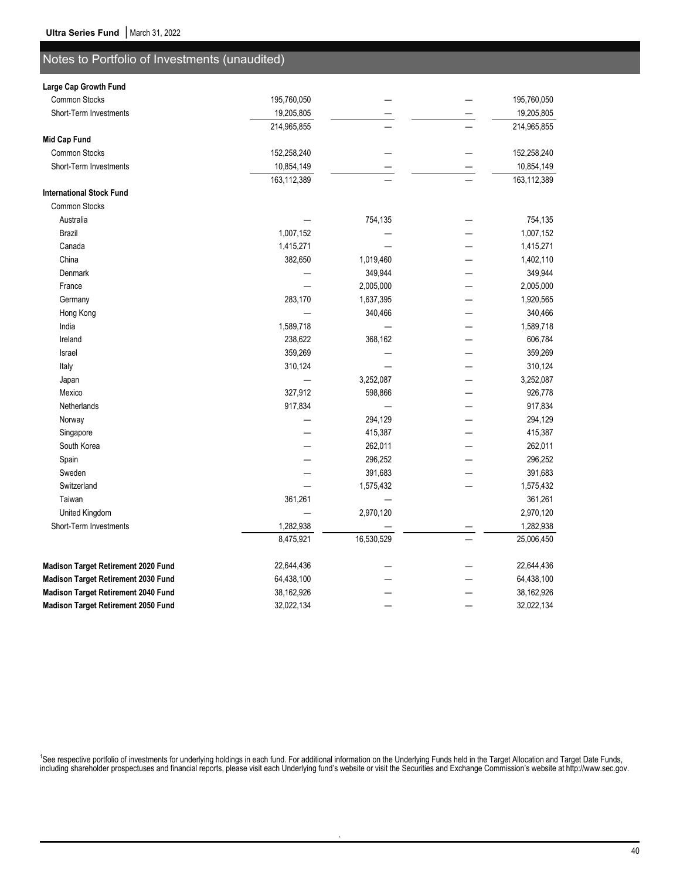## Notes to Portfolio of Investments (unaudited)

| | | | | |
|---|---|---|---|---|
| **Large Cap Growth Fund** | | | | |
| Common Stocks | 195,760,050 | — | — | 195,760,050 |
| Short-Term Investments | 19,205,805 | — | — | 19,205,805 |
| | 214,965,855 | — | — | 214,965,855 |
| **Mid Cap Fund** | | | | |
| Common Stocks | 152,258,240 | — | — | 152,258,240 |
| Short-Term Investments | 10,854,149 | — | — | 10,854,149 |
| | 163,112,389 | — | — | 163,112,389 |
| **International Stock Fund** | | | | |
| Common Stocks | | | | |
| Australia | — | 754,135 | — | 754,135 |
| Brazil | 1,007,152 | — | — | 1,007,152 |
| Canada | 1,415,271 | — | — | 1,415,271 |
| China | 382,650 | 1,019,460 | — | 1,402,110 |
| Denmark | — | 349,944 | — | 349,944 |
| France | — | 2,005,000 | — | 2,005,000 |
| Germany | 283,170 | 1,637,395 | — | 1,920,565 |
| Hong Kong | — | 340,466 | — | 340,466 |
| India | 1,589,718 | — | — | 1,589,718 |
| Ireland | 238,622 | 368,162 | — | 606,784 |
| Israel | 359,269 | — | — | 359,269 |
| Italy | 310,124 | — | — | 310,124 |
| Japan | — | 3,252,087 | — | 3,252,087 |
| Mexico | 327,912 | 598,866 | — | 926,778 |
| Netherlands | 917,834 | — | — | 917,834 |
| Norway | — | 294,129 | — | 294,129 |
| Singapore | — | 415,387 | — | 415,387 |
| South Korea | — | 262,011 | — | 262,011 |
| Spain | — | 296,252 | — | 296,252 |
| Sweden | — | 391,683 | — | 391,683 |
| Switzerland | — | 1,575,432 | — | 1,575,432 |
| Taiwan | 361,261 | — | | 361,261 |
| United Kingdom | — | 2,970,120 | | 2,970,120 |
| Short-Term Investments | 1,282,938 | — | — | 1,282,938 |
| | 8,475,921 | 16,530,529 | — | 25,006,450 |
| **Madison Target Retirement 2020 Fund** | 22,644,436 | — | — | 22,644,436 |
| **Madison Target Retirement 2030 Fund** | 64,438,100 | — | — | 64,438,100 |
| **Madison Target Retirement 2040 Fund** | 38,162,926 | — | — | 38,162,926 |
| **Madison Target Retirement 2050 Fund** | 32,022,134 | — | — | 32,022,134 |

[1]See respective portfolio of investments for underlying holdings in each fund. For additional information on the Underlying Funds held in the Target Allocation and Target Date Funds, including shareholder prospectuses and financial reports, please visit each Underlying fund's website or visit the Securities and Exchange Commission's website at http://www.sec.gov.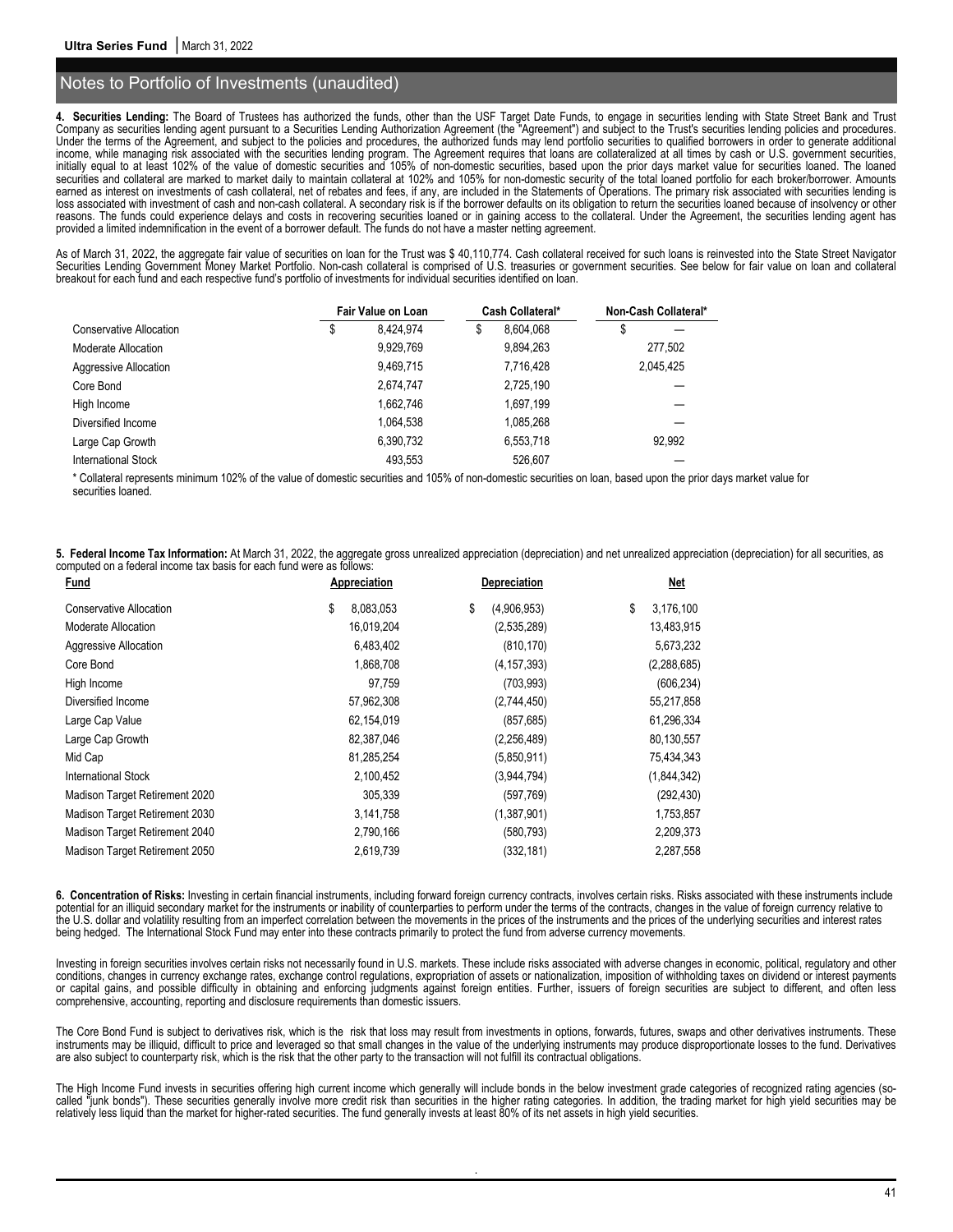## Notes to Portfolio of Investments (unaudited)

**4. Securities Lending:** The Board of Trustees has authorized the funds, other than the USF Target Date Funds, to engage in securities lending with State Street Bank and Trust Company as securities lending agent pursuant to a Securities Lending Authorization Agreement (the "Agreement") and subject to the Trust's securities lending policies and procedures. Under the terms of the Agreement, and subject to the policies and procedures, the authorized funds may lend portfolio securities to qualified borrowers in order to generate additional income, while managing risk associated with the securities lending program. The Agreement requires that loans are collateralized at all times by cash or U.S. government securities, initially equal to at least 102% of the value of domestic securities and 105% of non-domestic securities, based upon the prior days market value for securities loaned. The loaned securities and collateral are marked to market daily to maintain collateral at 102% and 105% for non-domestic security of the total loaned portfolio for each broker/borrower. Amounts earned as interest on investments of cash collateral, net of rebates and fees, if any, are included in the Statements of Operations. The primary risk associated with securities lending is loss associated with investment of cash and non-cash collateral. A secondary risk is if the borrower defaults on its obligation to return the securities loaned because of insolvency or other reasons. The funds could experience delays and costs in recovering securities loaned or in gaining access to the collateral. Under the Agreement, the securities lending agent has provided a limited indemnification in the event of a borrower default. The funds do not have a master netting agreement.

As of March 31, 2022, the aggregate fair value of securities on loan for the Trust was $ 40,110,774. Cash collateral received for such loans is reinvested into the State Street Navigator Securities Lending Government Money Market Portfolio. Non-cash collateral is comprised of U.S. treasuries or government securities. See below for fair value on loan and collateral breakout for each fund and each respective fund's portfolio of investments for individual securities identified on loan.

| | Fair Value on Loan | Cash Collateral* | Non-Cash Collateral* |
|---|---|---|---|
| Conservative Allocation | $ 8,424,974 | $ 8,604,068 | $ — |
| Moderate Allocation | 9,929,769 | 9,894,263 | 277,502 |
| Aggressive Allocation | 9,469,715 | 7,716,428 | 2,045,425 |
| Core Bond | 2,674,747 | 2,725,190 | — |
| High Income | 1,662,746 | 1,697,199 | — |
| Diversified Income | 1,064,538 | 1,085,268 | — |
| Large Cap Growth | 6,390,732 | 6,553,718 | 92,992 |
| International Stock | 493,553 | 526,607 | — |

\* Collateral represents minimum 102% of the value of domestic securities and 105% of non-domestic securities on loan, based upon the prior days market value for securities loaned.

**5. Federal Income Tax Information:** At March 31, 2022, the aggregate gross unrealized appreciation (depreciation) and net unrealized appreciation (depreciation) for all securities, as computed on a federal income tax basis for each fund were as follows:

| Fund | Appreciation | Depreciation | Net |
|---|---|---|---|
| Conservative Allocation | $ 8,083,053 | $ (4,906,953) | $ 3,176,100 |
| Moderate Allocation | 16,019,204 | (2,535,289) | 13,483,915 |
| Aggressive Allocation | 6,483,402 | (810,170) | 5,673,232 |
| Core Bond | 1,868,708 | (4,157,393) | (2,288,685) |
| High Income | 97,759 | (703,993) | (606,234) |
| Diversified Income | 57,962,308 | (2,744,450) | 55,217,858 |
| Large Cap Value | 62,154,019 | (857,685) | 61,296,334 |
| Large Cap Growth | 82,387,046 | (2,256,489) | 80,130,557 |
| Mid Cap | 81,285,254 | (5,850,911) | 75,434,343 |
| International Stock | 2,100,452 | (3,944,794) | (1,844,342) |
| Madison Target Retirement 2020 | 305,339 | (597,769) | (292,430) |
| Madison Target Retirement 2030 | 3,141,758 | (1,387,901) | 1,753,857 |
| Madison Target Retirement 2040 | 2,790,166 | (580,793) | 2,209,373 |
| Madison Target Retirement 2050 | 2,619,739 | (332,181) | 2,287,558 |

**6. Concentration of Risks:** Investing in certain financial instruments, including forward foreign currency contracts, involves certain risks. Risks associated with these instruments include potential for an illiquid secondary market for the instruments or inability of counterparties to perform under the terms of the contracts, changes in the value of foreign currency relative to the U.S. dollar and volatility resulting from an imperfect correlation between the movements in the prices of the instruments and the prices of the underlying securities and interest rates being hedged. The International Stock Fund may enter into these contracts primarily to protect the fund from adverse currency movements.

Investing in foreign securities involves certain risks not necessarily found in U.S. markets. These include risks associated with adverse changes in economic, political, regulatory and other conditions, changes in currency exchange rates, exchange control regulations, expropriation of assets or nationalization, imposition of withholding taxes on dividend or interest payments or capital gains, and possible difficulty in obtaining and enforcing judgments against foreign entities. Further, issuers of foreign securities are subject to different, and often less comprehensive, accounting, reporting and disclosure requirements than domestic issuers.

The Core Bond Fund is subject to derivatives risk, which is the risk that loss may result from investments in options, forwards, futures, swaps and other derivatives instruments. These instruments may be illiquid, difficult to price and leveraged so that small changes in the value of the underlying instruments may produce disproportionate losses to the fund. Derivatives are also subject to counterparty risk, which is the risk that the other party to the transaction will not fulfill its contractual obligations.

The High Income Fund invests in securities offering high current income which generally will include bonds in the below investment grade categories of recognized rating agencies (so-called "junk bonds"). These securities generally involve more credit risk than securities in the higher rating categories. In addition, the trading market for high yield securities may be relatively less liquid than the market for higher-rated securities. The fund generally invests at least 80% of its net assets in high yield securities.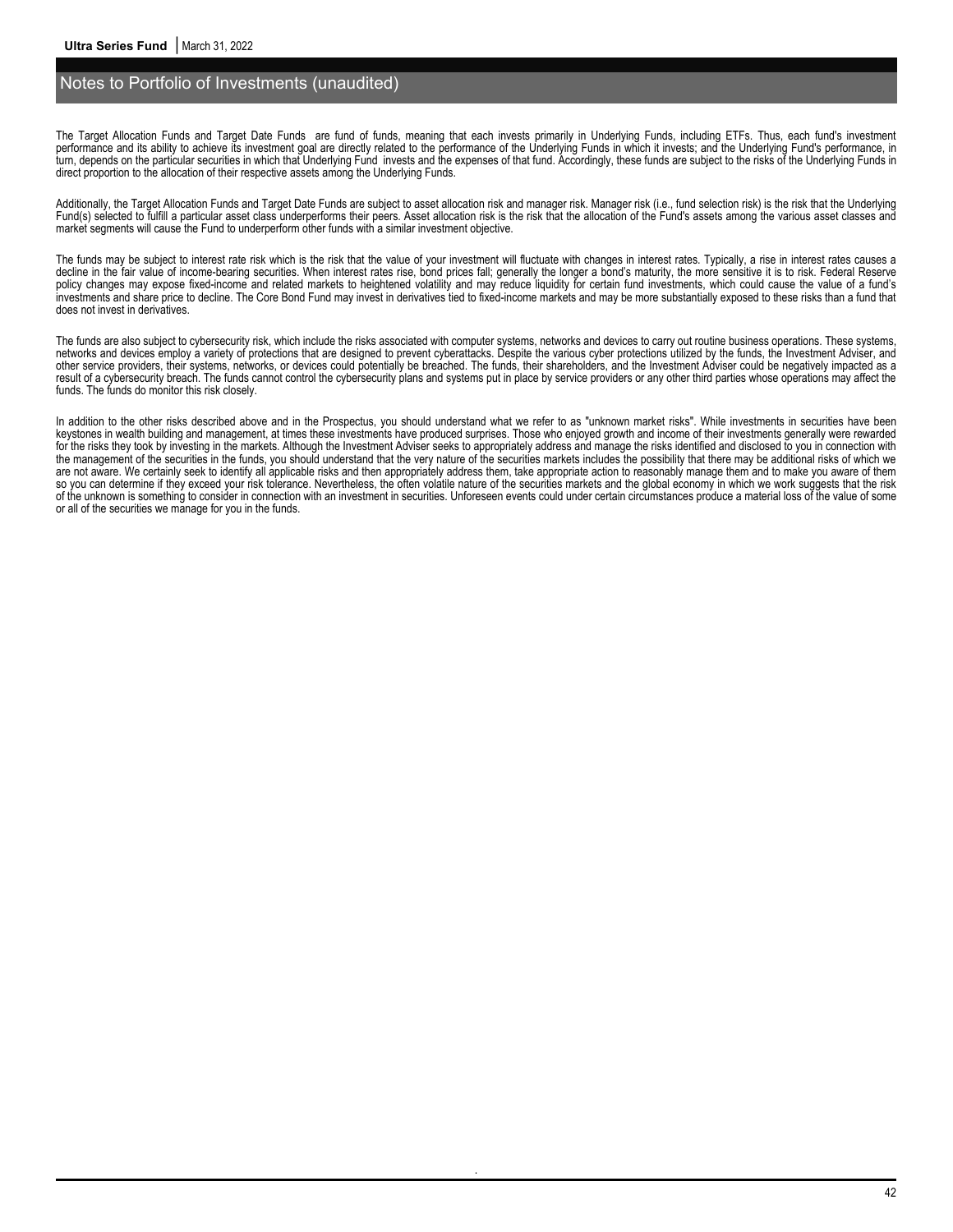# Notes to Portfolio of Investments (unaudited)

The Target Allocation Funds and Target Date Funds are fund of funds, meaning that each invests primarily in Underlying Funds, including ETFs. Thus, each fund's investment performance and its ability to achieve its investment goal are directly related to the performance of the Underlying Funds in which it invests; and the Underlying Fund's performance, in turn, depends on the particular securities in which that Underlying Fund invests and the expenses of that fund. Accordingly, these funds are subject to the risks of the Underlying Funds in direct proportion to the allocation of their respective assets among the Underlying Funds.

Additionally, the Target Allocation Funds and Target Date Funds are subject to asset allocation risk and manager risk. Manager risk (i.e., fund selection risk) is the risk that the Underlying Fund(s) selected to fulfill a particular asset class underperforms their peers. Asset allocation risk is the risk that the allocation of the Fund's assets among the various asset classes and market segments will cause the Fund to underperform other funds with a similar investment objective.

The funds may be subject to interest rate risk which is the risk that the value of your investment will fluctuate with changes in interest rates. Typically, a rise in interest rates causes a decline in the fair value of income-bearing securities. When interest rates rise, bond prices fall; generally the longer a bond's maturity, the more sensitive it is to risk. Federal Reserve policy changes may expose fixed-income and related markets to heightened volatility and may reduce liquidity for certain fund investments, which could cause the value of a fund's investments and share price to decline. The Core Bond Fund may invest in derivatives tied to fixed-income markets and may be more substantially exposed to these risks than a fund that does not invest in derivatives.

The funds are also subject to cybersecurity risk, which include the risks associated with computer systems, networks and devices to carry out routine business operations. These systems, networks and devices employ a variety of protections that are designed to prevent cyberattacks. Despite the various cyber protections utilized by the funds, the Investment Adviser, and other service providers, their systems, networks, or devices could potentially be breached. The funds, their shareholders, and the Investment Adviser could be negatively impacted as a result of a cybersecurity breach. The funds cannot control the cybersecurity plans and systems put in place by service providers or any other third parties whose operations may affect the funds. The funds do monitor this risk closely.

In addition to the other risks described above and in the Prospectus, you should understand what we refer to as "unknown market risks". While investments in securities have been keystones in wealth building and management, at times these investments have produced surprises. Those who enjoyed growth and income of their investments generally were rewarded for the risks they took by investing in the markets. Although the Investment Adviser seeks to appropriately address and manage the risks identified and disclosed to you in connection with the management of the securities in the funds, you should understand that the very nature of the securities markets includes the possibility that there may be additional risks of which we are not aware. We certainly seek to identify all applicable risks and then appropriately address them, take appropriate action to reasonably manage them and to make you aware of them so you can determine if they exceed your risk tolerance. Nevertheless, the often volatile nature of the securities markets and the global economy in which we work suggests that the risk of the unknown is something to consider in connection with an investment in securities. Unforeseen events could under certain circumstances produce a material loss of the value of some or all of the securities we manage for you in the funds.